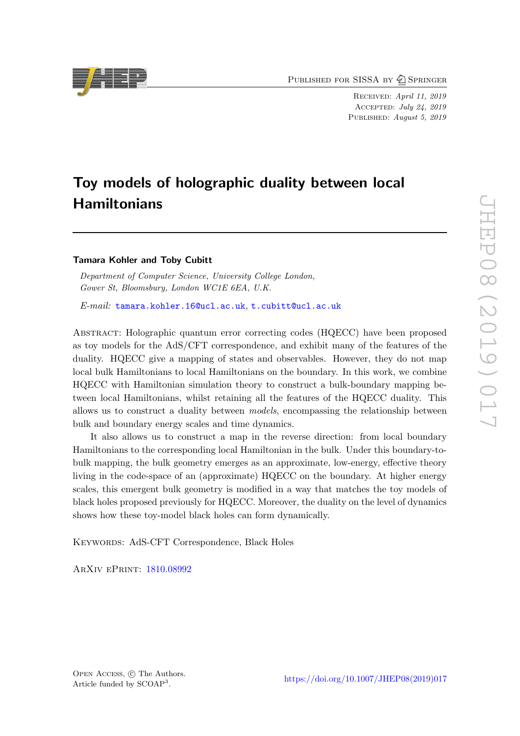Published for SISSA by Springer

Received: *April 11, 2019*
Accepted: *July 24, 2019*
Published: *August 5, 2019*

# Toy models of holographic duality between local Hamiltonians

**Tamara Kohler and Toby Cubitt**

*Department of Computer Science, University College London, Gower St, Bloomsbury, London WC1E 6EA, U.K.*

*E-mail:* tamara.kohler.16@ucl.ac.uk, t.cubitt@ucl.ac.uk

Abstract: Holographic quantum error correcting codes (HQECC) have been proposed as toy models for the AdS/CFT correspondence, and exhibit many of the features of the duality. HQECC give a mapping of states and observables. However, they do not map local bulk Hamiltonians to local Hamiltonians on the boundary. In this work, we combine HQECC with Hamiltonian simulation theory to construct a bulk-boundary mapping between local Hamiltonians, whilst retaining all the features of the HQECC duality. This allows us to construct a duality between *models*, encompassing the relationship between bulk and boundary energy scales and time dynamics.

It also allows us to construct a map in the reverse direction: from local boundary Hamiltonians to the corresponding local Hamiltonian in the bulk. Under this boundary-to-bulk mapping, the bulk geometry emerges as an approximate, low-energy, effective theory living in the code-space of an (approximate) HQECC on the boundary. At higher energy scales, this emergent bulk geometry is modified in a way that matches the toy models of black holes proposed previously for HQECC. Moreover, the duality on the level of dynamics shows how these toy-model black holes can form dynamically.

Keywords: AdS-CFT Correspondence, Black Holes

ArXiv ePrint: 1810.08992

Open Access, © The Authors.
Article funded by SCOAP[3].

https://doi.org/10.1007/JHEP08(2019)017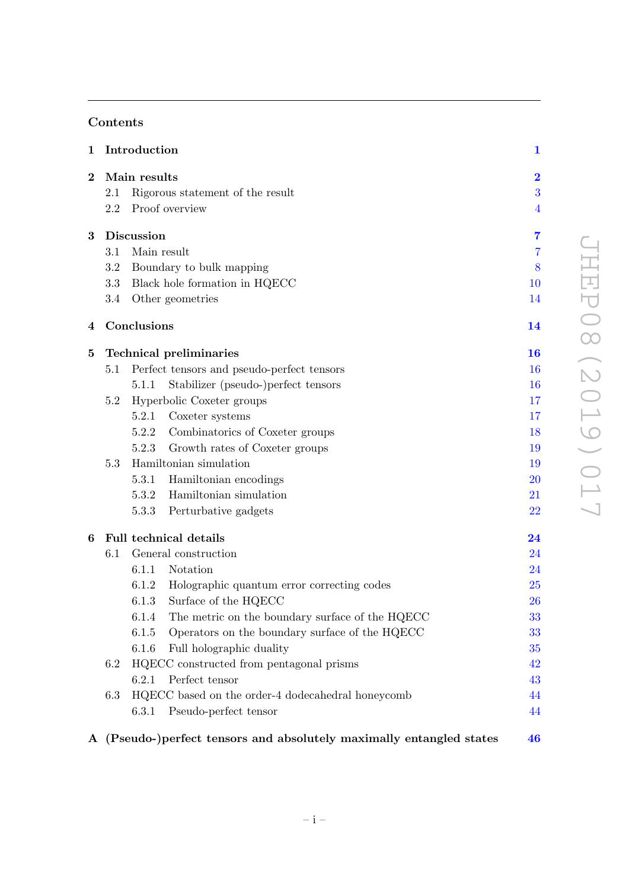## Contents

| | | |
|---|---|---|
| **1** | **Introduction** | **1** |
| **2** | **Main results** | **2** |
| | 2.1 Rigorous statement of the result | 3 |
| | 2.2 Proof overview | 4 |
| **3** | **Discussion** | **7** |
| | 3.1 Main result | 7 |
| | 3.2 Boundary to bulk mapping | 8 |
| | 3.3 Black hole formation in HQECC | 10 |
| | 3.4 Other geometries | 14 |
| **4** | **Conclusions** | **14** |
| **5** | **Technical preliminaries** | **16** |
| | 5.1 Perfect tensors and pseudo-perfect tensors | 16 |
| | 5.1.1 Stabilizer (pseudo-)perfect tensors | 16 |
| | 5.2 Hyperbolic Coxeter groups | 17 |
| | 5.2.1 Coxeter systems | 17 |
| | 5.2.2 Combinatorics of Coxeter groups | 18 |
| | 5.2.3 Growth rates of Coxeter groups | 19 |
| | 5.3 Hamiltonian simulation | 19 |
| | 5.3.1 Hamiltonian encodings | 20 |
| | 5.3.2 Hamiltonian simulation | 21 |
| | 5.3.3 Perturbative gadgets | 22 |
| **6** | **Full technical details** | **24** |
| | 6.1 General construction | 24 |
| | 6.1.1 Notation | 24 |
| | 6.1.2 Holographic quantum error correcting codes | 25 |
| | 6.1.3 Surface of the HQECC | 26 |
| | 6.1.4 The metric on the boundary surface of the HQECC | 33 |
| | 6.1.5 Operators on the boundary surface of the HQECC | 33 |
| | 6.1.6 Full holographic duality | 35 |
| | 6.2 HQECC constructed from pentagonal prisms | 42 |
| | 6.2.1 Perfect tensor | 43 |
| | 6.3 HQECC based on the order-4 dodecahedral honeycomb | 44 |
| | 6.3.1 Pseudo-perfect tensor | 44 |
| **A** | **(Pseudo-)perfect tensors and absolutely maximally entangled states** | **46** |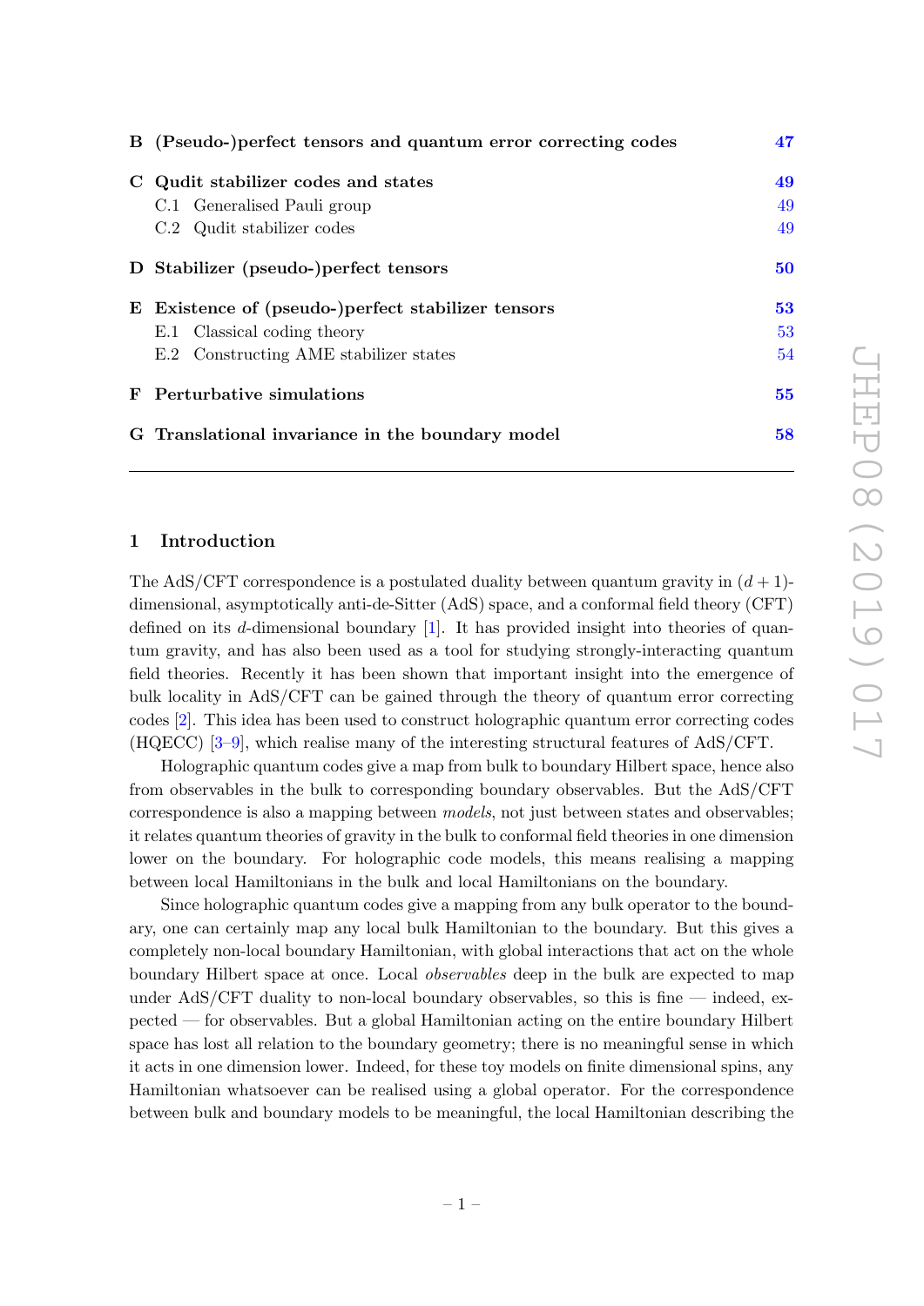| | | |
|---|---|---|
| **B** | **(Pseudo-)perfect tensors and quantum error correcting codes** | **47** |
| **C** | **Qudit stabilizer codes and states** | **49** |
| | C.1 Generalised Pauli group | 49 |
| | C.2 Qudit stabilizer codes | 49 |
| **D** | **Stabilizer (pseudo-)perfect tensors** | **50** |
| **E** | **Existence of (pseudo-)perfect stabilizer tensors** | **53** |
| | E.1 Classical coding theory | 53 |
| | E.2 Constructing AME stabilizer states | 54 |
| **F** | **Perturbative simulations** | **55** |
| **G** | **Translational invariance in the boundary model** | **58** |

## 1 Introduction

The AdS/CFT correspondence is a postulated duality between quantum gravity in $(d+1)$-dimensional, asymptotically anti-de-Sitter (AdS) space, and a conformal field theory (CFT) defined on its $d$-dimensional boundary [1]. It has provided insight into theories of quantum gravity, and has also been used as a tool for studying strongly-interacting quantum field theories. Recently it has been shown that important insight into the emergence of bulk locality in AdS/CFT can be gained through the theory of quantum error correcting codes [2]. This idea has been used to construct holographic quantum error correcting codes (HQECC) [3–9], which realise many of the interesting structural features of AdS/CFT.

Holographic quantum codes give a map from bulk to boundary Hilbert space, hence also from observables in the bulk to corresponding boundary observables. But the AdS/CFT correspondence is also a mapping between *models*, not just between states and observables; it relates quantum theories of gravity in the bulk to conformal field theories in one dimension lower on the boundary. For holographic code models, this means realising a mapping between local Hamiltonians in the bulk and local Hamiltonians on the boundary.

Since holographic quantum codes give a mapping from any bulk operator to the boundary, one can certainly map any local bulk Hamiltonian to the boundary. But this gives a completely non-local boundary Hamiltonian, with global interactions that act on the whole boundary Hilbert space at once. Local *observables* deep in the bulk are expected to map under AdS/CFT duality to non-local boundary observables, so this is fine — indeed, expected — for observables. But a global Hamiltonian acting on the entire boundary Hilbert space has lost all relation to the boundary geometry; there is no meaningful sense in which it acts in one dimension lower. Indeed, for these toy models on finite dimensional spins, any Hamiltonian whatsoever can be realised using a global operator. For the correspondence between bulk and boundary models to be meaningful, the local Hamiltonian describing the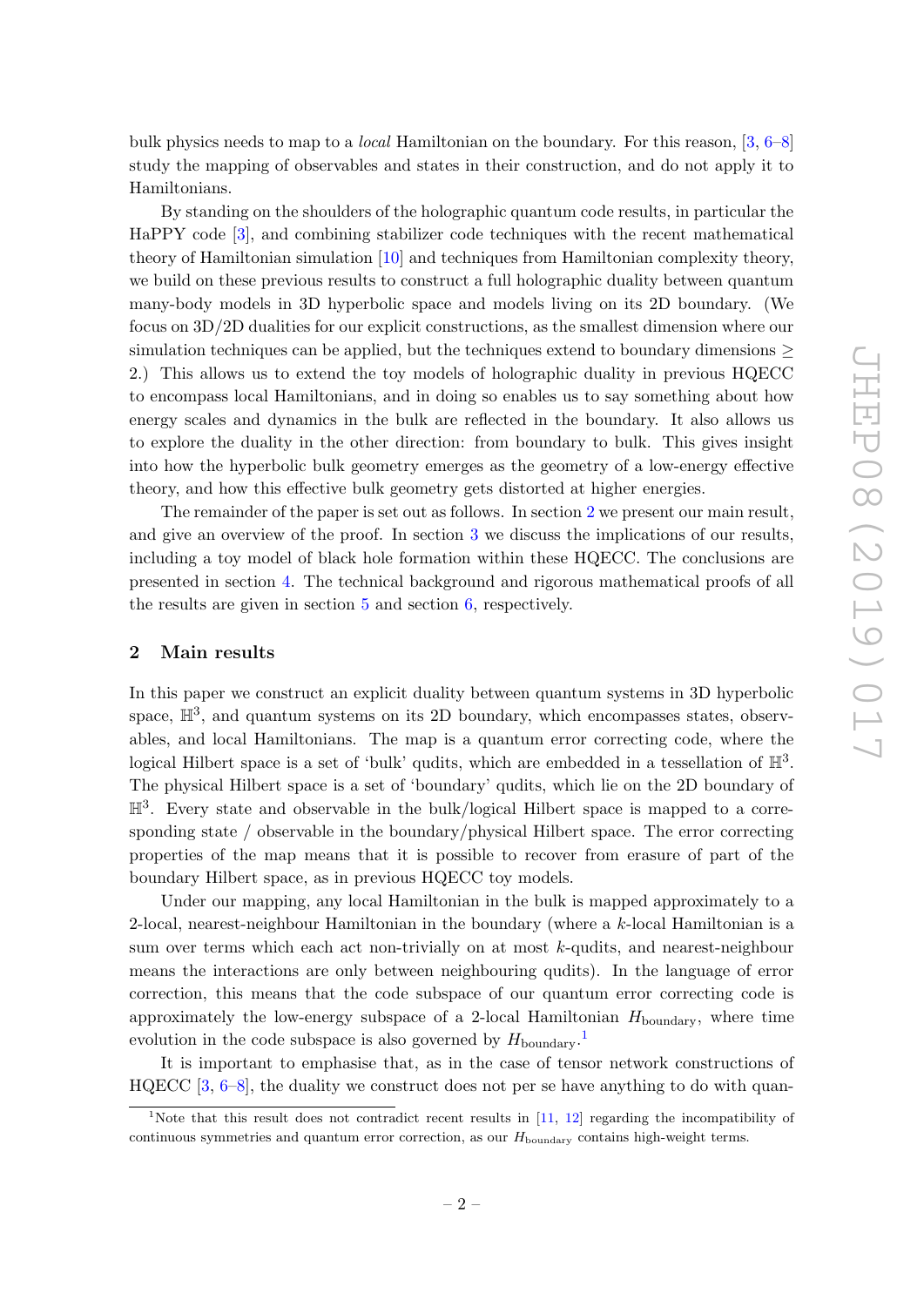bulk physics needs to map to a *local* Hamiltonian on the boundary. For this reason, [3, 6–8] study the mapping of observables and states in their construction, and do not apply it to Hamiltonians.

By standing on the shoulders of the holographic quantum code results, in particular the HaPPY code [3], and combining stabilizer code techniques with the recent mathematical theory of Hamiltonian simulation [10] and techniques from Hamiltonian complexity theory, we build on these previous results to construct a full holographic duality between quantum many-body models in 3D hyperbolic space and models living on its 2D boundary. (We focus on 3D/2D dualities for our explicit constructions, as the smallest dimension where our simulation techniques can be applied, but the techniques extend to boundary dimensions $\geq$ 2.) This allows us to extend the toy models of holographic duality in previous HQECC to encompass local Hamiltonians, and in doing so enables us to say something about how energy scales and dynamics in the bulk are reflected in the boundary. It also allows us to explore the duality in the other direction: from boundary to bulk. This gives insight into how the hyperbolic bulk geometry emerges as the geometry of a low-energy effective theory, and how this effective bulk geometry gets distorted at higher energies.

The remainder of the paper is set out as follows. In section 2 we present our main result, and give an overview of the proof. In section 3 we discuss the implications of our results, including a toy model of black hole formation within these HQECC. The conclusions are presented in section 4. The technical background and rigorous mathematical proofs of all the results are given in section 5 and section 6, respectively.

## 2 Main results

In this paper we construct an explicit duality between quantum systems in 3D hyperbolic space, $\mathbb{H}^3$, and quantum systems on its 2D boundary, which encompasses states, observables, and local Hamiltonians. The map is a quantum error correcting code, where the logical Hilbert space is a set of 'bulk' qudits, which are embedded in a tessellation of $\mathbb{H}^3$. The physical Hilbert space is a set of 'boundary' qudits, which lie on the 2D boundary of $\mathbb{H}^3$. Every state and observable in the bulk/logical Hilbert space is mapped to a corresponding state / observable in the boundary/physical Hilbert space. The error correcting properties of the map means that it is possible to recover from erasure of part of the boundary Hilbert space, as in previous HQECC toy models.

Under our mapping, any local Hamiltonian in the bulk is mapped approximately to a 2-local, nearest-neighbour Hamiltonian in the boundary (where a $k$-local Hamiltonian is a sum over terms which each act non-trivially on at most $k$-qudits, and nearest-neighbour means the interactions are only between neighbouring qudits). In the language of error correction, this means that the code subspace of our quantum error correcting code is approximately the low-energy subspace of a 2-local Hamiltonian $H_{\text{boundary}}$, where time evolution in the code subspace is also governed by $H_{\text{boundary}}$.[1]

It is important to emphasise that, as in the case of tensor network constructions of HQECC [3, 6–8], the duality we construct does not per se have anything to do with quan-

[1]Note that this result does not contradict recent results in [11, 12] regarding the incompatibility of continuous symmetries and quantum error correction, as our $H_{\text{boundary}}$ contains high-weight terms.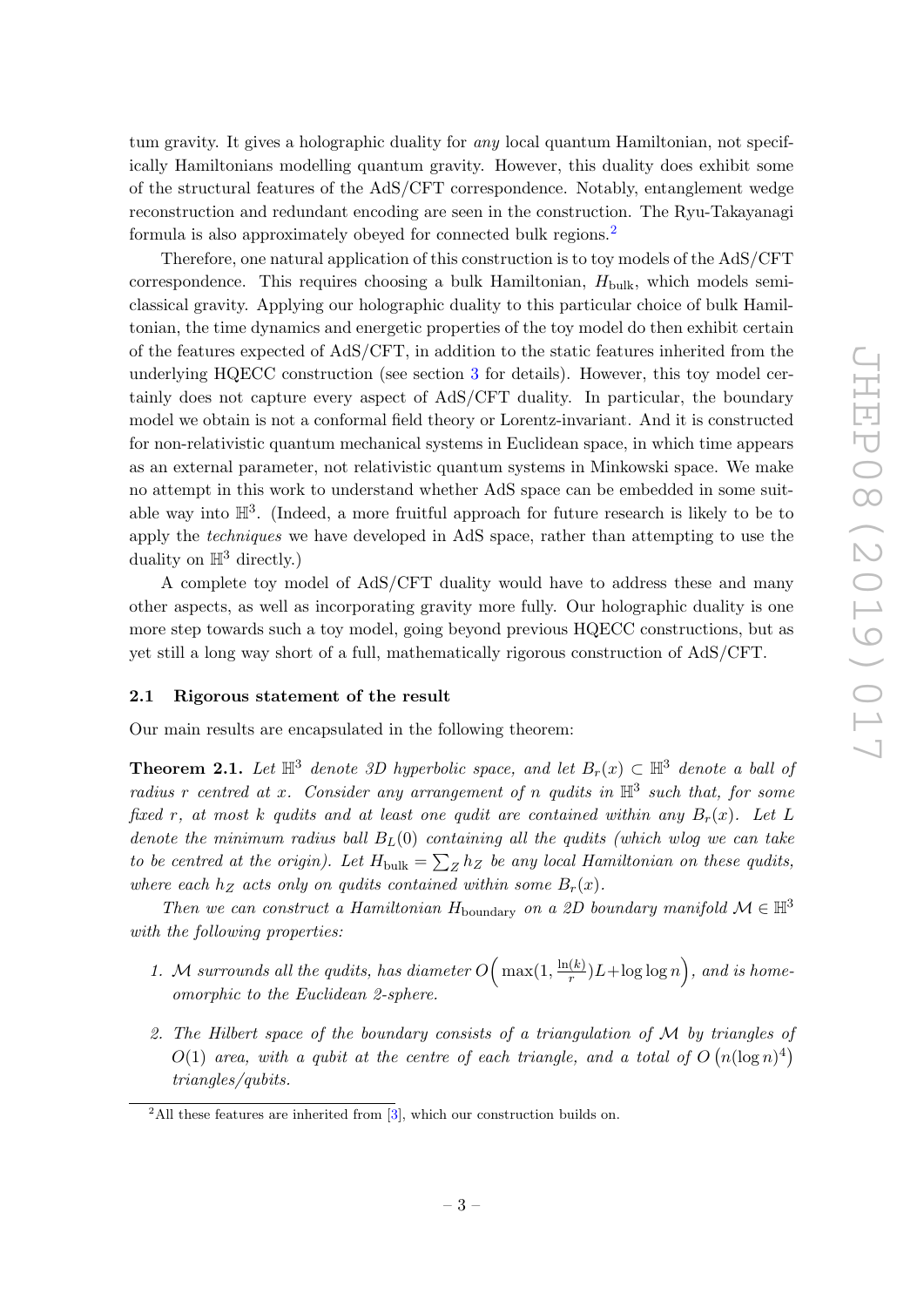tum gravity. It gives a holographic duality for *any* local quantum Hamiltonian, not specifically Hamiltonians modelling quantum gravity. However, this duality does exhibit some of the structural features of the AdS/CFT correspondence. Notably, entanglement wedge reconstruction and redundant encoding are seen in the construction. The Ryu-Takayanagi formula is also approximately obeyed for connected bulk regions.[2]

Therefore, one natural application of this construction is to toy models of the AdS/CFT correspondence. This requires choosing a bulk Hamiltonian, $H_{\text{bulk}}$, which models semi-classical gravity. Applying our holographic duality to this particular choice of bulk Hamiltonian, the time dynamics and energetic properties of the toy model do then exhibit certain of the features expected of AdS/CFT, in addition to the static features inherited from the underlying HQECC construction (see section 3 for details). However, this toy model certainly does not capture every aspect of AdS/CFT duality. In particular, the boundary model we obtain is not a conformal field theory or Lorentz-invariant. And it is constructed for non-relativistic quantum mechanical systems in Euclidean space, in which time appears as an external parameter, not relativistic quantum systems in Minkowski space. We make no attempt in this work to understand whether AdS space can be embedded in some suitable way into $\mathbb{H}^3$. (Indeed, a more fruitful approach for future research is likely to be to apply the *techniques* we have developed in AdS space, rather than attempting to use the duality on $\mathbb{H}^3$ directly.)

A complete toy model of AdS/CFT duality would have to address these and many other aspects, as well as incorporating gravity more fully. Our holographic duality is one more step towards such a toy model, going beyond previous HQECC constructions, but as yet still a long way short of a full, mathematically rigorous construction of AdS/CFT.

### 2.1 Rigorous statement of the result

Our main results are encapsulated in the following theorem:

**Theorem 2.1.** *Let $\mathbb{H}^3$ denote 3D hyperbolic space, and let $B_r(x) \subset \mathbb{H}^3$ denote a ball of radius $r$ centred at $x$. Consider any arrangement of $n$ qudits in $\mathbb{H}^3$ such that, for some fixed $r$, at most $k$ qudits and at least one qudit are contained within any $B_r(x)$. Let $L$ denote the minimum radius ball $B_L(0)$ containing all the qudits (which wlog we can take to be centred at the origin). Let $H_{\text{bulk}} = \sum_Z h_Z$ be any local Hamiltonian on these qudits, where each $h_Z$ acts only on qudits contained within some $B_r(x)$.*

*Then we can construct a Hamiltonian $H_{\text{boundary}}$ on a 2D boundary manifold $\mathcal{M} \in \mathbb{H}^3$ with the following properties:*

1. *$\mathcal{M}$ surrounds all the qudits, has diameter $O\Big(\max(1, \frac{\ln(k)}{r})L + \log\log n\Big)$, and is homeomorphic to the Euclidean 2-sphere.*
2. *The Hilbert space of the boundary consists of a triangulation of $\mathcal{M}$ by triangles of $O(1)$ area, with a qubit at the centre of each triangle, and a total of $O\left(n(\log n)^4\right)$ triangles/qubits.*

[2] All these features are inherited from [3], which our construction builds on.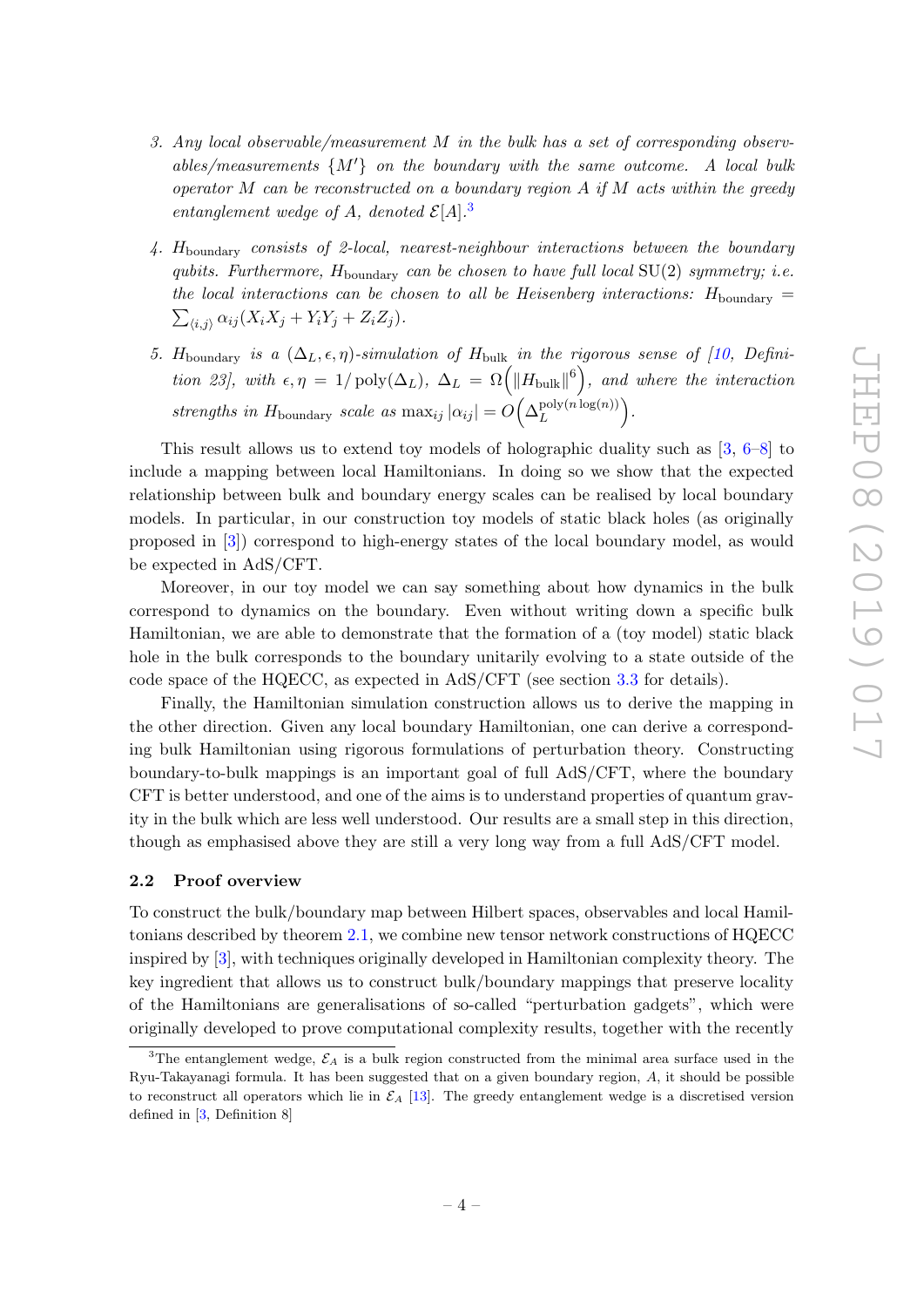3. *Any local observable/measurement $M$ in the bulk has a set of corresponding observables/measurements $\{M'\}$ on the boundary with the same outcome. A local bulk operator $M$ can be reconstructed on a boundary region $A$ if $M$ acts within the greedy entanglement wedge of $A$, denoted $\mathcal{E}[A]$.*[3]

4. *$H_{\text{boundary}}$ consists of 2-local, nearest-neighbour interactions between the boundary qubits. Furthermore, $H_{\text{boundary}}$ can be chosen to have full local $\mathrm{SU}(2)$ symmetry; i.e. the local interactions can be chosen to all be Heisenberg interactions: $H_{\text{boundary}} = \sum_{\langle i,j \rangle} \alpha_{ij}(X_i X_j + Y_i Y_j + Z_i Z_j)$.*

5. *$H_{\text{boundary}}$ is a $(\Delta_L, \epsilon, \eta)$-simulation of $H_{\text{bulk}}$ in the rigorous sense of [10, Definition 23], with $\epsilon, \eta = 1/\operatorname{poly}(\Delta_L)$, $\Delta_L = \Omega\left(\|H_{\text{bulk}}\|^6\right)$, and where the interaction strengths in $H_{\text{boundary}}$ scale as $\max_{ij} |\alpha_{ij}| = O\left(\Delta_L^{\operatorname{poly}(n \log(n))}\right)$.*

This result allows us to extend toy models of holographic duality such as [3, 6–8] to include a mapping between local Hamiltonians. In doing so we show that the expected relationship between bulk and boundary energy scales can be realised by local boundary models. In particular, in our construction toy models of static black holes (as originally proposed in [3]) correspond to high-energy states of the local boundary model, as would be expected in AdS/CFT.

Moreover, in our toy model we can say something about how dynamics in the bulk correspond to dynamics on the boundary. Even without writing down a specific bulk Hamiltonian, we are able to demonstrate that the formation of a (toy model) static black hole in the bulk corresponds to the boundary unitarily evolving to a state outside of the code space of the HQECC, as expected in AdS/CFT (see section 3.3 for details).

Finally, the Hamiltonian simulation construction allows us to derive the mapping in the other direction. Given any local boundary Hamiltonian, one can derive a corresponding bulk Hamiltonian using rigorous formulations of perturbation theory. Constructing boundary-to-bulk mappings is an important goal of full AdS/CFT, where the boundary CFT is better understood, and one of the aims is to understand properties of quantum gravity in the bulk which are less well understood. Our results are a small step in this direction, though as emphasised above they are still a very long way from a full AdS/CFT model.

### 2.2 Proof overview

To construct the bulk/boundary map between Hilbert spaces, observables and local Hamiltonians described by theorem 2.1, we combine new tensor network constructions of HQECC inspired by [3], with techniques originally developed in Hamiltonian complexity theory. The key ingredient that allows us to construct bulk/boundary mappings that preserve locality of the Hamiltonians are generalisations of so-called "perturbation gadgets", which were originally developed to prove computational complexity results, together with the recently

[3]The entanglement wedge, $\mathcal{E}_A$ is a bulk region constructed from the minimal area surface used in the Ryu-Takayanagi formula. It has been suggested that on a given boundary region, $A$, it should be possible to reconstruct all operators which lie in $\mathcal{E}_A$ [13]. The greedy entanglement wedge is a discretised version defined in [3, Definition 8]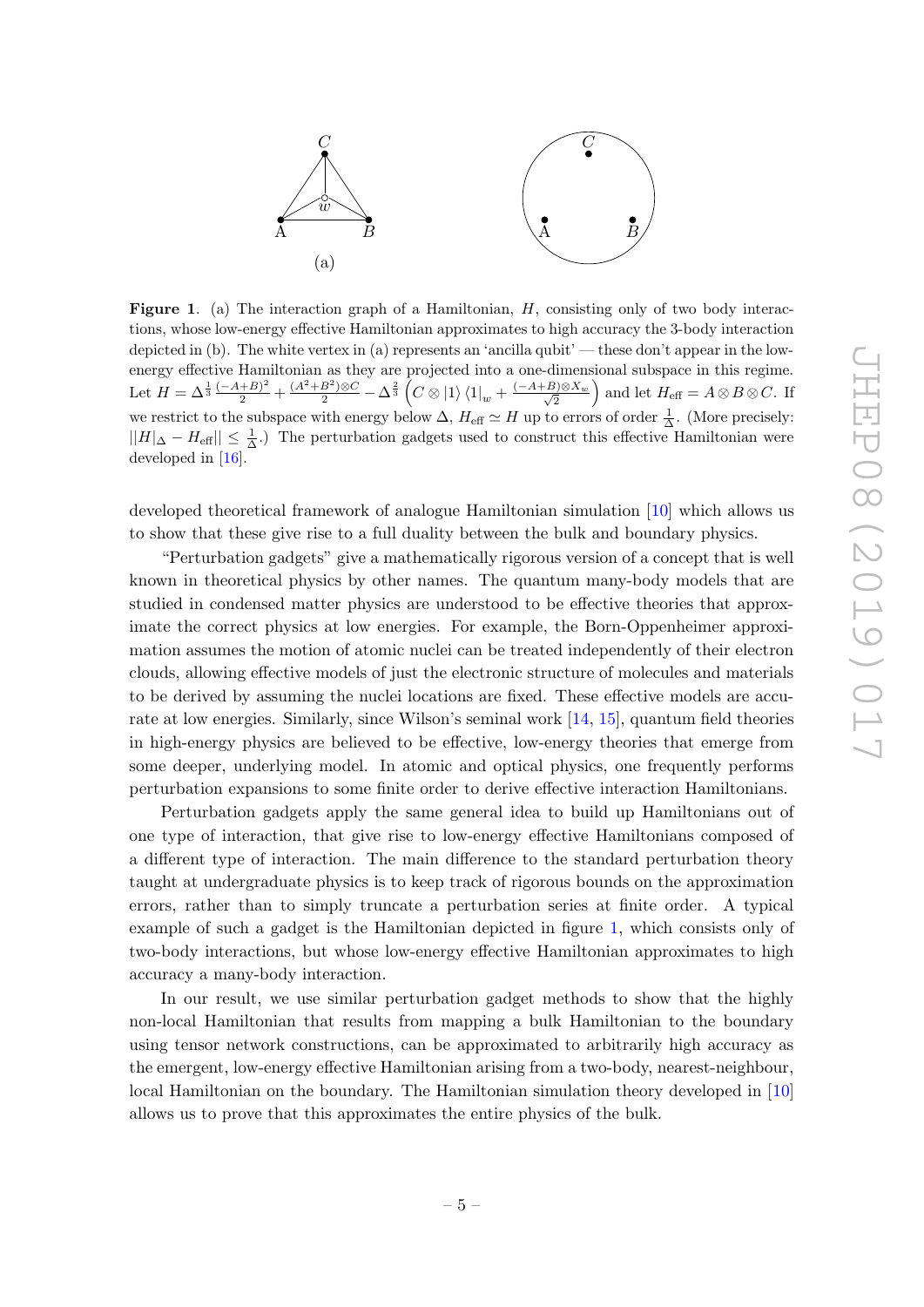**Figure 1**. (a) The interaction graph of a Hamiltonian, $H$, consisting only of two body interactions, whose low-energy effective Hamiltonian approximates to high accuracy the 3-body interaction depicted in (b). The white vertex in (a) represents an 'ancilla qubit' — these don't appear in the low-energy effective Hamiltonian as they are projected into a one-dimensional subspace in this regime. Let $H = \Delta^{\frac{1}{3}} \frac{(-A+B)^2}{2} + \frac{(A^2+B^2)\otimes C}{2} - \Delta^{\frac{2}{3}} \left( C \otimes |1\rangle\langle 1|_w + \frac{(-A+B)\otimes X_w}{\sqrt{2}} \right)$ and let $H_{\text{eff}} = A \otimes B \otimes C$. If we restrict to the subspace with energy below $\Delta$, $H_{\text{eff}} \simeq H$ up to errors of order $\frac{1}{\Delta}$. (More precisely: $||H|_\Delta - H_{\text{eff}}|| \leq \frac{1}{\Delta}$.) The perturbation gadgets used to construct this effective Hamiltonian were developed in [16].

developed theoretical framework of analogue Hamiltonian simulation [10] which allows us to show that these give rise to a full duality between the bulk and boundary physics.

"Perturbation gadgets" give a mathematically rigorous version of a concept that is well known in theoretical physics by other names. The quantum many-body models that are studied in condensed matter physics are understood to be effective theories that approximate the correct physics at low energies. For example, the Born-Oppenheimer approximation assumes the motion of atomic nuclei can be treated independently of their electron clouds, allowing effective models of just the electronic structure of molecules and materials to be derived by assuming the nuclei locations are fixed. These effective models are accurate at low energies. Similarly, since Wilson's seminal work [14, 15], quantum field theories in high-energy physics are believed to be effective, low-energy theories that emerge from some deeper, underlying model. In atomic and optical physics, one frequently performs perturbation expansions to some finite order to derive effective interaction Hamiltonians.

Perturbation gadgets apply the same general idea to build up Hamiltonians out of one type of interaction, that give rise to low-energy effective Hamiltonians composed of a different type of interaction. The main difference to the standard perturbation theory taught at undergraduate physics is to keep track of rigorous bounds on the approximation errors, rather than to simply truncate a perturbation series at finite order. A typical example of such a gadget is the Hamiltonian depicted in figure 1, which consists only of two-body interactions, but whose low-energy effective Hamiltonian approximates to high accuracy a many-body interaction.

In our result, we use similar perturbation gadget methods to show that the highly non-local Hamiltonian that results from mapping a bulk Hamiltonian to the boundary using tensor network constructions, can be approximated to arbitrarily high accuracy as the emergent, low-energy effective Hamiltonian arising from a two-body, nearest-neighbour, local Hamiltonian on the boundary. The Hamiltonian simulation theory developed in [10] allows us to prove that this approximates the entire physics of the bulk.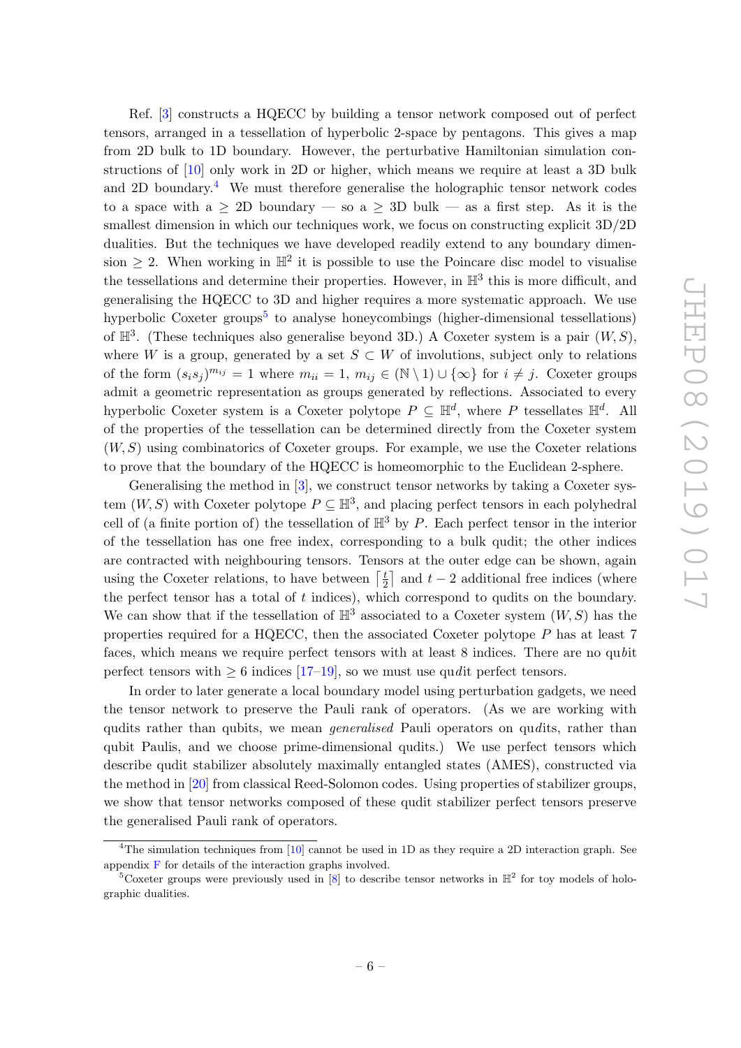Ref. [3] constructs a HQECC by building a tensor network composed out of perfect tensors, arranged in a tessellation of hyperbolic 2-space by pentagons. This gives a map from 2D bulk to 1D boundary. However, the perturbative Hamiltonian simulation constructions of [10] only work in 2D or higher, which means we require at least a 3D bulk and 2D boundary.[4] We must therefore generalise the holographic tensor network codes to a space with a $\geq$ 2D boundary — so a $\geq$ 3D bulk — as a first step. As it is the smallest dimension in which our techniques work, we focus on constructing explicit 3D/2D dualities. But the techniques we have developed readily extend to any boundary dimension $\geq 2$. When working in $\mathbb{H}^2$ it is possible to use the Poincare disc model to visualise the tessellations and determine their properties. However, in $\mathbb{H}^3$ this is more difficult, and generalising the HQECC to 3D and higher requires a more systematic approach. We use hyperbolic Coxeter groups[5] to analyse honeycombings (higher-dimensional tessellations) of $\mathbb{H}^3$. (These techniques also generalise beyond 3D.) A Coxeter system is a pair $(W, S)$, where $W$ is a group, generated by a set $S \subset W$ of involutions, subject only to relations of the form $(s_i s_j)^{m_{ij}} = 1$ where $m_{ii} = 1$, $m_{ij} \in (\mathbb{N} \setminus 1) \cup \{\infty\}$ for $i \neq j$. Coxeter groups admit a geometric representation as groups generated by reflections. Associated to every hyperbolic Coxeter system is a Coxeter polytope $P \subseteq \mathbb{H}^d$, where $P$ tessellates $\mathbb{H}^d$. All of the properties of the tessellation can be determined directly from the Coxeter system $(W, S)$ using combinatorics of Coxeter groups. For example, we use the Coxeter relations to prove that the boundary of the HQECC is homeomorphic to the Euclidean 2-sphere.

Generalising the method in [3], we construct tensor networks by taking a Coxeter system $(W, S)$ with Coxeter polytope $P \subseteq \mathbb{H}^3$, and placing perfect tensors in each polyhedral cell of (a finite portion of) the tessellation of $\mathbb{H}^3$ by $P$. Each perfect tensor in the interior of the tessellation has one free index, corresponding to a bulk qudit; the other indices are contracted with neighbouring tensors. Tensors at the outer edge can be shown, again using the Coxeter relations, to have between $\left\lceil \frac{t}{2} \right\rceil$ and $t - 2$ additional free indices (where the perfect tensor has a total of $t$ indices), which correspond to qudits on the boundary. We can show that if the tessellation of $\mathbb{H}^3$ associated to a Coxeter system $(W, S)$ has the properties required for a HQECC, then the associated Coxeter polytope $P$ has at least 7 faces, which means we require perfect tensors with at least 8 indices. There are no qu*b*it perfect tensors with $\geq 6$ indices [17–19], so we must use qu*d*it perfect tensors.

In order to later generate a local boundary model using perturbation gadgets, we need the tensor network to preserve the Pauli rank of operators. (As we are working with qudits rather than qubits, we mean *generalised* Pauli operators on qu*d*its, rather than qubit Paulis, and we choose prime-dimensional qudits.) We use perfect tensors which describe qudit stabilizer absolutely maximally entangled states (AMES), constructed via the method in [20] from classical Reed-Solomon codes. Using properties of stabilizer groups, we show that tensor networks composed of these qudit stabilizer perfect tensors preserve the generalised Pauli rank of operators.

---

[4] The simulation techniques from [10] cannot be used in 1D as they require a 2D interaction graph. See appendix F for details of the interaction graphs involved.

[5] Coxeter groups were previously used in [8] to describe tensor networks in $\mathbb{H}^2$ for toy models of holographic dualities.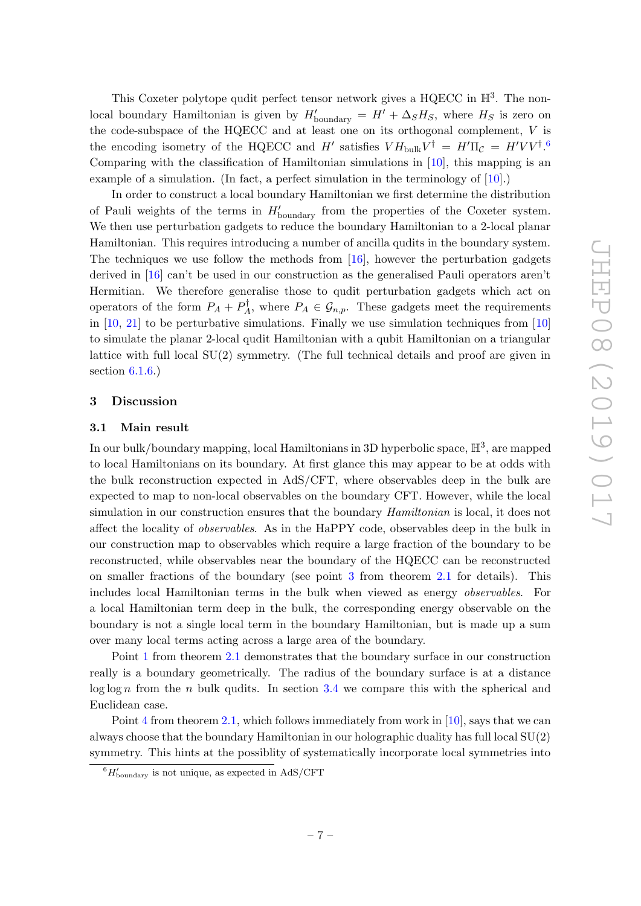This Coxeter polytope qudit perfect tensor network gives a HQECC in $\mathbb{H}^3$. The non-local boundary Hamiltonian is given by $H'_{\text{boundary}} = H' + \Delta_S H_S$, where $H_S$ is zero on the code-subspace of the HQECC and at least one on its orthogonal complement, $V$ is the encoding isometry of the HQECC and $H'$ satisfies $V H_{\text{bulk}} V^\dagger = H' \Pi_{\mathcal{C}} = H' V V^\dagger$.[6] Comparing with the classification of Hamiltonian simulations in [10], this mapping is an example of a simulation. (In fact, a perfect simulation in the terminology of [10].)

In order to construct a local boundary Hamiltonian we first determine the distribution of Pauli weights of the terms in $H'_{\text{boundary}}$ from the properties of the Coxeter system. We then use perturbation gadgets to reduce the boundary Hamiltonian to a 2-local planar Hamiltonian. This requires introducing a number of ancilla qudits in the boundary system. The techniques we use follow the methods from [16], however the perturbation gadgets derived in [16] can't be used in our construction as the generalised Pauli operators aren't Hermitian. We therefore generalise those to qudit perturbation gadgets which act on operators of the form $P_A + P_A^\dagger$, where $P_A \in \mathcal{G}_{n,p}$. These gadgets meet the requirements in [10, 21] to be perturbative simulations. Finally we use simulation techniques from [10] to simulate the planar 2-local qudit Hamiltonian with a qubit Hamiltonian on a triangular lattice with full local SU(2) symmetry. (The full technical details and proof are given in section 6.1.6.)

## 3 Discussion

### 3.1 Main result

In our bulk/boundary mapping, local Hamiltonians in 3D hyperbolic space, $\mathbb{H}^3$, are mapped to local Hamiltonians on its boundary. At first glance this may appear to be at odds with the bulk reconstruction expected in AdS/CFT, where observables deep in the bulk are expected to map to non-local observables on the boundary CFT. However, while the local simulation in our construction ensures that the boundary *Hamiltonian* is local, it does not affect the locality of *observables*. As in the HaPPY code, observables deep in the bulk in our construction map to observables which require a large fraction of the boundary to be reconstructed, while observables near the boundary of the HQECC can be reconstructed on smaller fractions of the boundary (see point 3 from theorem 2.1 for details). This includes local Hamiltonian terms in the bulk when viewed as energy *observables*. For a local Hamiltonian term deep in the bulk, the corresponding energy observable on the boundary is not a single local term in the boundary Hamiltonian, but is made up a sum over many local terms acting across a large area of the boundary.

Point 1 from theorem 2.1 demonstrates that the boundary surface in our construction really is a boundary geometrically. The radius of the boundary surface is at a distance $\log \log n$ from the $n$ bulk qudits. In section 3.4 we compare this with the spherical and Euclidean case.

Point 4 from theorem 2.1, which follows immediately from work in [10], says that we can always choose that the boundary Hamiltonian in our holographic duality has full local SU(2) symmetry. This hints at the possiblity of systematically incorporate local symmetries into

[6] $H'_{\text{boundary}}$ is not unique, as expected in AdS/CFT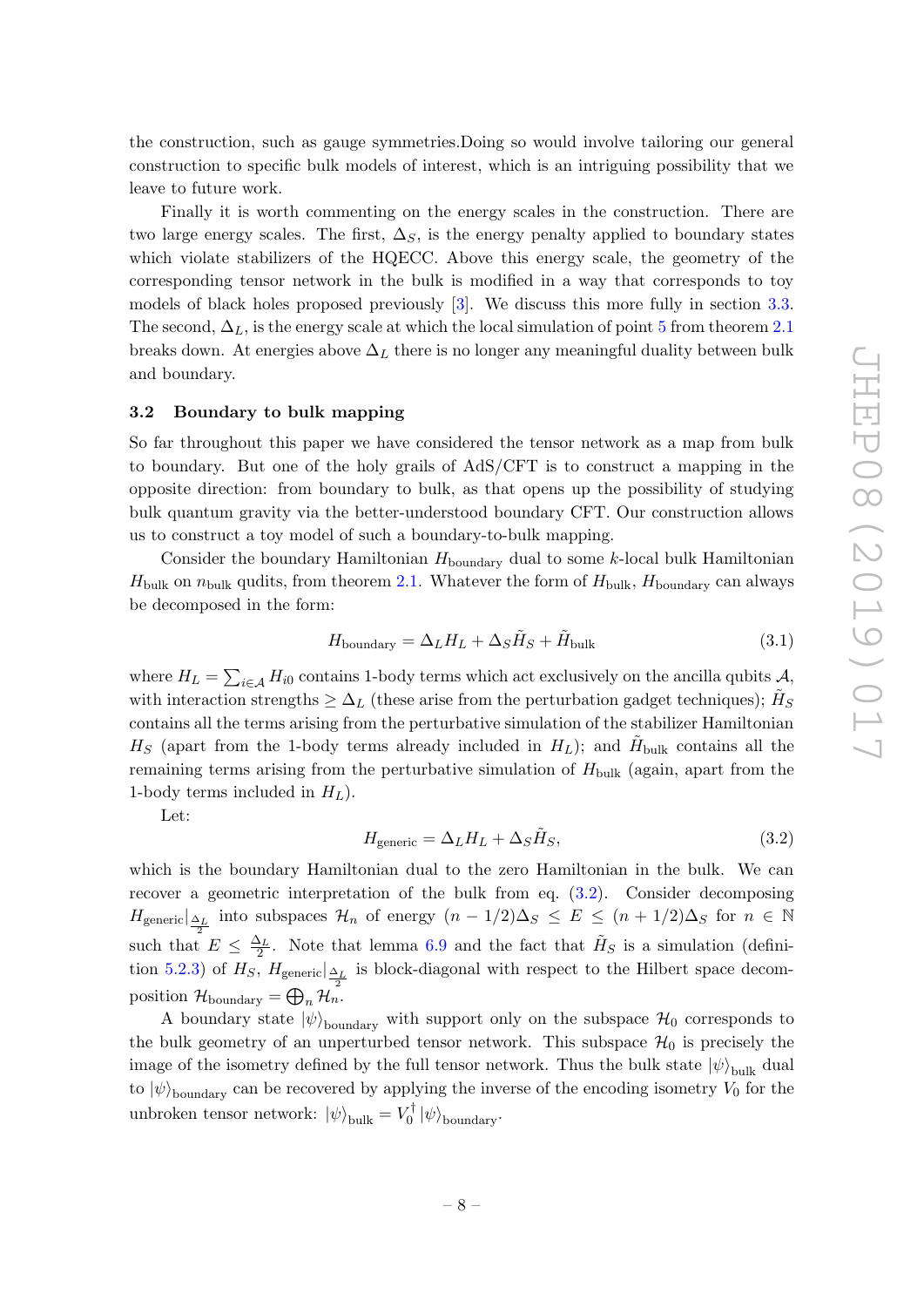the construction, such as gauge symmetries.Doing so would involve tailoring our general construction to specific bulk models of interest, which is an intriguing possibility that we leave to future work.

Finally it is worth commenting on the energy scales in the construction. There are two large energy scales. The first, $\Delta_S$, is the energy penalty applied to boundary states which violate stabilizers of the HQECC. Above this energy scale, the geometry of the corresponding tensor network in the bulk is modified in a way that corresponds to toy models of black holes proposed previously [3]. We discuss this more fully in section 3.3. The second, $\Delta_L$, is the energy scale at which the local simulation of point 5 from theorem 2.1 breaks down. At energies above $\Delta_L$ there is no longer any meaningful duality between bulk and boundary.

### 3.2 Boundary to bulk mapping

So far throughout this paper we have considered the tensor network as a map from bulk to boundary. But one of the holy grails of AdS/CFT is to construct a mapping in the opposite direction: from boundary to bulk, as that opens up the possibility of studying bulk quantum gravity via the better-understood boundary CFT. Our construction allows us to construct a toy model of such a boundary-to-bulk mapping.

Consider the boundary Hamiltonian $H_{\text{boundary}}$ dual to some $k$-local bulk Hamiltonian $H_{\text{bulk}}$ on $n_{\text{bulk}}$ qudits, from theorem 2.1. Whatever the form of $H_{\text{bulk}}$, $H_{\text{boundary}}$ can always be decomposed in the form:

$$H_{\text{boundary}} = \Delta_L H_L + \Delta_S \tilde{H}_S + \tilde{H}_{\text{bulk}} \tag{3.1}$$

where $H_L = \sum_{i \in \mathcal{A}} H_{i0}$ contains 1-body terms which act exclusively on the ancilla qubits $\mathcal{A}$, with interaction strengths $\geq \Delta_L$ (these arise from the perturbation gadget techniques); $\tilde{H}_S$ contains all the terms arising from the perturbative simulation of the stabilizer Hamiltonian $H_S$ (apart from the 1-body terms already included in $H_L$); and $\tilde{H}_{\text{bulk}}$ contains all the remaining terms arising from the perturbative simulation of $H_{\text{bulk}}$ (again, apart from the 1-body terms included in $H_L$).

Let:

$$H_{\text{generic}} = \Delta_L H_L + \Delta_S \tilde{H}_S, \tag{3.2}$$

which is the boundary Hamiltonian dual to the zero Hamiltonian in the bulk. We can recover a geometric interpretation of the bulk from eq. (3.2). Consider decomposing $H_{\text{generic}}|_{\frac{\Delta_L}{2}}$ into subspaces $\mathcal{H}_n$ of energy $(n - 1/2)\Delta_S \leq E \leq (n + 1/2)\Delta_S$ for $n \in \mathbb{N}$ such that $E \leq \frac{\Delta_L}{2}$. Note that lemma 6.9 and the fact that $\tilde{H}_S$ is a simulation (definition 5.2.3) of $H_S$, $H_{\text{generic}}|_{\frac{\Delta_L}{2}}$ is block-diagonal with respect to the Hilbert space decomposition $\mathcal{H}_{\text{boundary}} = \bigoplus_n \mathcal{H}_n$.

A boundary state $|\psi\rangle_{\text{boundary}}$ with support only on the subspace $\mathcal{H}_0$ corresponds to the bulk geometry of an unperturbed tensor network. This subspace $\mathcal{H}_0$ is precisely the image of the isometry defined by the full tensor network. Thus the bulk state $|\psi\rangle_{\text{bulk}}$ dual to $|\psi\rangle_{\text{boundary}}$ can be recovered by applying the inverse of the encoding isometry $V_0$ for the unbroken tensor network: $|\psi\rangle_{\text{bulk}} = V_0^\dagger |\psi\rangle_{\text{boundary}}$.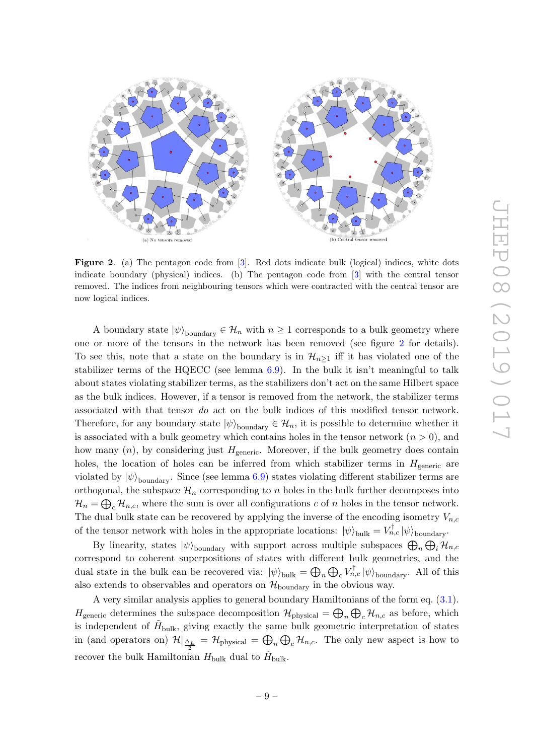(a) No tensors removed

(b) Central tensor removed

**Figure 2**. (a) The pentagon code from [3]. Red dots indicate bulk (logical) indices, white dots indicate boundary (physical) indices. (b) The pentagon code from [3] with the central tensor removed. The indices from neighbouring tensors which were contracted with the central tensor are now logical indices.

A boundary state $|\psi\rangle_{\text{boundary}} \in \mathcal{H}_n$ with $n \geq 1$ corresponds to a bulk geometry where one or more of the tensors in the network has been removed (see figure 2 for details). To see this, note that a state on the boundary is in $\mathcal{H}_{n\geq 1}$ iff it has violated one of the stabilizer terms of the HQECC (see lemma 6.9). In the bulk it isn't meaningful to talk about states violating stabilizer terms, as the stabilizers don't act on the same Hilbert space as the bulk indices. However, if a tensor is removed from the network, the stabilizer terms associated with that tensor *do* act on the bulk indices of this modified tensor network. Therefore, for any boundary state $|\psi\rangle_{\text{boundary}} \in \mathcal{H}_n$, it is possible to determine whether it is associated with a bulk geometry which contains holes in the tensor network ($n > 0$), and how many ($n$), by considering just $H_{\text{generic}}$. Moreover, if the bulk geometry does contain holes, the location of holes can be inferred from which stabilizer terms in $H_{\text{generic}}$ are violated by $|\psi\rangle_{\text{boundary}}$. Since (see lemma 6.9) states violating different stabilizer terms are orthogonal, the subspace $\mathcal{H}_n$ corresponding to $n$ holes in the bulk further decomposes into $\mathcal{H}_n = \bigoplus_c \mathcal{H}_{n,c}$, where the sum is over all configurations $c$ of $n$ holes in the tensor network. The dual bulk state can be recovered by applying the inverse of the encoding isometry $V_{n,c}$ of the tensor network with holes in the appropriate locations: $|\psi\rangle_{\text{bulk}} = V_{n,c}^{\dagger} |\psi\rangle_{\text{boundary}}$.

By linearity, states $|\psi\rangle_{\text{boundary}}$ with support across multiple subspaces $\bigoplus_n \bigoplus_i \mathcal{H}_{n,c}$ correspond to coherent superpositions of states with different bulk geometries, and the dual state in the bulk can be recovered via: $|\psi\rangle_{\text{bulk}} = \bigoplus_n \bigoplus_c V_{n,c}^{\dagger} |\psi\rangle_{\text{boundary}}$. All of this also extends to observables and operators on $\mathcal{H}_{\text{boundary}}$ in the obvious way.

A very similar analysis applies to general boundary Hamiltonians of the form eq. (3.1). $H_{\text{generic}}$ determines the subspace decomposition $\mathcal{H}_{\text{physical}} = \bigoplus_n \bigoplus_c \mathcal{H}_{n,c}$ as before, which is independent of $\tilde{H}_{\text{bulk}}$, giving exactly the same bulk geometric interpretation of states in (and operators on) $\mathcal{H}|_{\frac{\Delta_L}{2}} = \mathcal{H}_{\text{physical}} = \bigoplus_n \bigoplus_c \mathcal{H}_{n,c}$. The only new aspect is how to recover the bulk Hamiltonian $H_{\text{bulk}}$ dual to $\tilde{H}_{\text{bulk}}$.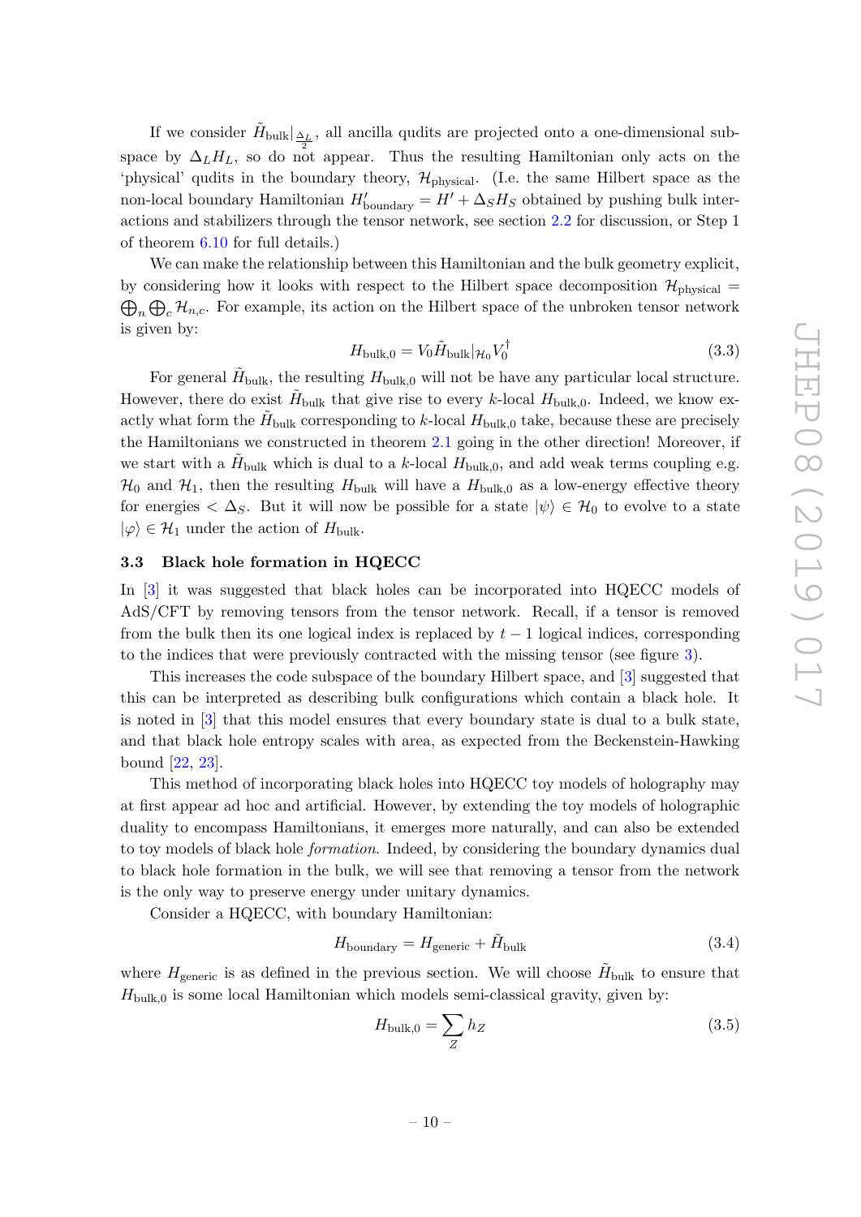If we consider $\tilde{H}_{\text{bulk}}|_{\frac{\Delta_L}{2}}$, all ancilla qudits are projected onto a one-dimensional subspace by $\Delta_L H_L$, so do not appear. Thus the resulting Hamiltonian only acts on the 'physical' qudits in the boundary theory, $\mathcal{H}_{\text{physical}}$. (I.e. the same Hilbert space as the non-local boundary Hamiltonian $H'_{\text{boundary}} = H' + \Delta_S H_S$ obtained by pushing bulk interactions and stabilizers through the tensor network, see section 2.2 for discussion, or Step 1 of theorem 6.10 for full details.)

We can make the relationship between this Hamiltonian and the bulk geometry explicit, by considering how it looks with respect to the Hilbert space decomposition $\mathcal{H}_{\text{physical}} = \bigoplus_n \bigoplus_c \mathcal{H}_{n,c}$. For example, its action on the Hilbert space of the unbroken tensor network is given by:

$$H_{\text{bulk},0} = V_0 \tilde{H}_{\text{bulk}}|_{\mathcal{H}_0} V_0^\dagger \tag{3.3}$$

For general $\tilde{H}_{\text{bulk}}$, the resulting $H_{\text{bulk},0}$ will not be have any particular local structure. However, there do exist $\tilde{H}_{\text{bulk}}$ that give rise to every $k$-local $H_{\text{bulk},0}$. Indeed, we know exactly what form the $\tilde{H}_{\text{bulk}}$ corresponding to $k$-local $H_{\text{bulk},0}$ take, because these are precisely the Hamiltonians we constructed in theorem 2.1 going in the other direction! Moreover, if we start with a $\tilde{H}_{\text{bulk}}$ which is dual to a $k$-local $H_{\text{bulk},0}$, and add weak terms coupling e.g. $\mathcal{H}_0$ and $\mathcal{H}_1$, then the resulting $H_{\text{bulk}}$ will have a $H_{\text{bulk},0}$ as a low-energy effective theory for energies $< \Delta_S$. But it will now be possible for a state $|\psi\rangle \in \mathcal{H}_0$ to evolve to a state $|\varphi\rangle \in \mathcal{H}_1$ under the action of $H_{\text{bulk}}$.

### 3.3 Black hole formation in HQECC

In [3] it was suggested that black holes can be incorporated into HQECC models of AdS/CFT by removing tensors from the tensor network. Recall, if a tensor is removed from the bulk then its one logical index is replaced by $t-1$ logical indices, corresponding to the indices that were previously contracted with the missing tensor (see figure 3).

This increases the code subspace of the boundary Hilbert space, and [3] suggested that this can be interpreted as describing bulk configurations which contain a black hole. It is noted in [3] that this model ensures that every boundary state is dual to a bulk state, and that black hole entropy scales with area, as expected from the Beckenstein-Hawking bound [22, 23].

This method of incorporating black holes into HQECC toy models of holography may at first appear ad hoc and artificial. However, by extending the toy models of holographic duality to encompass Hamiltonians, it emerges more naturally, and can also be extended to toy models of black hole *formation*. Indeed, by considering the boundary dynamics dual to black hole formation in the bulk, we will see that removing a tensor from the network is the only way to preserve energy under unitary dynamics.

Consider a HQECC, with boundary Hamiltonian:

$$H_{\text{boundary}} = H_{\text{generic}} + \tilde{H}_{\text{bulk}} \tag{3.4}$$

where $H_{\text{generic}}$ is as defined in the previous section. We will choose $\tilde{H}_{\text{bulk}}$ to ensure that $H_{\text{bulk},0}$ is some local Hamiltonian which models semi-classical gravity, given by:

$$H_{\text{bulk},0} = \sum_Z h_Z \tag{3.5}$$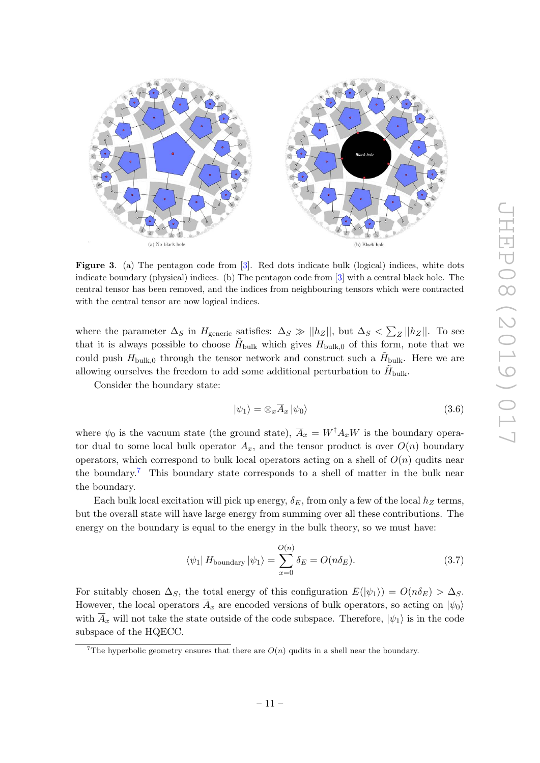(a) No black hole

(b) Black hole

**Figure 3**. (a) The pentagon code from [3]. Red dots indicate bulk (logical) indices, white dots indicate boundary (physical) indices. (b) The pentagon code from [3] with a central black hole. The central tensor has been removed, and the indices from neighbouring tensors which were contracted with the central tensor are now logical indices.

where the parameter $\Delta_S$ in $H_{\text{generic}}$ satisfies: $\Delta_S \gg ||h_Z||$, but $\Delta_S < \sum_Z ||h_Z||$. To see that it is always possible to choose $\tilde{H}_{\text{bulk}}$ which gives $H_{\text{bulk},0}$ of this form, note that we could push $H_{\text{bulk},0}$ through the tensor network and construct such a $\tilde{H}_{\text{bulk}}$. Here we are allowing ourselves the freedom to add some additional perturbation to $\tilde{H}_{\text{bulk}}$.

Consider the boundary state:

$$|\psi_1\rangle = \otimes_x \overline{A}_x |\psi_0\rangle \tag{3.6}$$

where $\psi_0$ is the vacuum state (the ground state), $\overline{A}_x = W^\dagger A_x W$ is the boundary operator dual to some local bulk operator $A_x$, and the tensor product is over $O(n)$ boundary operators, which correspond to bulk local operators acting on a shell of $O(n)$ qudits near the boundary.[7] This boundary state corresponds to a shell of matter in the bulk near the boundary.

Each bulk local excitation will pick up energy, $\delta_E$, from only a few of the local $h_Z$ terms, but the overall state will have large energy from summing over all these contributions. The energy on the boundary is equal to the energy in the bulk theory, so we must have:

$$\langle\psi_1| H_{\text{boundary}} |\psi_1\rangle = \sum_{x=0}^{O(n)} \delta_E = O(n\delta_E). \tag{3.7}$$

For suitably chosen $\Delta_S$, the total energy of this configuration $E(|\psi_1\rangle) = O(n\delta_E) > \Delta_S$. However, the local operators $\overline{A}_x$ are encoded versions of bulk operators, so acting on $|\psi_0\rangle$ with $\overline{A}_x$ will not take the state outside of the code subspace. Therefore, $|\psi_1\rangle$ is in the code subspace of the HQECC.

[7] The hyperbolic geometry ensures that there are $O(n)$ qudits in a shell near the boundary.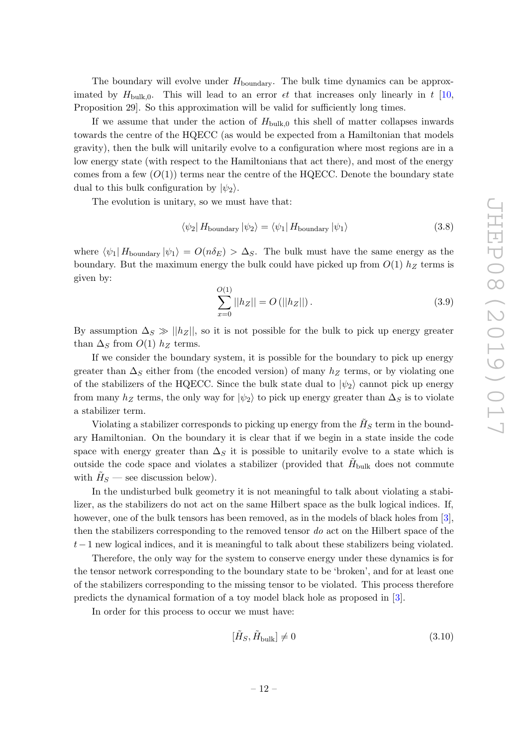The boundary will evolve under $H_{\text{boundary}}$. The bulk time dynamics can be approximated by $H_{\text{bulk},0}$. This will lead to an error $\epsilon t$ that increases only linearly in $t$ [10, Proposition 29]. So this approximation will be valid for sufficiently long times.

If we assume that under the action of $H_{\text{bulk},0}$ this shell of matter collapses inwards towards the centre of the HQECC (as would be expected from a Hamiltonian that models gravity), then the bulk will unitarily evolve to a configuration where most regions are in a low energy state (with respect to the Hamiltonians that act there), and most of the energy comes from a few ($O(1)$) terms near the centre of the HQECC. Denote the boundary state dual to this bulk configuration by $|\psi_2\rangle$.

The evolution is unitary, so we must have that:

$$\langle\psi_2| H_{\text{boundary}} |\psi_2\rangle = \langle\psi_1| H_{\text{boundary}} |\psi_1\rangle \tag{3.8}$$

where $\langle\psi_1| H_{\text{boundary}} |\psi_1\rangle = O(n\delta_E) > \Delta_S$. The bulk must have the same energy as the boundary. But the maximum energy the bulk could have picked up from $O(1)$ $h_Z$ terms is given by:

$$\sum_{x=0}^{O(1)} ||h_Z|| = O\left(||h_Z||\right). \tag{3.9}$$

By assumption $\Delta_S \gg ||h_Z||$, so it is not possible for the bulk to pick up energy greater than $\Delta_S$ from $O(1)$ $h_Z$ terms.

If we consider the boundary system, it is possible for the boundary to pick up energy greater than $\Delta_S$ either from (the encoded version) of many $h_Z$ terms, or by violating one of the stabilizers of the HQECC. Since the bulk state dual to $|\psi_2\rangle$ cannot pick up energy from many $h_Z$ terms, the only way for $|\psi_2\rangle$ to pick up energy greater than $\Delta_S$ is to violate a stabilizer term.

Violating a stabilizer corresponds to picking up energy from the $\tilde{H}_S$ term in the boundary Hamiltonian. On the boundary it is clear that if we begin in a state inside the code space with energy greater than $\Delta_S$ it is possible to unitarily evolve to a state which is outside the code space and violates a stabilizer (provided that $\tilde{H}_{\text{bulk}}$ does not commute with $\tilde{H}_S$ — see discussion below).

In the undisturbed bulk geometry it is not meaningful to talk about violating a stabilizer, as the stabilizers do not act on the same Hilbert space as the bulk logical indices. If, however, one of the bulk tensors has been removed, as in the models of black holes from [3], then the stabilizers corresponding to the removed tensor *do* act on the Hilbert space of the $t-1$ new logical indices, and it is meaningful to talk about these stabilizers being violated.

Therefore, the only way for the system to conserve energy under these dynamics is for the tensor network corresponding to the boundary state to be 'broken', and for at least one of the stabilizers corresponding to the missing tensor to be violated. This process therefore predicts the dynamical formation of a toy model black hole as proposed in [3].

In order for this process to occur we must have:

$$[\tilde{H}_S, \tilde{H}_{\text{bulk}}] \neq 0 \tag{3.10}$$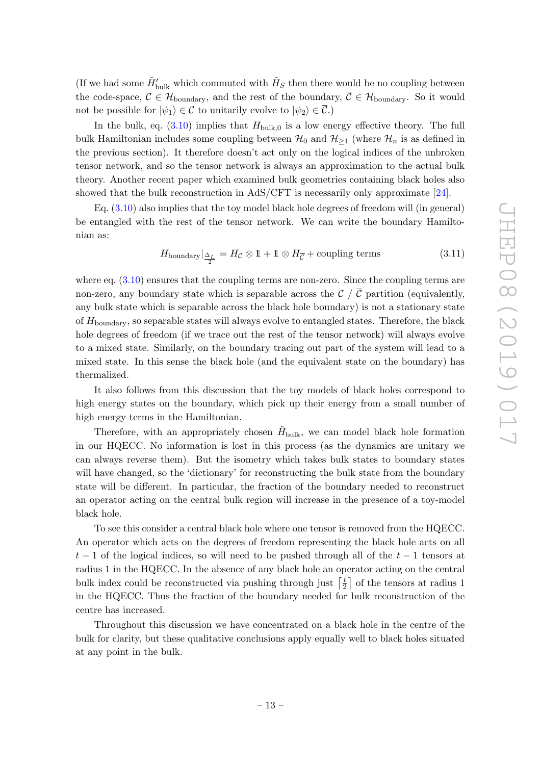(If we had some $\tilde{H}'_{\text{bulk}}$ which commuted with $\tilde{H}_S$ then there would be no coupling between the code-space, $\mathcal{C} \in \mathcal{H}_{\text{boundary}}$, and the rest of the boundary, $\overline{\mathcal{C}} \in \mathcal{H}_{\text{boundary}}$. So it would not be possible for $|\psi_1\rangle \in \mathcal{C}$ to unitarily evolve to $|\psi_2\rangle \in \overline{\mathcal{C}}$.)

In the bulk, eq. (3.10) implies that $H_{\text{bulk},0}$ is a low energy effective theory. The full bulk Hamiltonian includes some coupling between $\mathcal{H}_0$ and $\mathcal{H}_{\geq 1}$ (where $\mathcal{H}_n$ is as defined in the previous section). It therefore doesn't act only on the logical indices of the unbroken tensor network, and so the tensor network is always an approximation to the actual bulk theory. Another recent paper which examined bulk geometries containing black holes also showed that the bulk reconstruction in AdS/CFT is necessarily only approximate [24].

Eq. (3.10) also implies that the toy model black hole degrees of freedom will (in general) be entangled with the rest of the tensor network. We can write the boundary Hamiltonian as:

$$H_{\text{boundary}}|_{\frac{\Delta_L}{2}} = H_{\mathcal{C}} \otimes \mathbb{1} + \mathbb{1} \otimes H_{\overline{\mathcal{C}}} + \text{coupling terms} \tag{3.11}$$

where eq. (3.10) ensures that the coupling terms are non-zero. Since the coupling terms are non-zero, any boundary state which is separable across the $\mathcal{C}$ / $\overline{\mathcal{C}}$ partition (equivalently, any bulk state which is separable across the black hole boundary) is not a stationary state of $H_{\text{boundary}}$, so separable states will always evolve to entangled states. Therefore, the black hole degrees of freedom (if we trace out the rest of the tensor network) will always evolve to a mixed state. Similarly, on the boundary tracing out part of the system will lead to a mixed state. In this sense the black hole (and the equivalent state on the boundary) has thermalized.

It also follows from this discussion that the toy models of black holes correspond to high energy states on the boundary, which pick up their energy from a small number of high energy terms in the Hamiltonian.

Therefore, with an appropriately chosen $\tilde{H}_{\text{bulk}}$, we can model black hole formation in our HQECC. No information is lost in this process (as the dynamics are unitary we can always reverse them). But the isometry which takes bulk states to boundary states will have changed, so the 'dictionary' for reconstructing the bulk state from the boundary state will be different. In particular, the fraction of the boundary needed to reconstruct an operator acting on the central bulk region will increase in the presence of a toy-model black hole.

To see this consider a central black hole where one tensor is removed from the HQECC. An operator which acts on the degrees of freedom representing the black hole acts on all $t-1$ of the logical indices, so will need to be pushed through all of the $t-1$ tensors at radius 1 in the HQECC. In the absence of any black hole an operator acting on the central bulk index could be reconstructed via pushing through just $\left\lceil \frac{t}{2} \right\rceil$ of the tensors at radius 1 in the HQECC. Thus the fraction of the boundary needed for bulk reconstruction of the centre has increased.

Throughout this discussion we have concentrated on a black hole in the centre of the bulk for clarity, but these qualitative conclusions apply equally well to black holes situated at any point in the bulk.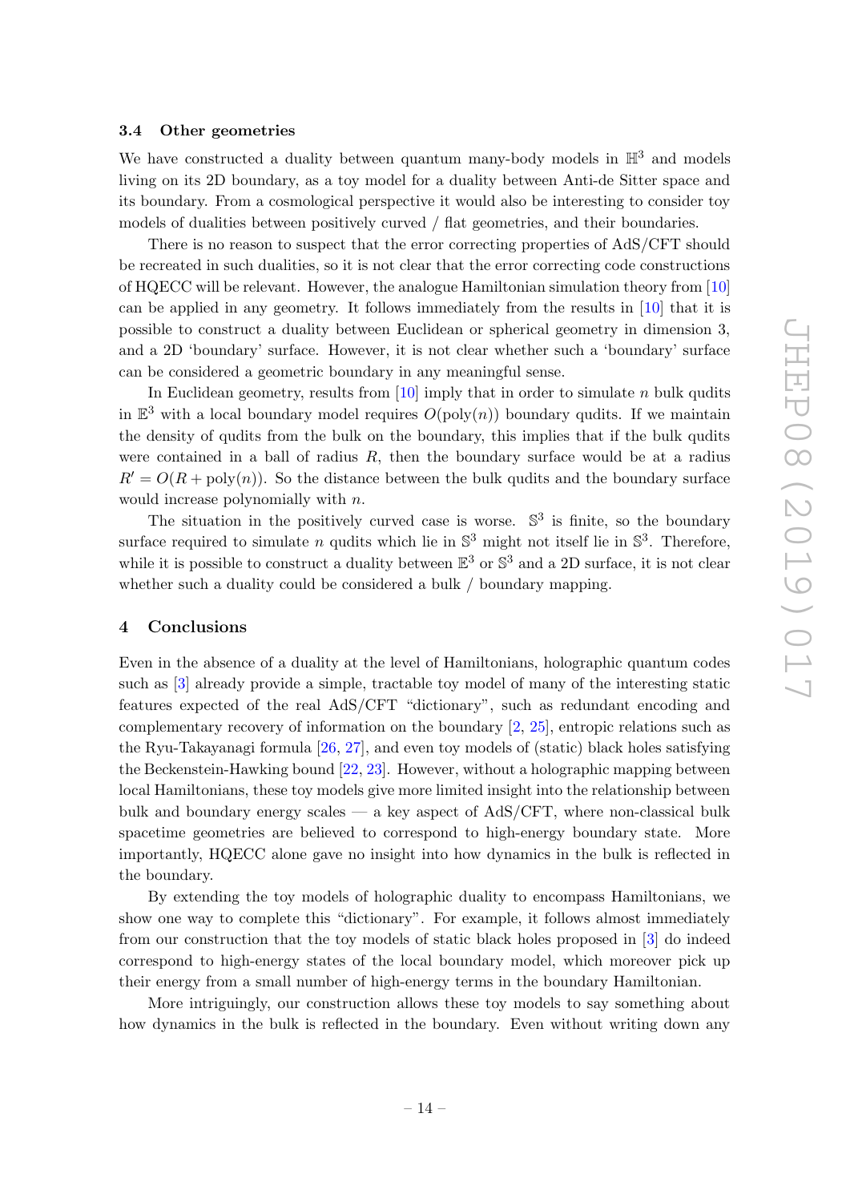### 3.4 Other geometries

We have constructed a duality between quantum many-body models in $\mathbb{H}^3$ and models living on its 2D boundary, as a toy model for a duality between Anti-de Sitter space and its boundary. From a cosmological perspective it would also be interesting to consider toy models of dualities between positively curved / flat geometries, and their boundaries.

There is no reason to suspect that the error correcting properties of AdS/CFT should be recreated in such dualities, so it is not clear that the error correcting code constructions of HQECC will be relevant. However, the analogue Hamiltonian simulation theory from [10] can be applied in any geometry. It follows immediately from the results in [10] that it is possible to construct a duality between Euclidean or spherical geometry in dimension 3, and a 2D 'boundary' surface. However, it is not clear whether such a 'boundary' surface can be considered a geometric boundary in any meaningful sense.

In Euclidean geometry, results from [10] imply that in order to simulate $n$ bulk qudits in $\mathbb{E}^3$ with a local boundary model requires $O(\text{poly}(n))$ boundary qudits. If we maintain the density of qudits from the bulk on the boundary, this implies that if the bulk qudits were contained in a ball of radius $R$, then the boundary surface would be at a radius $R' = O(R + \text{poly}(n))$. So the distance between the bulk qudits and the boundary surface would increase polynomially with $n$.

The situation in the positively curved case is worse. $\mathbb{S}^3$ is finite, so the boundary surface required to simulate $n$ qudits which lie in $\mathbb{S}^3$ might not itself lie in $\mathbb{S}^3$. Therefore, while it is possible to construct a duality between $\mathbb{E}^3$ or $\mathbb{S}^3$ and a 2D surface, it is not clear whether such a duality could be considered a bulk / boundary mapping.

## 4 Conclusions

Even in the absence of a duality at the level of Hamiltonians, holographic quantum codes such as [3] already provide a simple, tractable toy model of many of the interesting static features expected of the real AdS/CFT "dictionary", such as redundant encoding and complementary recovery of information on the boundary [2, 25], entropic relations such as the Ryu-Takayanagi formula [26, 27], and even toy models of (static) black holes satisfying the Beckenstein-Hawking bound [22, 23]. However, without a holographic mapping between local Hamiltonians, these toy models give more limited insight into the relationship between bulk and boundary energy scales — a key aspect of AdS/CFT, where non-classical bulk spacetime geometries are believed to correspond to high-energy boundary state. More importantly, HQECC alone gave no insight into how dynamics in the bulk is reflected in the boundary.

By extending the toy models of holographic duality to encompass Hamiltonians, we show one way to complete this "dictionary". For example, it follows almost immediately from our construction that the toy models of static black holes proposed in [3] do indeed correspond to high-energy states of the local boundary model, which moreover pick up their energy from a small number of high-energy terms in the boundary Hamiltonian.

More intriguingly, our construction allows these toy models to say something about how dynamics in the bulk is reflected in the boundary. Even without writing down any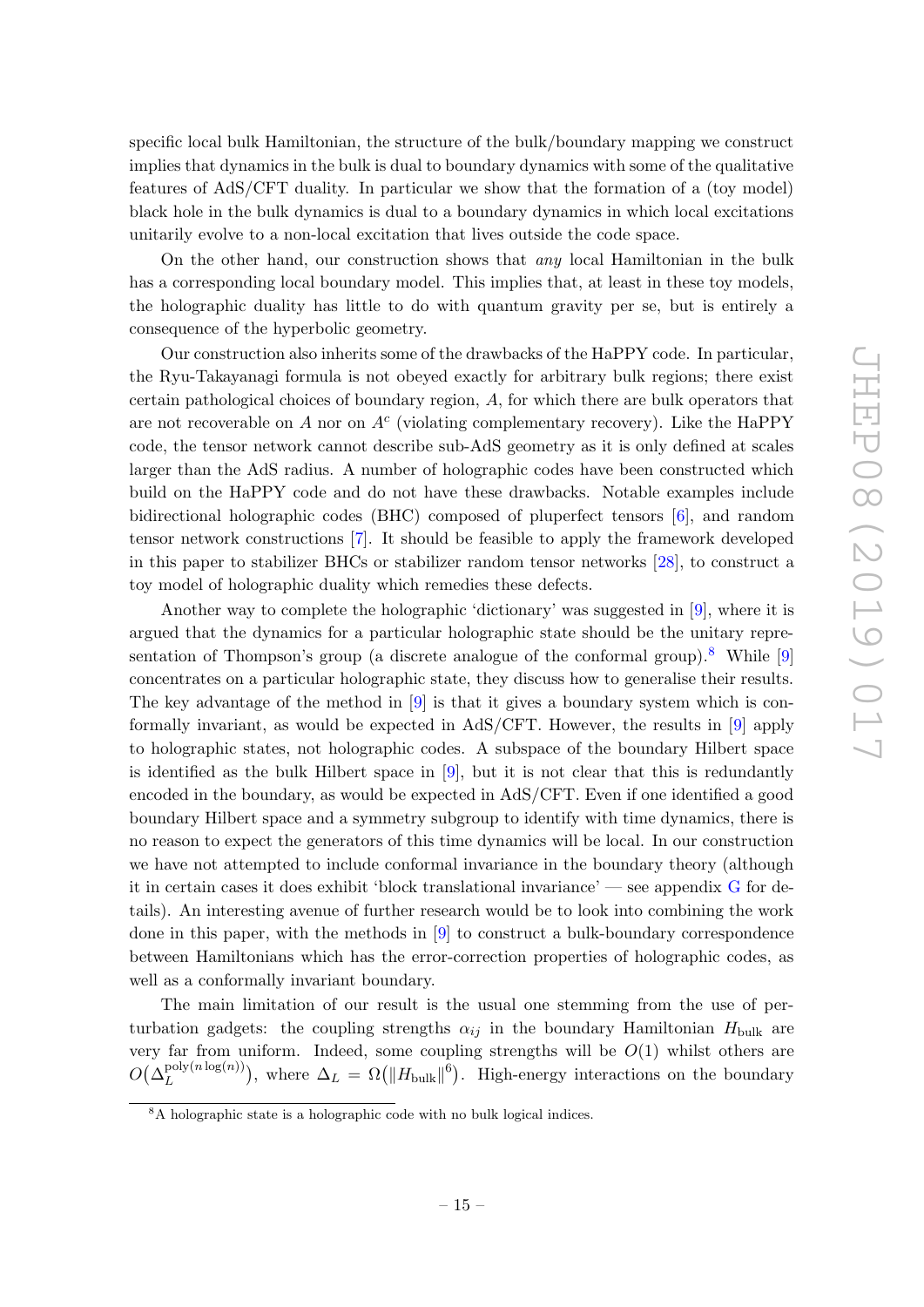specific local bulk Hamiltonian, the structure of the bulk/boundary mapping we construct implies that dynamics in the bulk is dual to boundary dynamics with some of the qualitative features of AdS/CFT duality. In particular we show that the formation of a (toy model) black hole in the bulk dynamics is dual to a boundary dynamics in which local excitations unitarily evolve to a non-local excitation that lives outside the code space.

On the other hand, our construction shows that *any* local Hamiltonian in the bulk has a corresponding local boundary model. This implies that, at least in these toy models, the holographic duality has little to do with quantum gravity per se, but is entirely a consequence of the hyperbolic geometry.

Our construction also inherits some of the drawbacks of the HaPPY code. In particular, the Ryu-Takayanagi formula is not obeyed exactly for arbitrary bulk regions; there exist certain pathological choices of boundary region, $A$, for which there are bulk operators that are not recoverable on $A$ nor on $A^c$ (violating complementary recovery). Like the HaPPY code, the tensor network cannot describe sub-AdS geometry as it is only defined at scales larger than the AdS radius. A number of holographic codes have been constructed which build on the HaPPY code and do not have these drawbacks. Notable examples include bidirectional holographic codes (BHC) composed of pluperfect tensors [6], and random tensor network constructions [7]. It should be feasible to apply the framework developed in this paper to stabilizer BHCs or stabilizer random tensor networks [28], to construct a toy model of holographic duality which remedies these defects.

Another way to complete the holographic 'dictionary' was suggested in [9], where it is argued that the dynamics for a particular holographic state should be the unitary representation of Thompson's group (a discrete analogue of the conformal group).[8] While [9] concentrates on a particular holographic state, they discuss how to generalise their results. The key advantage of the method in [9] is that it gives a boundary system which is conformally invariant, as would be expected in AdS/CFT. However, the results in [9] apply to holographic states, not holographic codes. A subspace of the boundary Hilbert space is identified as the bulk Hilbert space in [9], but it is not clear that this is redundantly encoded in the boundary, as would be expected in AdS/CFT. Even if one identified a good boundary Hilbert space and a symmetry subgroup to identify with time dynamics, there is no reason to expect the generators of this time dynamics will be local. In our construction we have not attempted to include conformal invariance in the boundary theory (although it in certain cases it does exhibit 'block translational invariance' — see appendix G for details). An interesting avenue of further research would be to look into combining the work done in this paper, with the methods in [9] to construct a bulk-boundary correspondence between Hamiltonians which has the error-correction properties of holographic codes, as well as a conformally invariant boundary.

The main limitation of our result is the usual one stemming from the use of perturbation gadgets: the coupling strengths $\alpha_{ij}$ in the boundary Hamiltonian $H_{\text{bulk}}$ are very far from uniform. Indeed, some coupling strengths will be $O(1)$ whilst others are $O\big(\Delta_L^{\text{poly}(n\log(n))}\big)$, where $\Delta_L = \Omega\big(\|H_{\text{bulk}}\|^6\big)$. High-energy interactions on the boundary

[8] A holographic state is a holographic code with no bulk logical indices.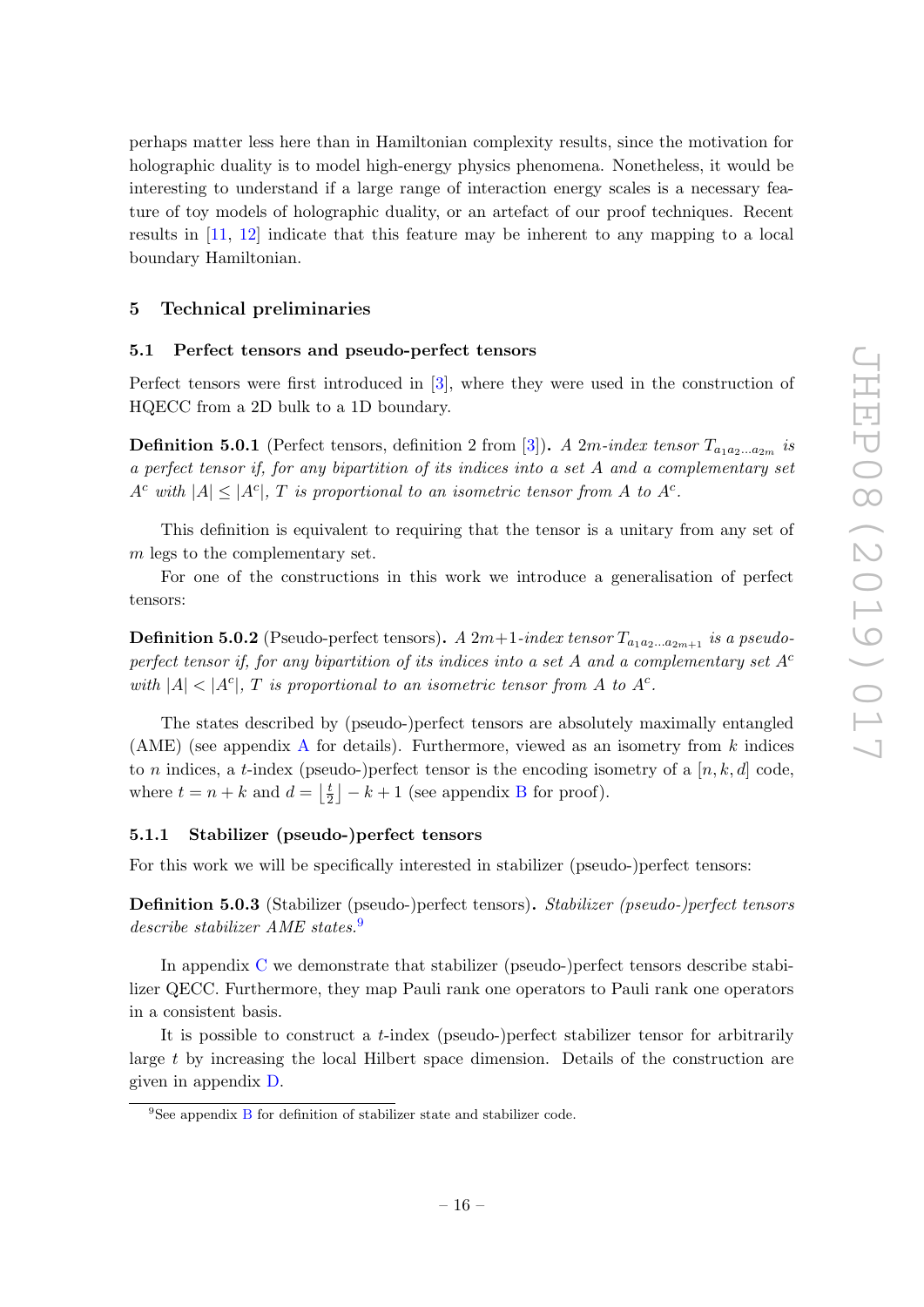perhaps matter less here than in Hamiltonian complexity results, since the motivation for holographic duality is to model high-energy physics phenomena. Nonetheless, it would be interesting to understand if a large range of interaction energy scales is a necessary feature of toy models of holographic duality, or an artefact of our proof techniques. Recent results in [11, 12] indicate that this feature may be inherent to any mapping to a local boundary Hamiltonian.

## 5 Technical preliminaries

### 5.1 Perfect tensors and pseudo-perfect tensors

Perfect tensors were first introduced in [3], where they were used in the construction of HQECC from a 2D bulk to a 1D boundary.

**Definition 5.0.1** (Perfect tensors, definition 2 from [3])**.** *A $2m$-index tensor $T_{a_1 a_2 \ldots a_{2m}}$ is a perfect tensor if, for any bipartition of its indices into a set $A$ and a complementary set $A^c$ with $|A| \leq |A^c|$, $T$ is proportional to an isometric tensor from $A$ to $A^c$.*

This definition is equivalent to requiring that the tensor is a unitary from any set of $m$ legs to the complementary set.

For one of the constructions in this work we introduce a generalisation of perfect tensors:

**Definition 5.0.2** (Pseudo-perfect tensors)**.** *A $2m+1$-index tensor $T_{a_1 a_2 \ldots a_{2m+1}}$ is a pseudo-perfect tensor if, for any bipartition of its indices into a set $A$ and a complementary set $A^c$ with $|A| < |A^c|$, $T$ is proportional to an isometric tensor from $A$ to $A^c$.*

The states described by (pseudo-)perfect tensors are absolutely maximally entangled (AME) (see appendix A for details). Furthermore, viewed as an isometry from $k$ indices to $n$ indices, a $t$-index (pseudo-)perfect tensor is the encoding isometry of a $[n, k, d]$ code, where $t = n + k$ and $d = \left\lfloor \frac{t}{2} \right\rfloor - k + 1$ (see appendix B for proof).

#### 5.1.1 Stabilizer (pseudo-)perfect tensors

For this work we will be specifically interested in stabilizer (pseudo-)perfect tensors:

**Definition 5.0.3** (Stabilizer (pseudo-)perfect tensors)**.** *Stabilizer (pseudo-)perfect tensors describe stabilizer AME states.*[9]

In appendix C we demonstrate that stabilizer (pseudo-)perfect tensors describe stabilizer QECC. Furthermore, they map Pauli rank one operators to Pauli rank one operators in a consistent basis.

It is possible to construct a $t$-index (pseudo-)perfect stabilizer tensor for arbitrarily large $t$ by increasing the local Hilbert space dimension. Details of the construction are given in appendix D.

[9] See appendix B for definition of stabilizer state and stabilizer code.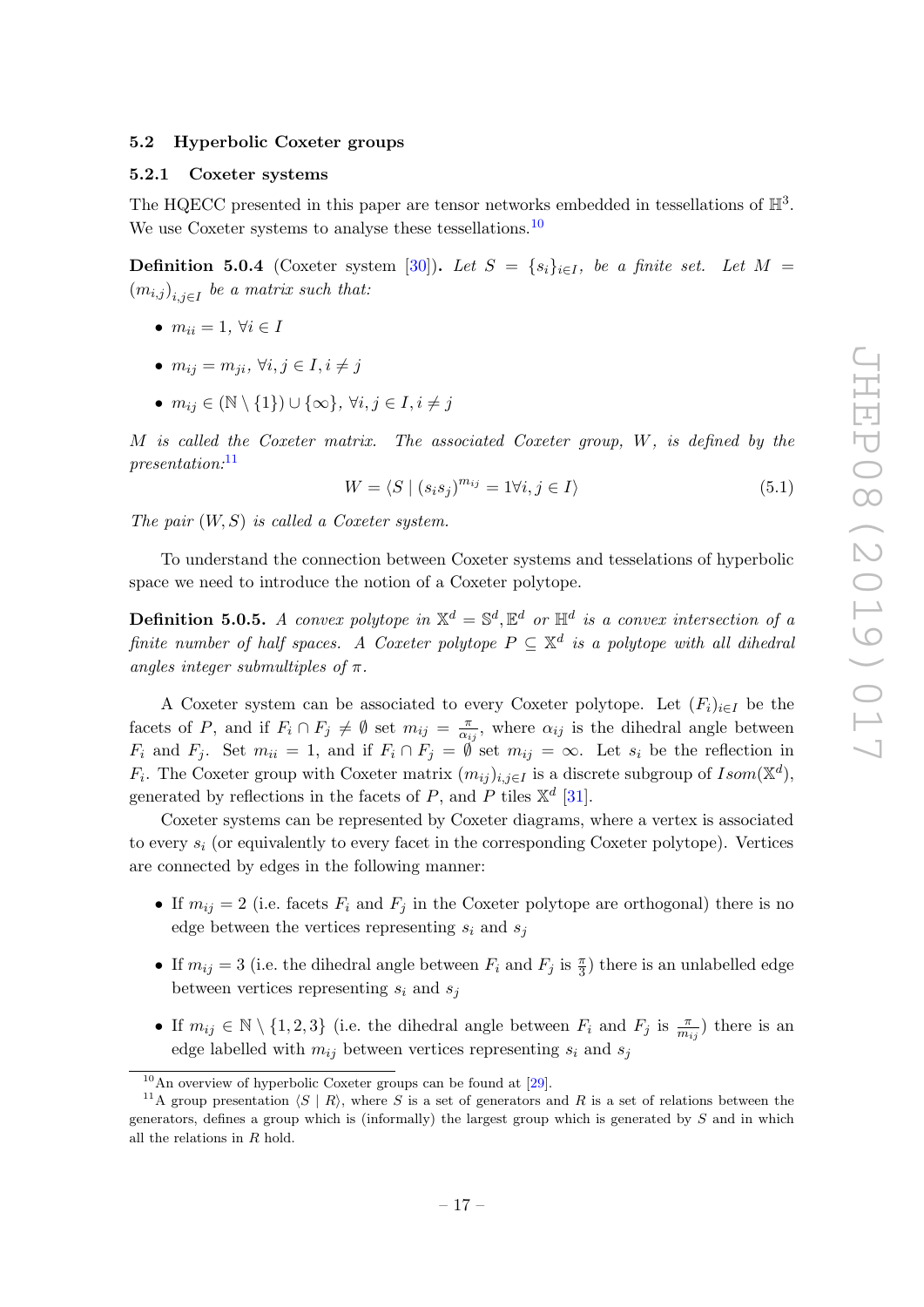### 5.2 Hyperbolic Coxeter groups

#### 5.2.1 Coxeter systems

The HQECC presented in this paper are tensor networks embedded in tessellations of $\mathbb{H}^3$. We use Coxeter systems to analyse these tessellations.[10]

**Definition 5.0.4** (Coxeter system [30]). *Let $S = \{s_i\}_{i \in I}$, be a finite set. Let $M = (m_{i,j})_{i,j \in I}$ be a matrix such that:*

- $m_{ii} = 1$, $\forall i \in I$
- $m_{ij} = m_{ji}$, $\forall i, j \in I, i \neq j$
- $m_{ij} \in (\mathbb{N} \setminus \{1\}) \cup \{\infty\}$, $\forall i, j \in I, i \neq j$

*$M$ is called the Coxeter matrix. The associated Coxeter group, $W$, is defined by the presentation:*[11]

$$W = \langle S \mid (s_i s_j)^{m_{ij}} = 1 \forall i, j \in I \rangle \tag{5.1}$$

*The pair $(W, S)$ is called a Coxeter system.*

To understand the connection between Coxeter systems and tesselations of hyperbolic space we need to introduce the notion of a Coxeter polytope.

**Definition 5.0.5.** *A convex polytope in $\mathbb{X}^d = \mathbb{S}^d, \mathbb{E}^d$ or $\mathbb{H}^d$ is a convex intersection of a finite number of half spaces. A Coxeter polytope $P \subseteq \mathbb{X}^d$ is a polytope with all dihedral angles integer submultiples of $\pi$.*

A Coxeter system can be associated to every Coxeter polytope. Let $(F_i)_{i \in I}$ be the facets of $P$, and if $F_i \cap F_j \neq \emptyset$ set $m_{ij} = \frac{\pi}{\alpha_{ij}}$, where $\alpha_{ij}$ is the dihedral angle between $F_i$ and $F_j$. Set $m_{ii} = 1$, and if $F_i \cap F_j = \emptyset$ set $m_{ij} = \infty$. Let $s_i$ be the reflection in $F_i$. The Coxeter group with Coxeter matrix $(m_{ij})_{i,j \in I}$ is a discrete subgroup of $Isom(\mathbb{X}^d)$, generated by reflections in the facets of $P$, and $P$ tiles $\mathbb{X}^d$ [31].

Coxeter systems can be represented by Coxeter diagrams, where a vertex is associated to every $s_i$ (or equivalently to every facet in the corresponding Coxeter polytope). Vertices are connected by edges in the following manner:

- If $m_{ij} = 2$ (i.e. facets $F_i$ and $F_j$ in the Coxeter polytope are orthogonal) there is no edge between the vertices representing $s_i$ and $s_j$
- If $m_{ij} = 3$ (i.e. the dihedral angle between $F_i$ and $F_j$ is $\frac{\pi}{3}$) there is an unlabelled edge between vertices representing $s_i$ and $s_j$
- If $m_{ij} \in \mathbb{N} \setminus \{1, 2, 3\}$ (i.e. the dihedral angle between $F_i$ and $F_j$ is $\frac{\pi}{m_{ij}}$) there is an edge labelled with $m_{ij}$ between vertices representing $s_i$ and $s_j$

[10] An overview of hyperbolic Coxeter groups can be found at [29].

[11] A group presentation $\langle S \mid R \rangle$, where $S$ is a set of generators and $R$ is a set of relations between the generators, defines a group which is (informally) the largest group which is generated by $S$ and in which all the relations in $R$ hold.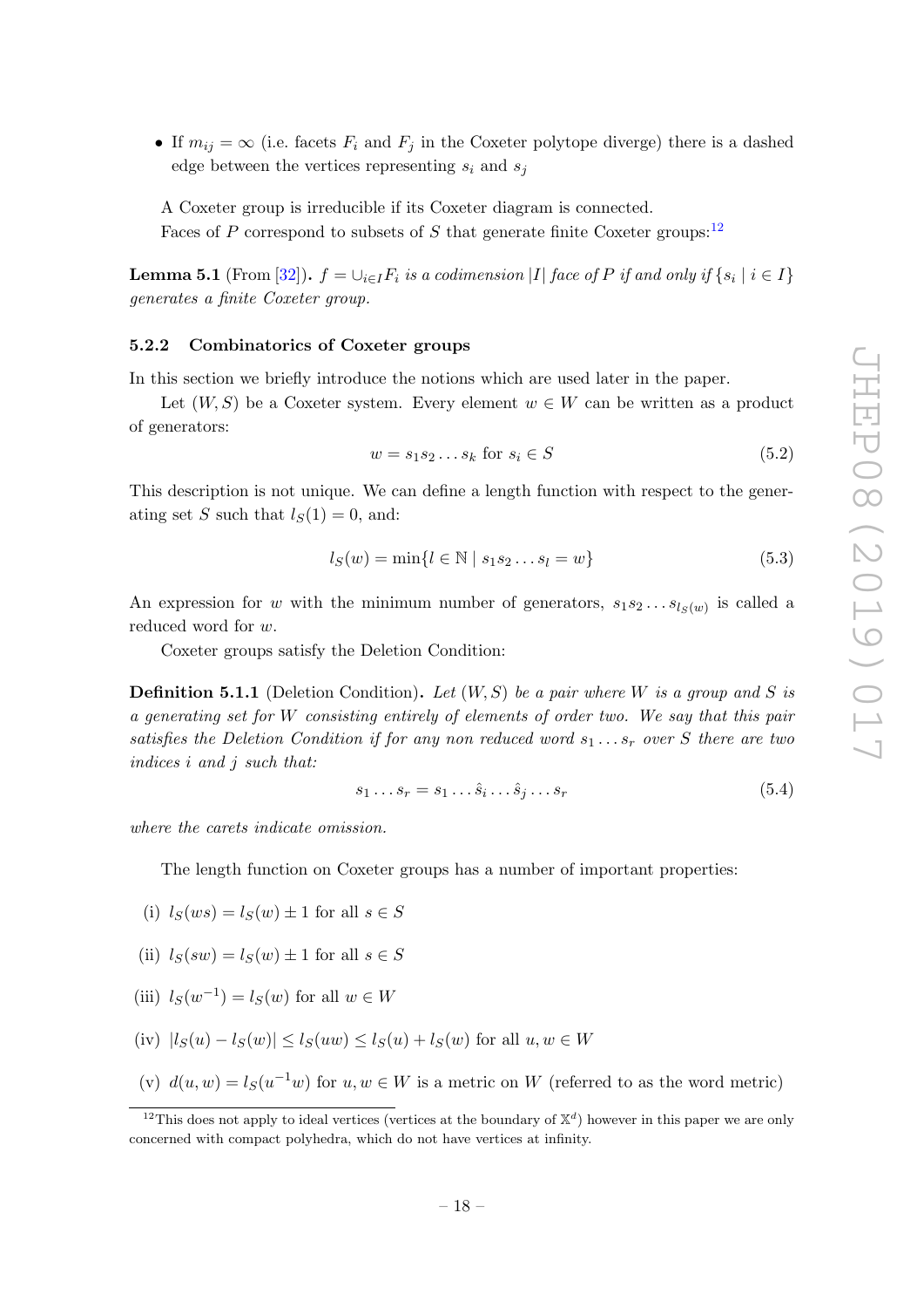- If $m_{ij} = \infty$ (i.e. facets $F_i$ and $F_j$ in the Coxeter polytope diverge) there is a dashed edge between the vertices representing $s_i$ and $s_j$

A Coxeter group is irreducible if its Coxeter diagram is connected.

Faces of $P$ correspond to subsets of $S$ that generate finite Coxeter groups:[12]

**Lemma 5.1** (From [32]). *$f = \cup_{i \in I} F_i$ is a codimension $|I|$ face of $P$ if and only if $\{s_i \mid i \in I\}$ generates a finite Coxeter group.*

### 5.2.2 Combinatorics of Coxeter groups

In this section we briefly introduce the notions which are used later in the paper.

Let $(W, S)$ be a Coxeter system. Every element $w \in W$ can be written as a product of generators:

$$w = s_1 s_2 \ldots s_k \text{ for } s_i \in S \tag{5.2}$$

This description is not unique. We can define a length function with respect to the generating set $S$ such that $l_S(1) = 0$, and:

$$l_S(w) = \min\{l \in \mathbb{N} \mid s_1 s_2 \ldots s_l = w\} \tag{5.3}$$

An expression for $w$ with the minimum number of generators, $s_1 s_2 \ldots s_{l_S(w)}$ is called a reduced word for $w$.

Coxeter groups satisfy the Deletion Condition:

**Definition 5.1.1** (Deletion Condition). *Let $(W, S)$ be a pair where $W$ is a group and $S$ is a generating set for $W$ consisting entirely of elements of order two. We say that this pair satisfies the Deletion Condition if for any non reduced word $s_1 \ldots s_r$ over $S$ there are two indices $i$ and $j$ such that:*

$$s_1 \ldots s_r = s_1 \ldots \hat{s}_i \ldots \hat{s}_j \ldots s_r \tag{5.4}$$

*where the carets indicate omission.*

The length function on Coxeter groups has a number of important properties:

(i) $l_S(ws) = l_S(w) \pm 1$ for all $s \in S$

(ii) $l_S(sw) = l_S(w) \pm 1$ for all $s \in S$

(iii) $l_S(w^{-1}) = l_S(w)$ for all $w \in W$

(iv) $|l_S(u) - l_S(w)| \leq l_S(uw) \leq l_S(u) + l_S(w)$ for all $u, w \in W$

(v) $d(u, w) = l_S(u^{-1}w)$ for $u, w \in W$ is a metric on $W$ (referred to as the word metric)

[12]This does not apply to ideal vertices (vertices at the boundary of $\mathbb{X}^d$) however in this paper we are only concerned with compact polyhedra, which do not have vertices at infinity.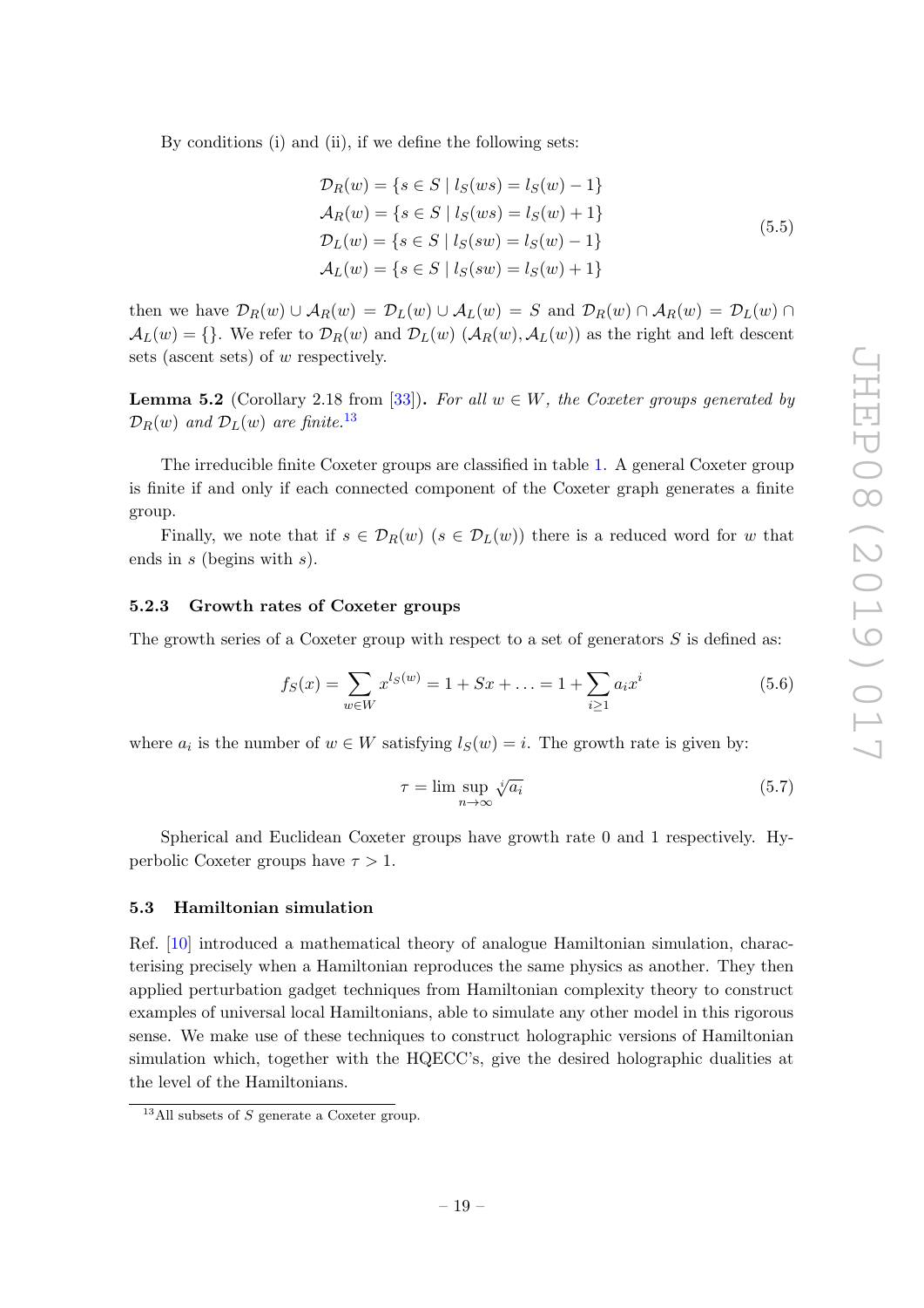By conditions (i) and (ii), if we define the following sets:

$$
\begin{aligned}
\mathcal{D}_R(w) &= \{s \in S \mid l_S(ws) = l_S(w) - 1\} \\
\mathcal{A}_R(w) &= \{s \in S \mid l_S(ws) = l_S(w) + 1\} \\
\mathcal{D}_L(w) &= \{s \in S \mid l_S(sw) = l_S(w) - 1\} \\
\mathcal{A}_L(w) &= \{s \in S \mid l_S(sw) = l_S(w) + 1\}
\end{aligned}
\tag{5.5}
$$

then we have $\mathcal{D}_R(w) \cup \mathcal{A}_R(w) = \mathcal{D}_L(w) \cup \mathcal{A}_L(w) = S$ and $\mathcal{D}_R(w) \cap \mathcal{A}_R(w) = \mathcal{D}_L(w) \cap \mathcal{A}_L(w) = \{\}$. We refer to $\mathcal{D}_R(w)$ and $\mathcal{D}_L(w)$ ($\mathcal{A}_R(w), \mathcal{A}_L(w)$) as the right and left descent sets (ascent sets) of $w$ respectively.

**Lemma 5.2** (Corollary 2.18 from [33]). *For all $w \in W$, the Coxeter groups generated by $\mathcal{D}_R(w)$ and $\mathcal{D}_L(w)$ are finite.*[13]

The irreducible finite Coxeter groups are classified in table 1. A general Coxeter group is finite if and only if each connected component of the Coxeter graph generates a finite group.

Finally, we note that if $s \in \mathcal{D}_R(w)$ ($s \in \mathcal{D}_L(w)$) there is a reduced word for $w$ that ends in $s$ (begins with $s$).

### 5.2.3 Growth rates of Coxeter groups

The growth series of a Coxeter group with respect to a set of generators $S$ is defined as:

$$
f_S(x) = \sum_{w \in W} x^{l_S(w)} = 1 + Sx + \ldots = 1 + \sum_{i \geq 1} a_i x^i \tag{5.6}
$$

where $a_i$ is the number of $w \in W$ satisfying $l_S(w) = i$. The growth rate is given by:

$$
\tau = \lim_{n \to \infty} \sup \sqrt[i]{a_i} \tag{5.7}
$$

Spherical and Euclidean Coxeter groups have growth rate 0 and 1 respectively. Hyperbolic Coxeter groups have $\tau > 1$.

## 5.3 Hamiltonian simulation

Ref. [10] introduced a mathematical theory of analogue Hamiltonian simulation, characterising precisely when a Hamiltonian reproduces the same physics as another. They then applied perturbation gadget techniques from Hamiltonian complexity theory to construct examples of universal local Hamiltonians, able to simulate any other model in this rigorous sense. We make use of these techniques to construct holographic versions of Hamiltonian simulation which, together with the HQECC's, give the desired holographic dualities at the level of the Hamiltonians.

[13] All subsets of $S$ generate a Coxeter group.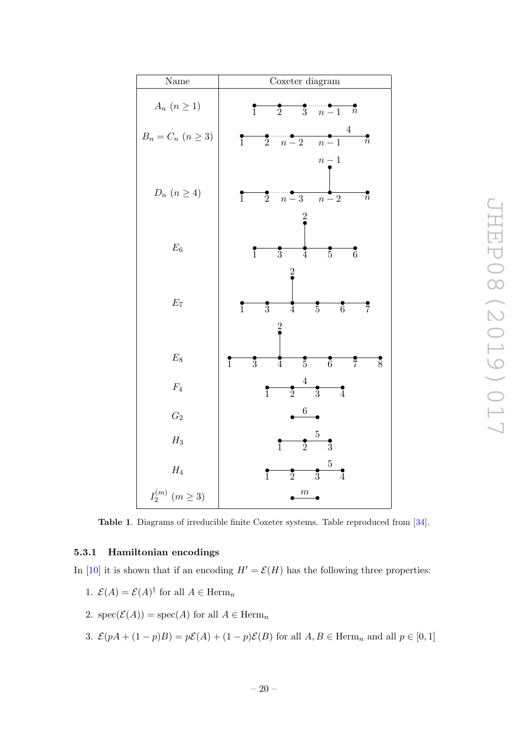| Name | Coxeter diagram |
|---|---|
| $A_n$ $(n \geq 1)$ | |
| $B_n = C_n$ $(n \geq 3)$ | |
| $D_n$ $(n \geq 4)$ | |
| $E_6$ | |
| $E_7$ | |
| $E_8$ | |
| $F_4$ | |
| $G_2$ | |
| $H_3$ | |
| $H_4$ | |
| $I_2^{(m)}$ $(m \geq 3)$ | |

**Table 1**. Diagrams of irreducible finite Coxeter systems. Table reproduced from [34].

### 5.3.1 Hamiltonian encodings

In [10] it is shown that if an encoding $H' = \mathcal{E}(H)$ has the following three properties:

1. $\mathcal{E}(A) = \mathcal{E}(A)^\dagger$ for all $A \in \mathrm{Herm}_n$
2. $\mathrm{spec}(\mathcal{E}(A)) = \mathrm{spec}(A)$ for all $A \in \mathrm{Herm}_n$
3. $\mathcal{E}(pA + (1-p)B) = p\mathcal{E}(A) + (1-p)\mathcal{E}(B)$ for all $A, B \in \mathrm{Herm}_n$ and all $p \in [0,1]$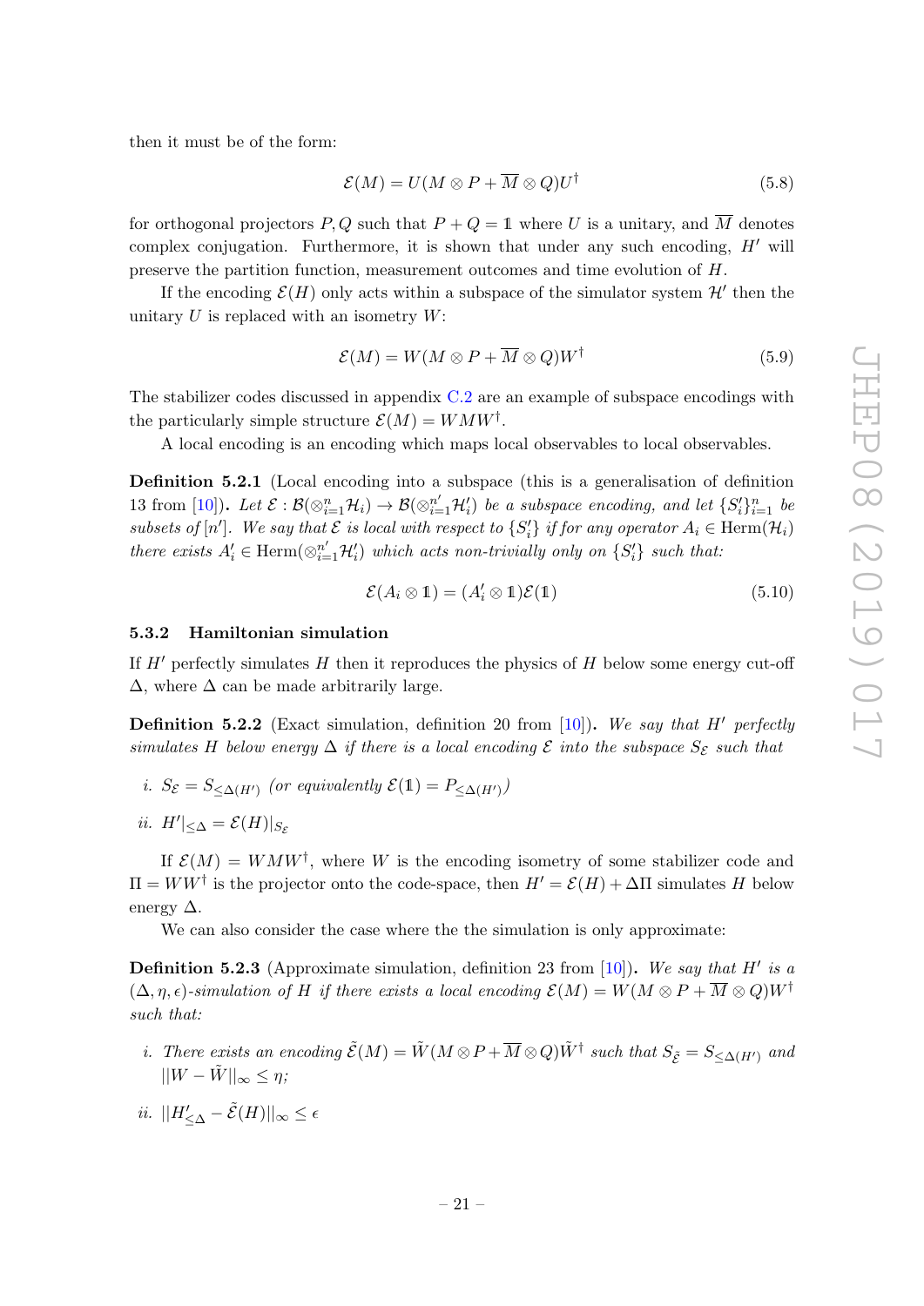then it must be of the form:

$$\mathcal{E}(M) = U(M \otimes P + \overline{M} \otimes Q)U^\dagger \tag{5.8}$$

for orthogonal projectors $P, Q$ such that $P + Q = \mathbb{1}$ where $U$ is a unitary, and $\overline{M}$ denotes complex conjugation. Furthermore, it is shown that under any such encoding, $H'$ will preserve the partition function, measurement outcomes and time evolution of $H$.

If the encoding $\mathcal{E}(H)$ only acts within a subspace of the simulator system $\mathcal{H}'$ then the unitary $U$ is replaced with an isometry $W$:

$$\mathcal{E}(M) = W(M \otimes P + \overline{M} \otimes Q)W^\dagger \tag{5.9}$$

The stabilizer codes discussed in appendix C.2 are an example of subspace encodings with the particularly simple structure $\mathcal{E}(M) = WMW^\dagger$.

A local encoding is an encoding which maps local observables to local observables.

**Definition 5.2.1** (Local encoding into a subspace (this is a generalisation of definition 13 from [10]). *Let $\mathcal{E} : \mathcal{B}(\otimes_{i=1}^n \mathcal{H}_i) \to \mathcal{B}(\otimes_{i=1}^{n'} \mathcal{H}'_i)$ be a subspace encoding, and let $\{S'_i\}_{i=1}^n$ be subsets of $[n']$. We say that $\mathcal{E}$ is local with respect to $\{S'_i\}$ if for any operator $A_i \in \mathrm{Herm}(\mathcal{H}_i)$ there exists $A'_i \in \mathrm{Herm}(\otimes_{i=1}^{n'} \mathcal{H}'_i)$ which acts non-trivially only on $\{S'_i\}$ such that:*

$$\mathcal{E}(A_i \otimes \mathbb{1}) = (A'_i \otimes \mathbb{1})\mathcal{E}(\mathbb{1}) \tag{5.10}$$

### 5.3.2 Hamiltonian simulation

If $H'$ perfectly simulates $H$ then it reproduces the physics of $H$ below some energy cut-off $\Delta$, where $\Delta$ can be made arbitrarily large.

**Definition 5.2.2** (Exact simulation, definition 20 from [10]). *We say that $H'$ perfectly simulates $H$ below energy $\Delta$ if there is a local encoding $\mathcal{E}$ into the subspace $S_{\mathcal{E}}$ such that*

*i.* $S_{\mathcal{E}} = S_{\leq \Delta(H')}$ *(or equivalently $\mathcal{E}(\mathbb{1}) = P_{\leq \Delta(H')}$)*

*ii.* $H'|_{\leq \Delta} = \mathcal{E}(H)|_{S_{\mathcal{E}}}$

If $\mathcal{E}(M) = WMW^\dagger$, where $W$ is the encoding isometry of some stabilizer code and $\Pi = WW^\dagger$ is the projector onto the code-space, then $H' = \mathcal{E}(H) + \Delta\Pi$ simulates $H$ below energy $\Delta$.

We can also consider the case where the the simulation is only approximate:

**Definition 5.2.3** (Approximate simulation, definition 23 from [10]). *We say that $H'$ is a $(\Delta, \eta, \epsilon)$-simulation of $H$ if there exists a local encoding $\mathcal{E}(M) = W(M \otimes P + \overline{M} \otimes Q)W^\dagger$ such that:*

*i. There exists an encoding $\tilde{\mathcal{E}}(M) = \tilde{W}(M \otimes P + \overline{M} \otimes Q)\tilde{W}^\dagger$ such that $S_{\tilde{\mathcal{E}}} = S_{\leq \Delta(H')}$ and $||W - \tilde{W}||_\infty \leq \eta$;*

*ii.* $||H'_{\leq \Delta} - \tilde{\mathcal{E}}(H)||_\infty \leq \epsilon$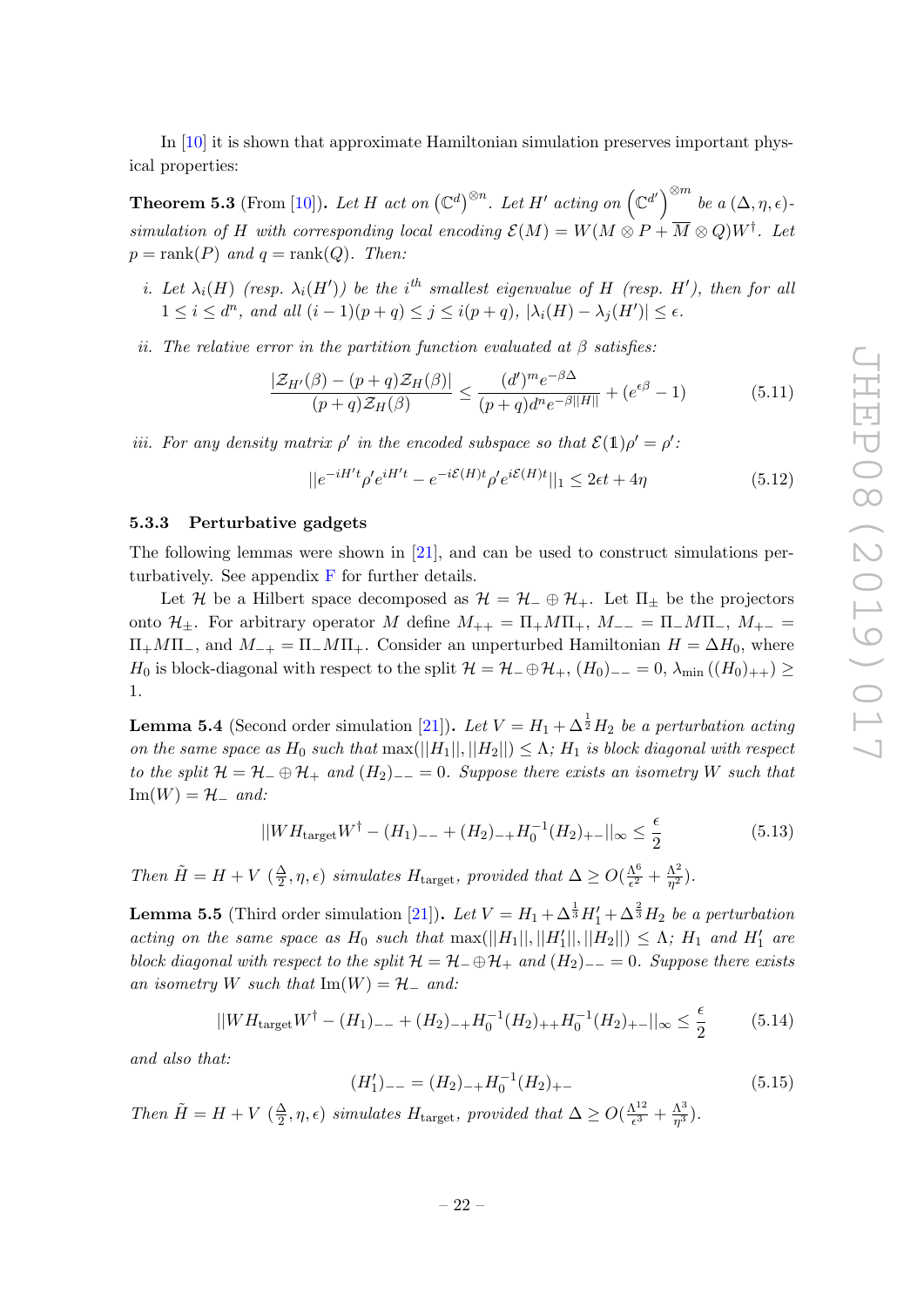In [10] it is shown that approximate Hamiltonian simulation preserves important physical properties:

**Theorem 5.3** (From [10]). *Let $H$ act on $\left(\mathbb{C}^d\right)^{\otimes n}$. Let $H'$ acting on $\left(\mathbb{C}^{d'}\right)^{\otimes m}$ be a $(\Delta, \eta, \epsilon)$-simulation of $H$ with corresponding local encoding $\mathcal{E}(M) = W(M \otimes P + \overline{M} \otimes Q)W^\dagger$. Let $p = \text{rank}(P)$ and $q = \text{rank}(Q)$. Then:*

*i. Let $\lambda_i(H)$ (resp. $\lambda_i(H')$) be the $i^{th}$ smallest eigenvalue of $H$ (resp. $H'$), then for all $1 \leq i \leq d^n$, and all $(i-1)(p+q) \leq j \leq i(p+q)$, $|\lambda_i(H) - \lambda_j(H')| \leq \epsilon$.*

*ii. The relative error in the partition function evaluated at $\beta$ satisfies:*

$$\frac{|\mathcal{Z}_{H'}(\beta) - (p+q)\mathcal{Z}_H(\beta)|}{(p+q)\mathcal{Z}_H(\beta)} \leq \frac{(d')^m e^{-\beta\Delta}}{(p+q)d^n e^{-\beta||H||}} + (e^{\epsilon\beta} - 1) \tag{5.11}$$

*iii. For any density matrix $\rho'$ in the encoded subspace so that $\mathcal{E}(\mathbb{1})\rho' = \rho'$:*

$$||e^{-iH't}\rho' e^{iH't} - e^{-i\mathcal{E}(H)t}\rho' e^{i\mathcal{E}(H)t}||_1 \leq 2\epsilon t + 4\eta \tag{5.12}$$

### 5.3.3 Perturbative gadgets

The following lemmas were shown in [21], and can be used to construct simulations perturbatively. See appendix F for further details.

Let $\mathcal{H}$ be a Hilbert space decomposed as $\mathcal{H} = \mathcal{H}_- \oplus \mathcal{H}_+$. Let $\Pi_\pm$ be the projectors onto $\mathcal{H}_\pm$. For arbitrary operator $M$ define $M_{++} = \Pi_+ M \Pi_+$, $M_{--} = \Pi_- M \Pi_-$, $M_{+-} = \Pi_+ M \Pi_-$, and $M_{-+} = \Pi_- M \Pi_+$. Consider an unperturbed Hamiltonian $H = \Delta H_0$, where $H_0$ is block-diagonal with respect to the split $\mathcal{H} = \mathcal{H}_- \oplus \mathcal{H}_+$, $(H_0)_{--} = 0$, $\lambda_{\min}\left((H_0)_{++}\right) \geq 1$.

**Lemma 5.4** (Second order simulation [21]). *Let $V = H_1 + \Delta^{\frac{1}{2}} H_2$ be a perturbation acting on the same space as $H_0$ such that $\max(||H_1||, ||H_2||) \leq \Lambda$; $H_1$ is block diagonal with respect to the split $\mathcal{H} = \mathcal{H}_- \oplus \mathcal{H}_+$ and $(H_2)_{--} = 0$. Suppose there exists an isometry $W$ such that $\text{Im}(W) = \mathcal{H}_-$ and:*

$$||W H_{\text{target}} W^\dagger - (H_1)_{--} + (H_2)_{-+} H_0^{-1} (H_2)_{+-}||_\infty \leq \frac{\epsilon}{2} \tag{5.13}$$

*Then $\tilde{H} = H + V$ $(\frac{\Delta}{2}, \eta, \epsilon)$ simulates $H_{\text{target}}$, provided that $\Delta \geq O(\frac{\Lambda^6}{\epsilon^2} + \frac{\Lambda^2}{\eta^2})$.*

**Lemma 5.5** (Third order simulation [21]). *Let $V = H_1 + \Delta^{\frac{1}{3}} H_1' + \Delta^{\frac{2}{3}} H_2$ be a perturbation acting on the same space as $H_0$ such that $\max(||H_1||, ||H_1'||, ||H_2||) \leq \Lambda$; $H_1$ and $H_1'$ are block diagonal with respect to the split $\mathcal{H} = \mathcal{H}_- \oplus \mathcal{H}_+$ and $(H_2)_{--} = 0$. Suppose there exists an isometry $W$ such that $\text{Im}(W) = \mathcal{H}_-$ and:*

$$||W H_{\text{target}} W^\dagger - (H_1)_{--} + (H_2)_{-+} H_0^{-1} (H_2)_{++} H_0^{-1} (H_2)_{+-}||_\infty \leq \frac{\epsilon}{2} \tag{5.14}$$

*and also that:*

$$(H_1')_{--} = (H_2)_{-+} H_0^{-1} (H_2)_{+-} \tag{5.15}$$

*Then $\tilde{H} = H + V$ $(\frac{\Delta}{2}, \eta, \epsilon)$ simulates $H_{\text{target}}$, provided that $\Delta \geq O(\frac{\Lambda^{12}}{\epsilon^3} + \frac{\Lambda^3}{\eta^3})$.*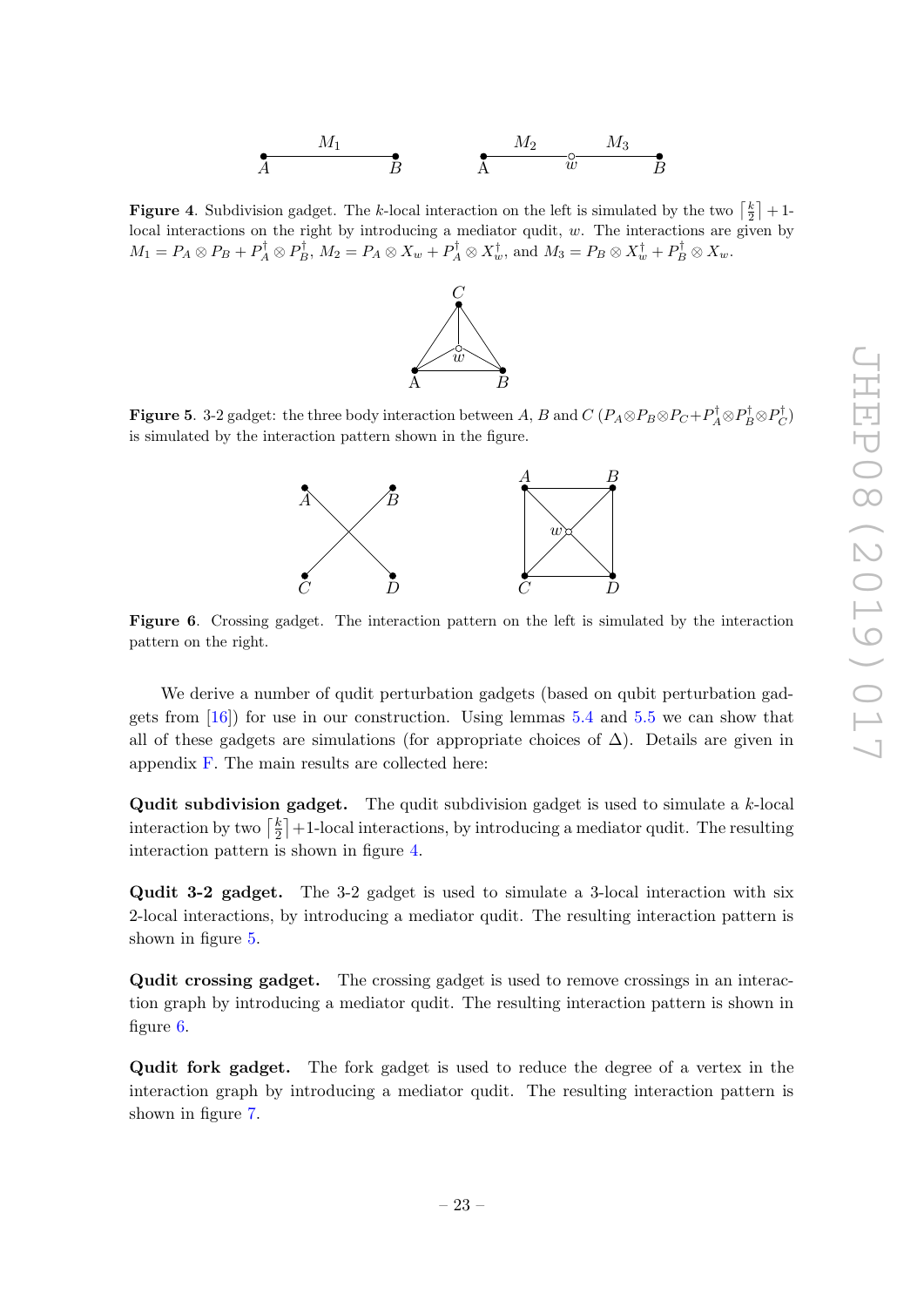**Figure 4**. Subdivision gadget. The $k$-local interaction on the left is simulated by the two $\lceil \frac{k}{2} \rceil + 1$-local interactions on the right by introducing a mediator qudit, $w$. The interactions are given by $M_1 = P_A \otimes P_B + P_A^\dagger \otimes P_B^\dagger$, $M_2 = P_A \otimes X_w + P_A^\dagger \otimes X_w^\dagger$, and $M_3 = P_B \otimes X_w^\dagger + P_B^\dagger \otimes X_w$.

**Figure 5**. 3-2 gadget: the three body interaction between $A$, $B$ and $C$ ($P_A \otimes P_B \otimes P_C + P_A^\dagger \otimes P_B^\dagger \otimes P_C^\dagger$) is simulated by the interaction pattern shown in the figure.

**Figure 6**. Crossing gadget. The interaction pattern on the left is simulated by the interaction pattern on the right.

We derive a number of qudit perturbation gadgets (based on qubit perturbation gadgets from [16]) for use in our construction. Using lemmas 5.4 and 5.5 we can show that all of these gadgets are simulations (for appropriate choices of $\Delta$). Details are given in appendix F. The main results are collected here:

**Qudit subdivision gadget.** The qudit subdivision gadget is used to simulate a $k$-local interaction by two $\lceil \frac{k}{2} \rceil + 1$-local interactions, by introducing a mediator qudit. The resulting interaction pattern is shown in figure 4.

**Qudit 3-2 gadget.** The 3-2 gadget is used to simulate a 3-local interaction with six 2-local interactions, by introducing a mediator qudit. The resulting interaction pattern is shown in figure 5.

**Qudit crossing gadget.** The crossing gadget is used to remove crossings in an interaction graph by introducing a mediator qudit. The resulting interaction pattern is shown in figure 6.

**Qudit fork gadget.** The fork gadget is used to reduce the degree of a vertex in the interaction graph by introducing a mediator qudit. The resulting interaction pattern is shown in figure 7.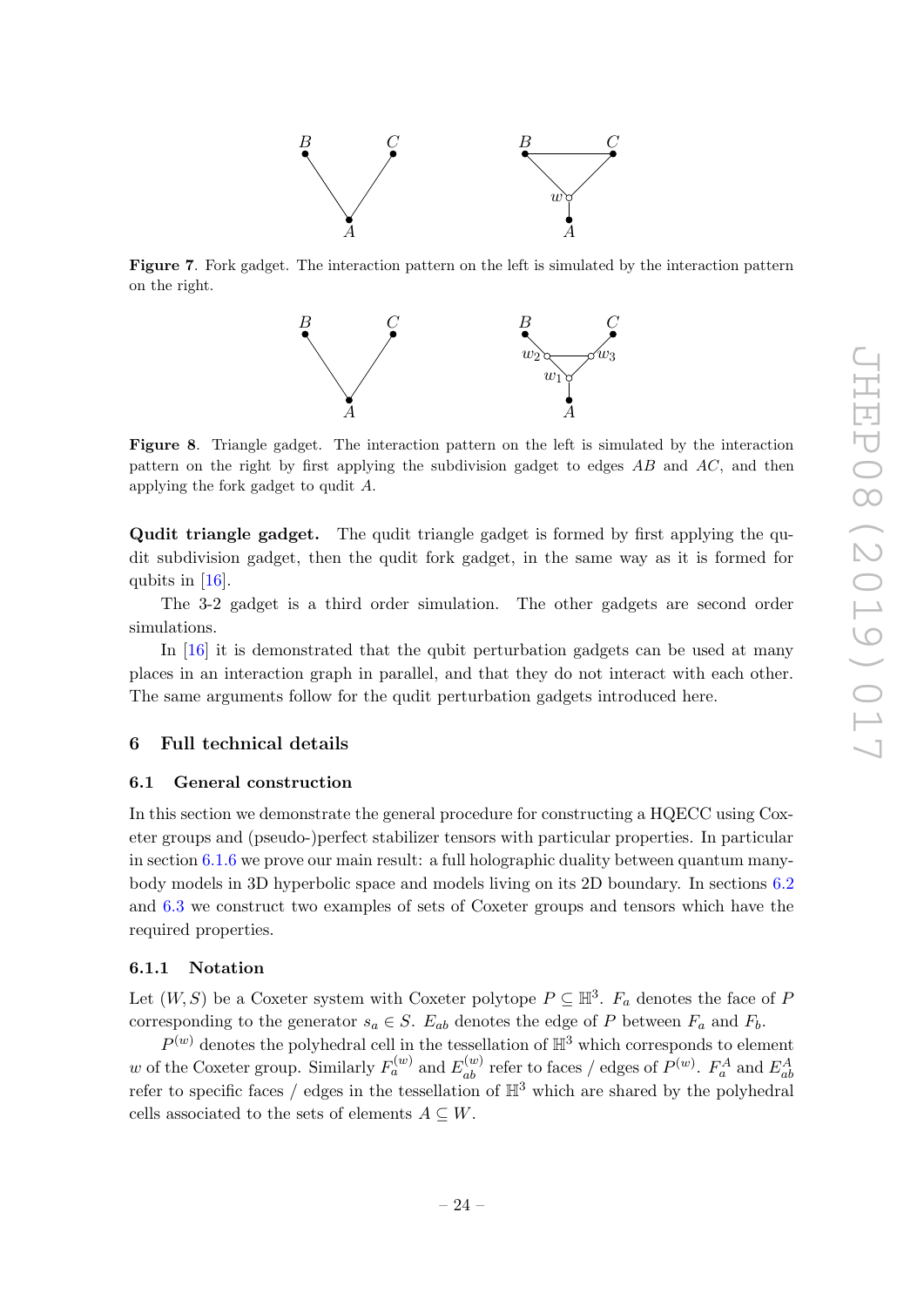**Figure 7**. Fork gadget. The interaction pattern on the left is simulated by the interaction pattern on the right.

**Figure 8**. Triangle gadget. The interaction pattern on the left is simulated by the interaction pattern on the right by first applying the subdivision gadget to edges $AB$ and $AC$, and then applying the fork gadget to qudit $A$.

**Qudit triangle gadget.** The qudit triangle gadget is formed by first applying the qudit subdivision gadget, then the qudit fork gadget, in the same way as it is formed for qubits in [16].

The 3-2 gadget is a third order simulation. The other gadgets are second order simulations.

In [16] it is demonstrated that the qubit perturbation gadgets can be used at many places in an interaction graph in parallel, and that they do not interact with each other. The same arguments follow for the qudit perturbation gadgets introduced here.

## 6 Full technical details

### 6.1 General construction

In this section we demonstrate the general procedure for constructing a HQECC using Coxeter groups and (pseudo-)perfect stabilizer tensors with particular properties. In particular in section 6.1.6 we prove our main result: a full holographic duality between quantum many-body models in 3D hyperbolic space and models living on its 2D boundary. In sections 6.2 and 6.3 we construct two examples of sets of Coxeter groups and tensors which have the required properties.

#### 6.1.1 Notation

Let $(W, S)$ be a Coxeter system with Coxeter polytope $P \subseteq \mathbb{H}^3$. $F_a$ denotes the face of $P$ corresponding to the generator $s_a \in S$. $E_{ab}$ denotes the edge of $P$ between $F_a$ and $F_b$.

$P^{(w)}$ denotes the polyhedral cell in the tessellation of $\mathbb{H}^3$ which corresponds to element $w$ of the Coxeter group. Similarly $F_a^{(w)}$ and $E_{ab}^{(w)}$ refer to faces / edges of $P^{(w)}$. $F_a^A$ and $E_{ab}^A$ refer to specific faces / edges in the tessellation of $\mathbb{H}^3$ which are shared by the polyhedral cells associated to the sets of elements $A \subseteq W$.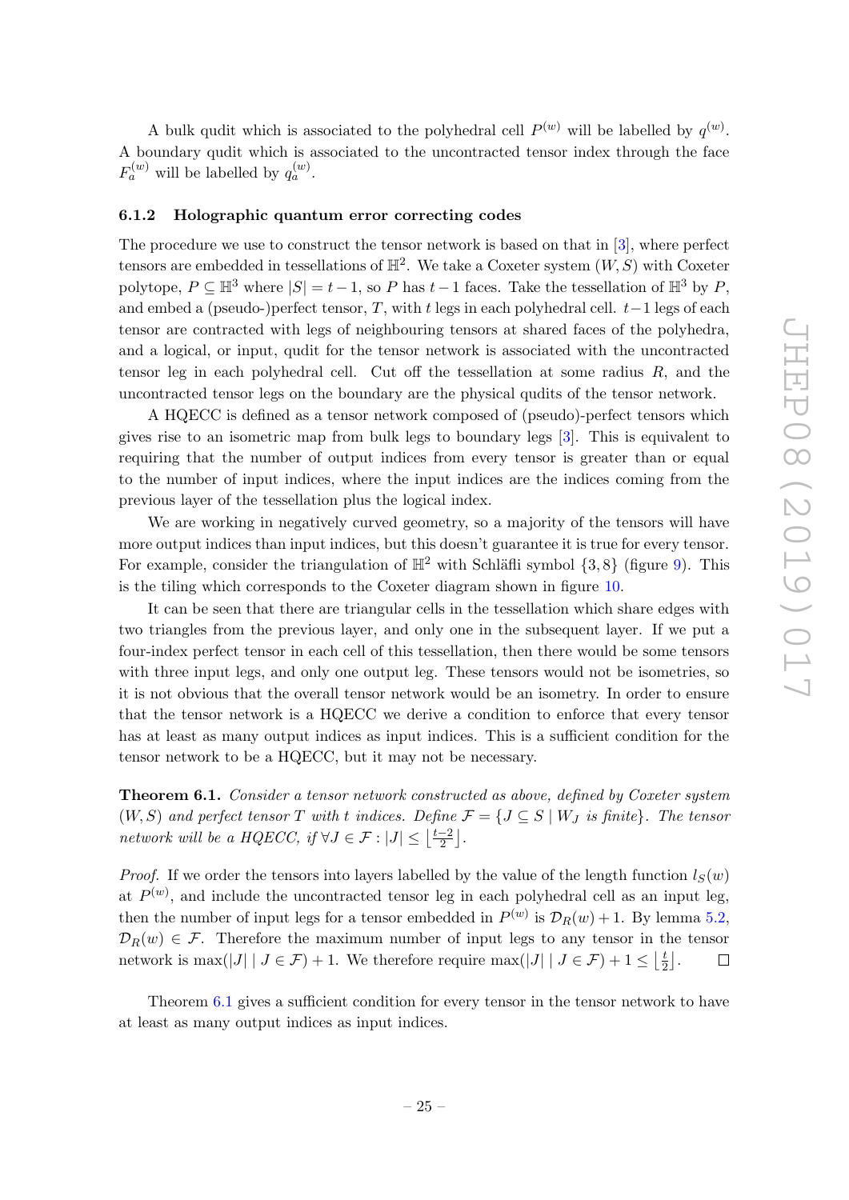A bulk qudit which is associated to the polyhedral cell $P^{(w)}$ will be labelled by $q^{(w)}$. A boundary qudit which is associated to the uncontracted tensor index through the face $F_a^{(w)}$ will be labelled by $q_a^{(w)}$.

### 6.1.2 Holographic quantum error correcting codes

The procedure we use to construct the tensor network is based on that in [3], where perfect tensors are embedded in tessellations of $\mathbb{H}^2$. We take a Coxeter system $(W, S)$ with Coxeter polytope, $P \subseteq \mathbb{H}^3$ where $|S| = t-1$, so $P$ has $t-1$ faces. Take the tessellation of $\mathbb{H}^3$ by $P$, and embed a (pseudo-)perfect tensor, $T$, with $t$ legs in each polyhedral cell. $t-1$ legs of each tensor are contracted with legs of neighbouring tensors at shared faces of the polyhedra, and a logical, or input, qudit for the tensor network is associated with the uncontracted tensor leg in each polyhedral cell. Cut off the tessellation at some radius $R$, and the uncontracted tensor legs on the boundary are the physical qudits of the tensor network.

A HQECC is defined as a tensor network composed of (pseudo)-perfect tensors which gives rise to an isometric map from bulk legs to boundary legs [3]. This is equivalent to requiring that the number of output indices from every tensor is greater than or equal to the number of input indices, where the input indices are the indices coming from the previous layer of the tessellation plus the logical index.

We are working in negatively curved geometry, so a majority of the tensors will have more output indices than input indices, but this doesn't guarantee it is true for every tensor. For example, consider the triangulation of $\mathbb{H}^2$ with Schläfli symbol $\{3, 8\}$ (figure 9). This is the tiling which corresponds to the Coxeter diagram shown in figure 10.

It can be seen that there are triangular cells in the tessellation which share edges with two triangles from the previous layer, and only one in the subsequent layer. If we put a four-index perfect tensor in each cell of this tessellation, then there would be some tensors with three input legs, and only one output leg. These tensors would not be isometries, so it is not obvious that the overall tensor network would be an isometry. In order to ensure that the tensor network is a HQECC we derive a condition to enforce that every tensor has at least as many output indices as input indices. This is a sufficient condition for the tensor network to be a HQECC, but it may not be necessary.

**Theorem 6.1.** *Consider a tensor network constructed as above, defined by Coxeter system $(W, S)$ and perfect tensor $T$ with $t$ indices. Define $\mathcal{F} = \{J \subseteq S \mid W_J \text{ is finite}\}$. The tensor network will be a HQECC, if $\forall J \in \mathcal{F} : |J| \leq \left\lfloor \frac{t-2}{2} \right\rfloor$.*

*Proof.* If we order the tensors into layers labelled by the value of the length function $l_S(w)$ at $P^{(w)}$, and include the uncontracted tensor leg in each polyhedral cell as an input leg, then the number of input legs for a tensor embedded in $P^{(w)}$ is $\mathcal{D}_R(w) + 1$. By lemma 5.2, $\mathcal{D}_R(w) \in \mathcal{F}$. Therefore the maximum number of input legs to any tensor in the tensor network is $\max(|J| \mid J \in \mathcal{F}) + 1$. We therefore require $\max(|J| \mid J \in \mathcal{F}) + 1 \leq \left\lfloor \frac{t}{2} \right\rfloor$. $\square$

Theorem 6.1 gives a sufficient condition for every tensor in the tensor network to have at least as many output indices as input indices.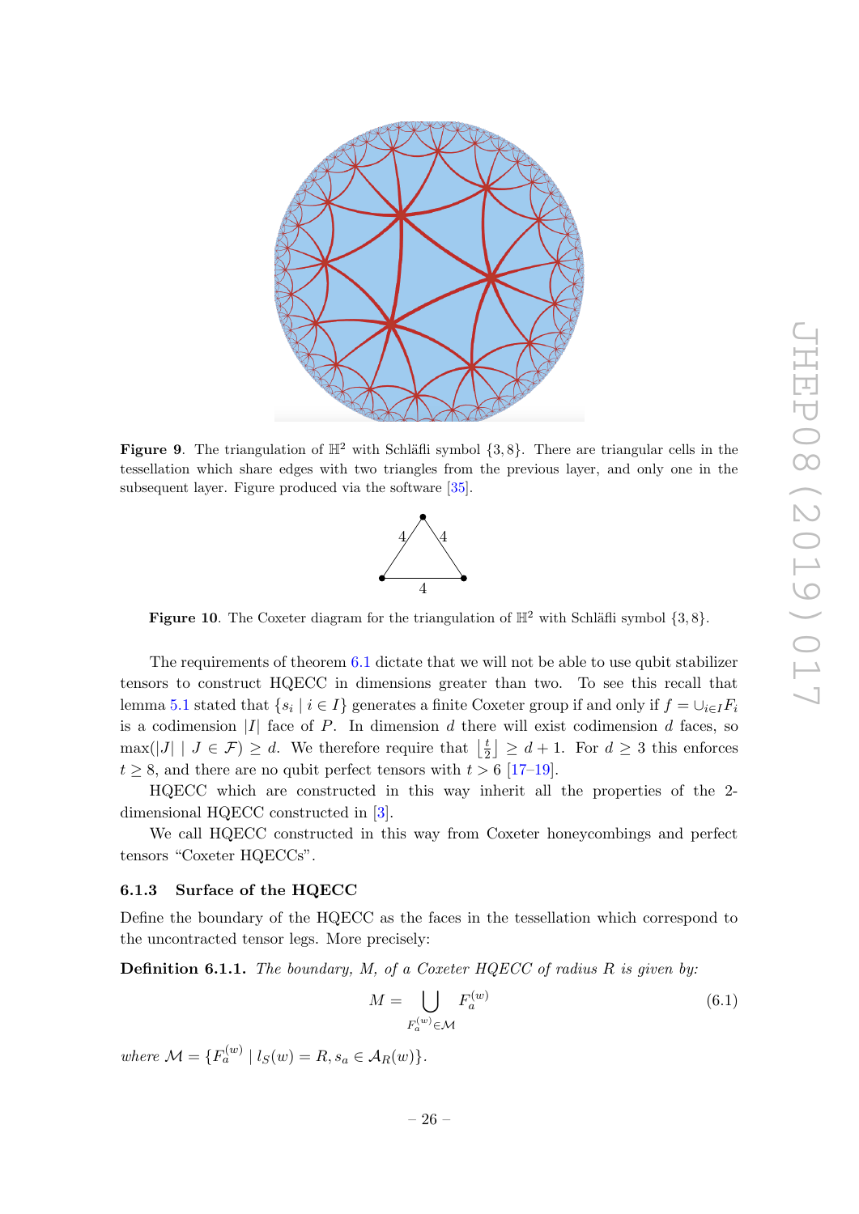**Figure 9**. The triangulation of $\mathbb{H}^2$ with Schläfli symbol $\{3, 8\}$. There are triangular cells in the tessellation which share edges with two triangles from the previous layer, and only one in the subsequent layer. Figure produced via the software [35].

**Figure 10**. The Coxeter diagram for the triangulation of $\mathbb{H}^2$ with Schläfli symbol $\{3, 8\}$.

The requirements of theorem 6.1 dictate that we will not be able to use qubit stabilizer tensors to construct HQECC in dimensions greater than two. To see this recall that lemma 5.1 stated that $\{s_i \mid i \in I\}$ generates a finite Coxeter group if and only if $f = \cup_{i \in I} F_i$ is a codimension $|I|$ face of $P$. In dimension $d$ there will exist codimension $d$ faces, so $\max(|J| \mid J \in \mathcal{F}) \geq d$. We therefore require that $\left\lfloor \frac{t}{2} \right\rfloor \geq d + 1$. For $d \geq 3$ this enforces $t \geq 8$, and there are no qubit perfect tensors with $t > 6$ [17–19].

HQECC which are constructed in this way inherit all the properties of the 2-dimensional HQECC constructed in [3].

We call HQECC constructed in this way from Coxeter honeycombings and perfect tensors "Coxeter HQECCs".

#### 6.1.3 Surface of the HQECC

Define the boundary of the HQECC as the faces in the tessellation which correspond to the uncontracted tensor legs. More precisely:

**Definition 6.1.1.** *The boundary, $M$, of a Coxeter HQECC of radius $R$ is given by:*

$$M = \bigcup_{F_a^{(w)} \in \mathcal{M}} F_a^{(w)} \tag{6.1}$$

*where $\mathcal{M} = \{F_a^{(w)} \mid l_S(w) = R, s_a \in \mathcal{A}_R(w)\}$.*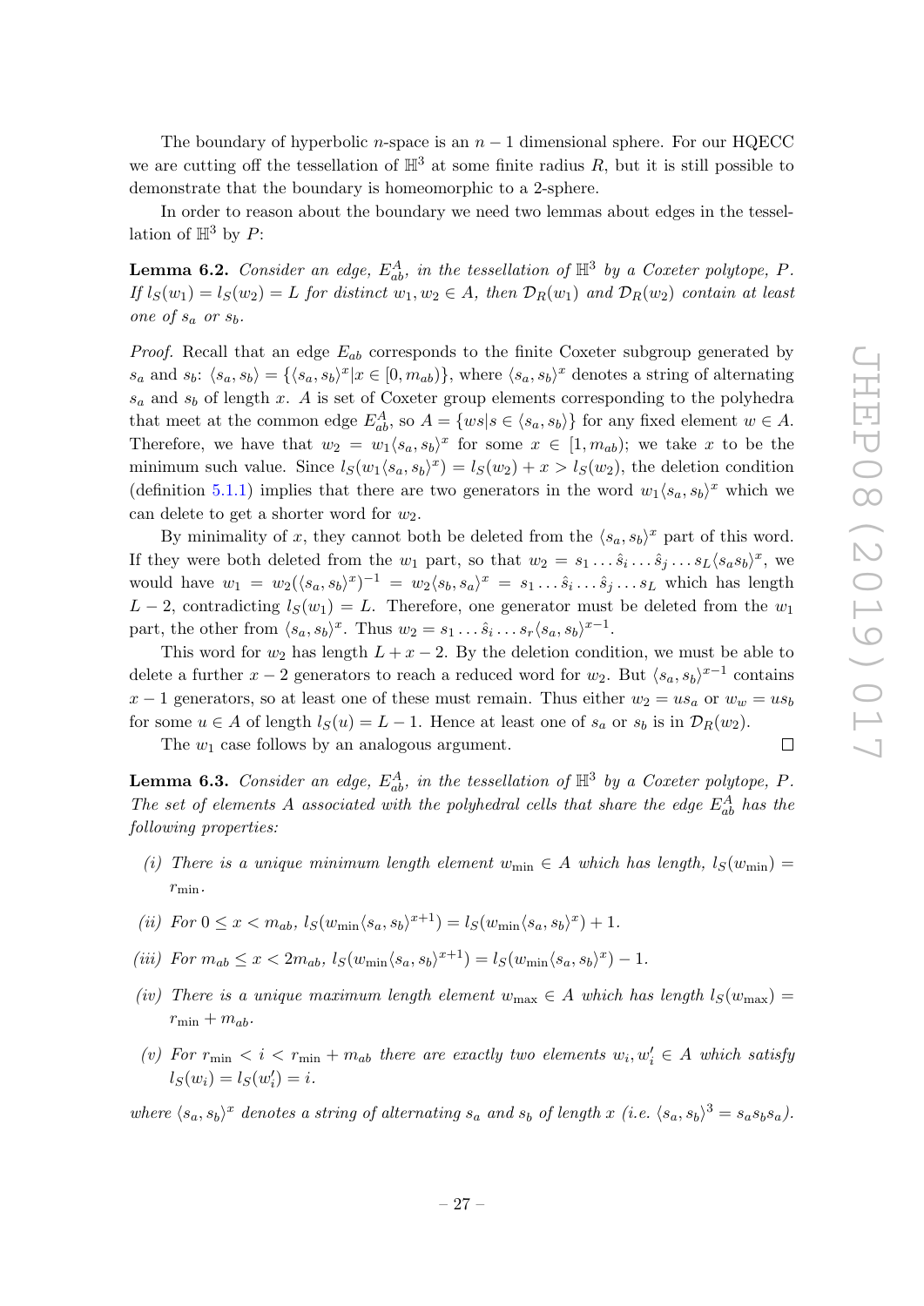The boundary of hyperbolic $n$-space is an $n-1$ dimensional sphere. For our HQECC we are cutting off the tessellation of $\mathbb{H}^3$ at some finite radius $R$, but it is still possible to demonstrate that the boundary is homeomorphic to a 2-sphere.

In order to reason about the boundary we need two lemmas about edges in the tessellation of $\mathbb{H}^3$ by $P$:

**Lemma 6.2.** *Consider an edge, $E_{ab}^A$, in the tessellation of $\mathbb{H}^3$ by a Coxeter polytope, $P$. If $l_S(w_1) = l_S(w_2) = L$ for distinct $w_1, w_2 \in A$, then $\mathcal{D}_R(w_1)$ and $\mathcal{D}_R(w_2)$ contain at least one of $s_a$ or $s_b$.*

*Proof.* Recall that an edge $E_{ab}$ corresponds to the finite Coxeter subgroup generated by $s_a$ and $s_b$: $\langle s_a, s_b \rangle = \{\langle s_a, s_b \rangle^x | x \in [0, m_{ab})\}$, where $\langle s_a, s_b \rangle^x$ denotes a string of alternating $s_a$ and $s_b$ of length $x$. $A$ is set of Coxeter group elements corresponding to the polyhedra that meet at the common edge $E_{ab}^A$, so $A = \{ws | s \in \langle s_a, s_b \rangle\}$ for any fixed element $w \in A$. Therefore, we have that $w_2 = w_1 \langle s_a, s_b \rangle^x$ for some $x \in [1, m_{ab})$; we take $x$ to be the minimum such value. Since $l_S(w_1 \langle s_a, s_b \rangle^x) = l_S(w_2) + x > l_S(w_2)$, the deletion condition (definition 5.1.1) implies that there are two generators in the word $w_1 \langle s_a, s_b \rangle^x$ which we can delete to get a shorter word for $w_2$.

By minimality of $x$, they cannot both be deleted from the $\langle s_a, s_b \rangle^x$ part of this word. If they were both deleted from the $w_1$ part, so that $w_2 = s_1 \dots \hat{s}_i \dots \hat{s}_j \dots s_L \langle s_a s_b \rangle^x$, we would have $w_1 = w_2 (\langle s_a, s_b \rangle^x)^{-1} = w_2 \langle s_b, s_a \rangle^x = s_1 \dots \hat{s}_i \dots \hat{s}_j \dots s_L$ which has length $L-2$, contradicting $l_S(w_1) = L$. Therefore, one generator must be deleted from the $w_1$ part, the other from $\langle s_a, s_b \rangle^x$. Thus $w_2 = s_1 \dots \hat{s}_i \dots s_r \langle s_a, s_b \rangle^{x-1}$.

This word for $w_2$ has length $L + x - 2$. By the deletion condition, we must be able to delete a further $x-2$ generators to reach a reduced word for $w_2$. But $\langle s_a, s_b \rangle^{x-1}$ contains $x-1$ generators, so at least one of these must remain. Thus either $w_2 = us_a$ or $w_w = us_b$ for some $u \in A$ of length $l_S(u) = L-1$. Hence at least one of $s_a$ or $s_b$ is in $\mathcal{D}_R(w_2)$.

The $w_1$ case follows by an analogous argument. □

**Lemma 6.3.** *Consider an edge, $E_{ab}^A$, in the tessellation of $\mathbb{H}^3$ by a Coxeter polytope, $P$. The set of elements $A$ associated with the polyhedral cells that share the edge $E_{ab}^A$ has the following properties:*

*(i) There is a unique minimum length element $w_{\min} \in A$ which has length, $l_S(w_{\min}) = r_{\min}$.*

*(ii) For $0 \leq x < m_{ab}$, $l_S(w_{\min} \langle s_a, s_b \rangle^{x+1}) = l_S(w_{\min} \langle s_a, s_b \rangle^x) + 1$.*

*(iii) For $m_{ab} \leq x < 2m_{ab}$, $l_S(w_{\min} \langle s_a, s_b \rangle^{x+1}) = l_S(w_{\min} \langle s_a, s_b \rangle^x) - 1$.*

*(iv) There is a unique maximum length element $w_{\max} \in A$ which has length $l_S(w_{\max}) = r_{\min} + m_{ab}$.*

*(v) For $r_{\min} < i < r_{\min} + m_{ab}$ there are exactly two elements $w_i, w_i' \in A$ which satisfy $l_S(w_i) = l_S(w_i') = i$.*

*where $\langle s_a, s_b \rangle^x$ denotes a string of alternating $s_a$ and $s_b$ of length $x$ (i.e. $\langle s_a, s_b \rangle^3 = s_a s_b s_a$).*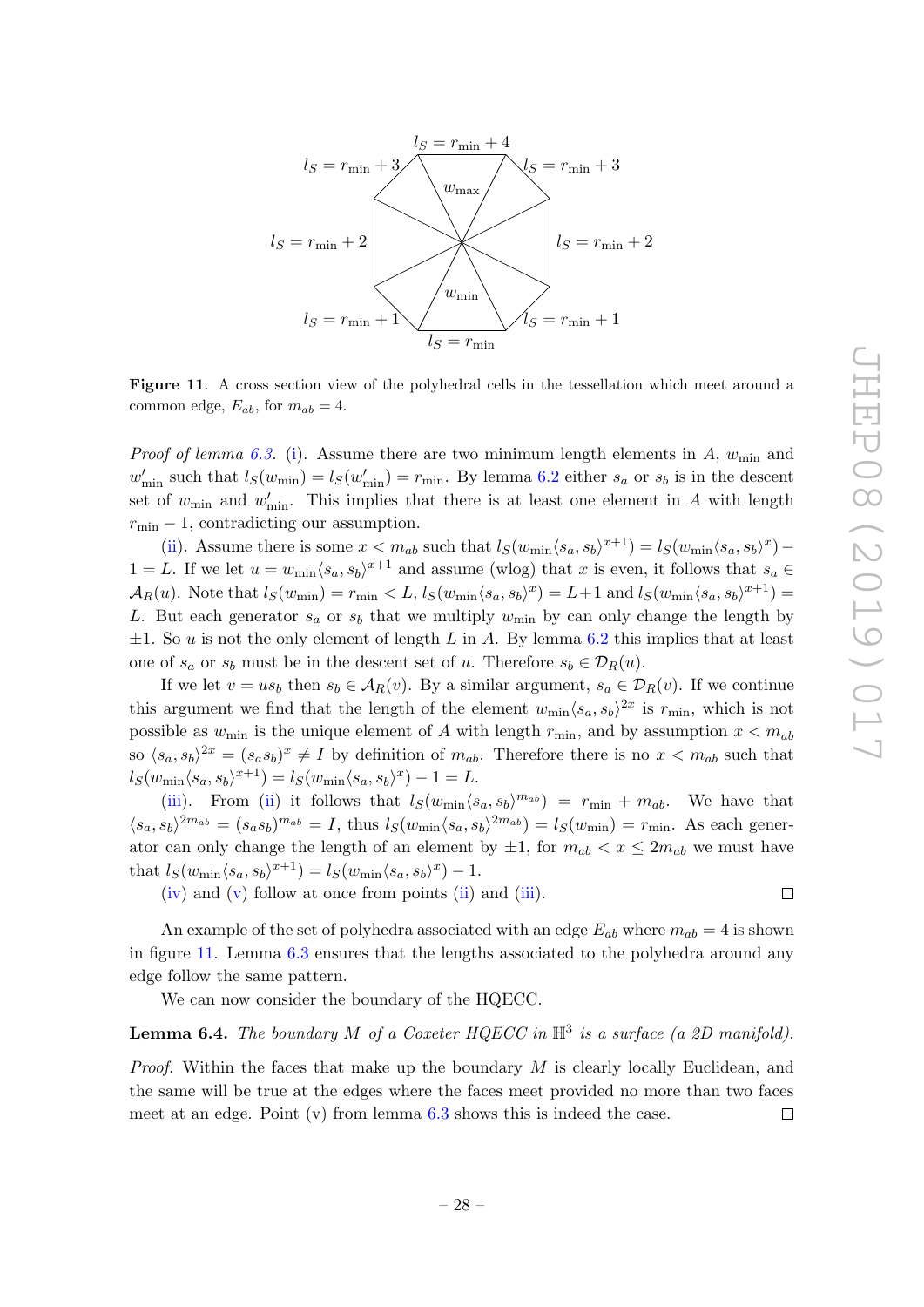$l_S = r_{\min} + 4$

$l_S = r_{\min} + 3$ $l_S = r_{\min} + 3$

$w_{\max}$

$l_S = r_{\min} + 2$ $l_S = r_{\min} + 2$

$w_{\min}$

$l_S = r_{\min} + 1$ $l_S = r_{\min} + 1$

$l_S = r_{\min}$

**Figure 11**. A cross section view of the polyhedral cells in the tessellation which meet around a common edge, $E_{ab}$, for $m_{ab} = 4$.

*Proof of lemma 6.3.* (i). Assume there are two minimum length elements in $A$, $w_{\min}$ and $w'_{\min}$ such that $l_S(w_{\min}) = l_S(w'_{\min}) = r_{\min}$. By lemma 6.2 either $s_a$ or $s_b$ is in the descent set of $w_{\min}$ and $w'_{\min}$. This implies that there is at least one element in $A$ with length $r_{\min} - 1$, contradicting our assumption.

(ii). Assume there is some $x < m_{ab}$ such that $l_S(w_{\min}\langle s_a, s_b\rangle^{x+1}) = l_S(w_{\min}\langle s_a, s_b\rangle^{x}) - 1 = L$. If we let $u = w_{\min}\langle s_a, s_b\rangle^{x+1}$ and assume (wlog) that $x$ is even, it follows that $s_a \in \mathcal{A}_R(u)$. Note that $l_S(w_{\min}) = r_{\min} < L$, $l_S(w_{\min}\langle s_a, s_b\rangle^{x}) = L+1$ and $l_S(w_{\min}\langle s_a, s_b\rangle^{x+1}) = L$. But each generator $s_a$ or $s_b$ that we multiply $w_{\min}$ by can only change the length by $\pm 1$. So $u$ is not the only element of length $L$ in $A$. By lemma 6.2 this implies that at least one of $s_a$ or $s_b$ must be in the descent set of $u$. Therefore $s_b \in \mathcal{D}_R(u)$.

If we let $v = us_b$ then $s_b \in \mathcal{A}_R(v)$. By a similar argument, $s_a \in \mathcal{D}_R(v)$. If we continue this argument we find that the length of the element $w_{\min}\langle s_a, s_b\rangle^{2x}$ is $r_{\min}$, which is not possible as $w_{\min}$ is the unique element of $A$ with length $r_{\min}$, and by assumption $x < m_{ab}$ so $\langle s_a, s_b\rangle^{2x} = (s_a s_b)^x \neq I$ by definition of $m_{ab}$. Therefore there is no $x < m_{ab}$ such that $l_S(w_{\min}\langle s_a, s_b\rangle^{x+1}) = l_S(w_{\min}\langle s_a, s_b\rangle^{x}) - 1 = L$.

(iii). From (ii) it follows that $l_S(w_{\min}\langle s_a, s_b\rangle^{m_{ab}}) = r_{\min} + m_{ab}$. We have that $\langle s_a, s_b\rangle^{2m_{ab}} = (s_a s_b)^{m_{ab}} = I$, thus $l_S(w_{\min}\langle s_a, s_b\rangle^{2m_{ab}}) = l_S(w_{\min}) = r_{\min}$. As each generator can only change the length of an element by $\pm 1$, for $m_{ab} < x \leq 2m_{ab}$ we must have that $l_S(w_{\min}\langle s_a, s_b\rangle^{x+1}) = l_S(w_{\min}\langle s_a, s_b\rangle^{x}) - 1$.

(iv) and (v) follow at once from points (ii) and (iii). □

An example of the set of polyhedra associated with an edge $E_{ab}$ where $m_{ab} = 4$ is shown in figure 11. Lemma 6.3 ensures that the lengths associated to the polyhedra around any edge follow the same pattern.

We can now consider the boundary of the HQECC.

**Lemma 6.4.** *The boundary $M$ of a Coxeter HQECC in $\mathbb{H}^3$ is a surface (a 2D manifold).*

*Proof.* Within the faces that make up the boundary $M$ is clearly locally Euclidean, and the same will be true at the edges where the faces meet provided no more than two faces meet at an edge. Point (v) from lemma 6.3 shows this is indeed the case. □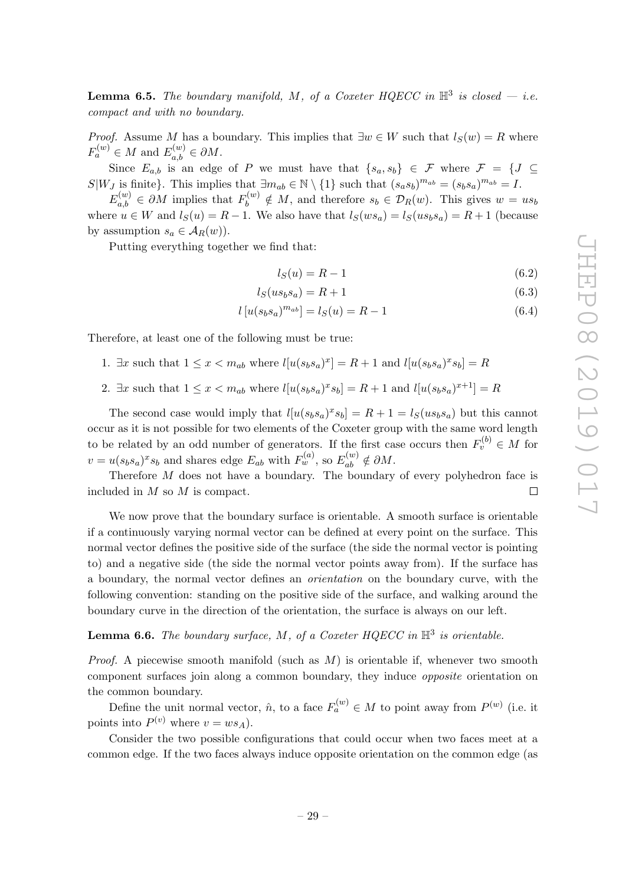**Lemma 6.5.** *The boundary manifold, $M$, of a Coxeter HQECC in $\mathbb{H}^3$ is closed — i.e. compact and with no boundary.*

*Proof.* Assume $M$ has a boundary. This implies that $\exists w \in W$ such that $l_S(w) = R$ where $F_a^{(w)} \in M$ and $E_{a,b}^{(w)} \in \partial M$.

Since $E_{a,b}$ is an edge of $P$ we must have that $\{s_a, s_b\} \in \mathcal{F}$ where $\mathcal{F} = \{J \subseteq S | W_J \text{ is finite}\}$. This implies that $\exists m_{ab} \in \mathbb{N} \setminus \{1\}$ such that $(s_a s_b)^{m_{ab}} = (s_b s_a)^{m_{ab}} = I$.

$E_{a,b}^{(w)} \in \partial M$ implies that $F_b^{(w)} \notin M$, and therefore $s_b \in \mathcal{D}_R(w)$. This gives $w = u s_b$ where $u \in W$ and $l_S(u) = R - 1$. We also have that $l_S(w s_a) = l_S(u s_b s_a) = R + 1$ (because by assumption $s_a \in \mathcal{A}_R(w)$).

Putting everything together we find that:

$$l_S(u) = R - 1 \tag{6.2}$$

$$l_S(u s_b s_a) = R + 1 \tag{6.3}$$

$$l\left[u (s_b s_a)^{m_{ab}}\right] = l_S(u) = R - 1 \tag{6.4}$$

Therefore, at least one of the following must be true:

1. $\exists x$ such that $1 \leq x < m_{ab}$ where $l[u(s_b s_a)^x] = R + 1$ and $l[u(s_b s_a)^x s_b] = R$
2. $\exists x$ such that $1 \leq x < m_{ab}$ where $l[u(s_b s_a)^x s_b] = R + 1$ and $l[u(s_b s_a)^{x+1}] = R$

The second case would imply that $l[u(s_b s_a)^x s_b] = R + 1 = l_S(u s_b s_a)$ but this cannot occur as it is not possible for two elements of the Coxeter group with the same word length to be related by an odd number of generators. If the first case occurs then $F_v^{(b)} \in M$ for $v = u(s_b s_a)^x s_b$ and shares edge $E_{ab}$ with $F_w^{(a)}$, so $E_{ab}^{(w)} \notin \partial M$.

Therefore $M$ does not have a boundary. The boundary of every polyhedron face is included in $M$ so $M$ is compact. □

We now prove that the boundary surface is orientable. A smooth surface is orientable if a continuously varying normal vector can be defined at every point on the surface. This normal vector defines the positive side of the surface (the side the normal vector is pointing to) and a negative side (the side the normal vector points away from). If the surface has a boundary, the normal vector defines an *orientation* on the boundary curve, with the following convention: standing on the positive side of the surface, and walking around the boundary curve in the direction of the orientation, the surface is always on our left.

**Lemma 6.6.** *The boundary surface, $M$, of a Coxeter HQECC in $\mathbb{H}^3$ is orientable.*

*Proof.* A piecewise smooth manifold (such as $M$) is orientable if, whenever two smooth component surfaces join along a common boundary, they induce *opposite* orientation on the common boundary.

Define the unit normal vector, $\hat{n}$, to a face $F_a^{(w)} \in M$ to point away from $P^{(w)}$ (i.e. it points into $P^{(v)}$ where $v = w s_A$).

Consider the two possible configurations that could occur when two faces meet at a common edge. If the two faces always induce opposite orientation on the common edge (as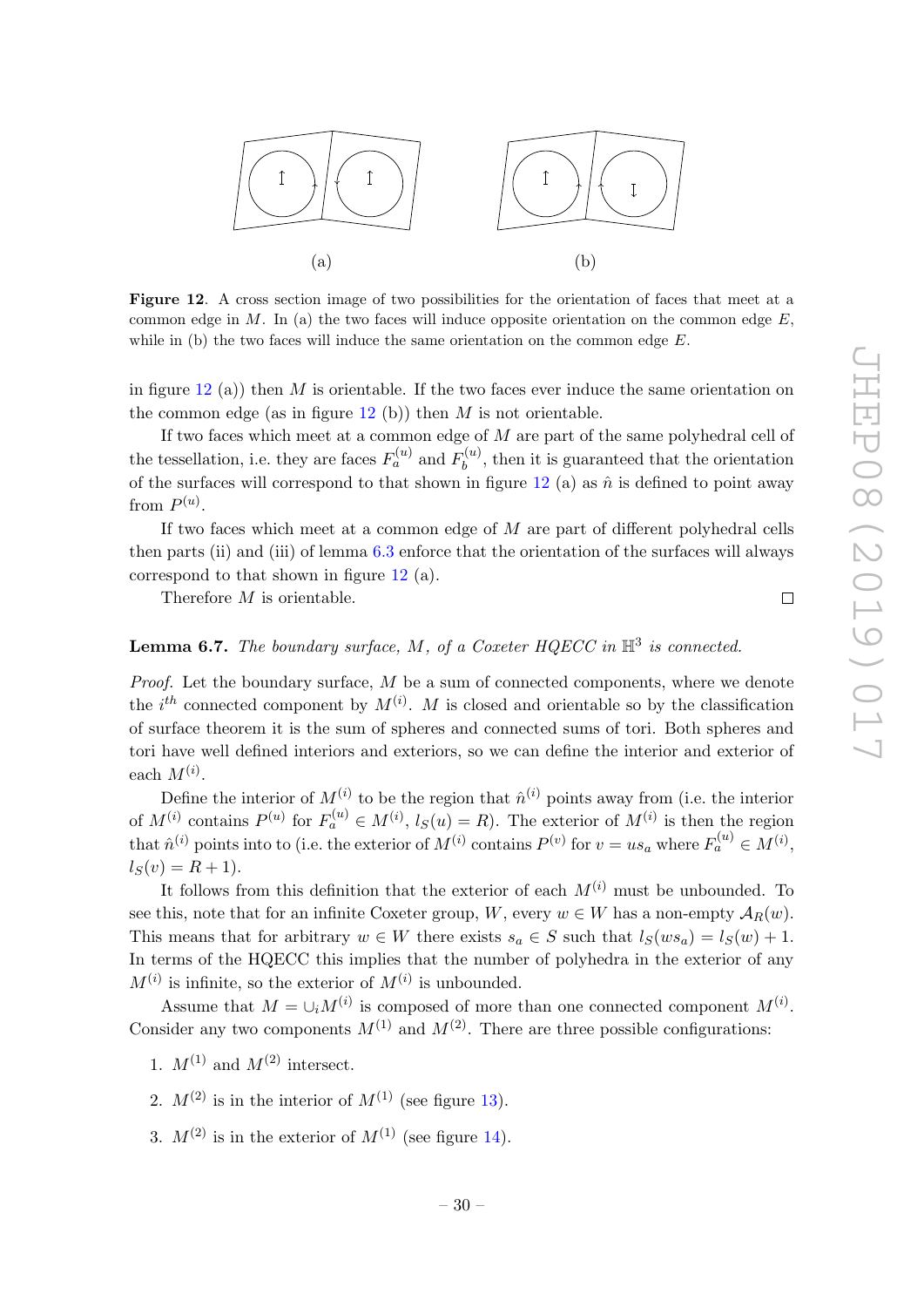**Figure 12**. A cross section image of two possibilities for the orientation of faces that meet at a common edge in $M$. In (a) the two faces will induce opposite orientation on the common edge $E$, while in (b) the two faces will induce the same orientation on the common edge $E$.

in figure 12 (a)) then $M$ is orientable. If the two faces ever induce the same orientation on the common edge (as in figure 12 (b)) then $M$ is not orientable.

If two faces which meet at a common edge of $M$ are part of the same polyhedral cell of the tessellation, i.e. they are faces $F_a^{(u)}$ and $F_b^{(u)}$, then it is guaranteed that the orientation of the surfaces will correspond to that shown in figure 12 (a) as $\hat{n}$ is defined to point away from $P^{(u)}$.

If two faces which meet at a common edge of $M$ are part of different polyhedral cells then parts (ii) and (iii) of lemma 6.3 enforce that the orientation of the surfaces will always correspond to that shown in figure 12 (a).

Therefore $M$ is orientable. □

**Lemma 6.7.** *The boundary surface, $M$, of a Coxeter HQECC in $\mathbb{H}^3$ is connected.*

*Proof.* Let the boundary surface, $M$ be a sum of connected components, where we denote the $i^{th}$ connected component by $M^{(i)}$. $M$ is closed and orientable so by the classification of surface theorem it is the sum of spheres and connected sums of tori. Both spheres and tori have well defined interiors and exteriors, so we can define the interior and exterior of each $M^{(i)}$.

Define the interior of $M^{(i)}$ to be the region that $\hat{n}^{(i)}$ points away from (i.e. the interior of $M^{(i)}$ contains $P^{(u)}$ for $F_a^{(u)} \in M^{(i)}$, $l_S(u) = R$). The exterior of $M^{(i)}$ is then the region that $\hat{n}^{(i)}$ points into to (i.e. the exterior of $M^{(i)}$ contains $P^{(v)}$ for $v = us_a$ where $F_a^{(u)} \in M^{(i)}$, $l_S(v) = R + 1$).

It follows from this definition that the exterior of each $M^{(i)}$ must be unbounded. To see this, note that for an infinite Coxeter group, $W$, every $w \in W$ has a non-empty $\mathcal{A}_R(w)$. This means that for arbitrary $w \in W$ there exists $s_a \in S$ such that $l_S(ws_a) = l_S(w) + 1$. In terms of the HQECC this implies that the number of polyhedra in the exterior of any $M^{(i)}$ is infinite, so the exterior of $M^{(i)}$ is unbounded.

Assume that $M = \cup_i M^{(i)}$ is composed of more than one connected component $M^{(i)}$. Consider any two components $M^{(1)}$ and $M^{(2)}$. There are three possible configurations:

1. $M^{(1)}$ and $M^{(2)}$ intersect.
2. $M^{(2)}$ is in the interior of $M^{(1)}$ (see figure 13).
3. $M^{(2)}$ is in the exterior of $M^{(1)}$ (see figure 14).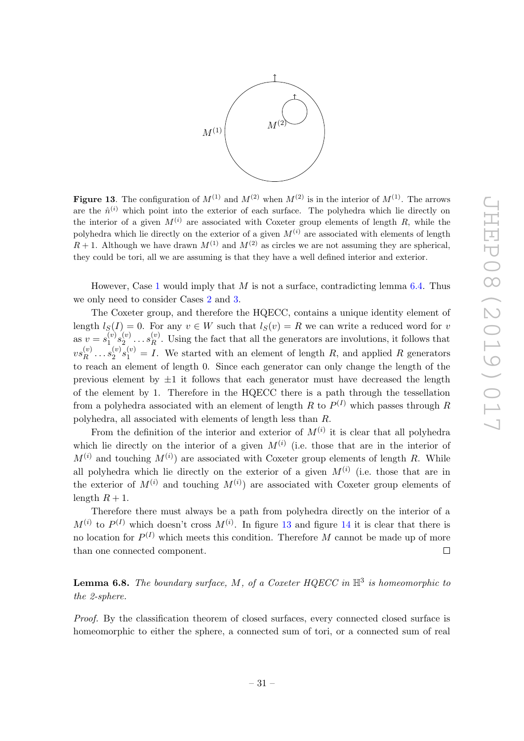**Figure 13**. The configuration of $M^{(1)}$ and $M^{(2)}$ when $M^{(2)}$ is in the interior of $M^{(1)}$. The arrows are the $\hat{n}^{(i)}$ which point into the exterior of each surface. The polyhedra which lie directly on the interior of a given $M^{(i)}$ are associated with Coxeter group elements of length $R$, while the polyhedra which lie directly on the exterior of a given $M^{(i)}$ are associated with elements of length $R+1$. Although we have drawn $M^{(1)}$ and $M^{(2)}$ as circles we are not assuming they are spherical, they could be tori, all we are assuming is that they have a well defined interior and exterior.

However, Case 1 would imply that $M$ is not a surface, contradicting lemma 6.4. Thus we only need to consider Cases 2 and 3.

The Coxeter group, and therefore the HQECC, contains a unique identity element of length $l_S(I) = 0$. For any $v \in W$ such that $l_S(v) = R$ we can write a reduced word for $v$ as $v = s_1^{(v)} s_2^{(v)} \ldots s_R^{(v)}$. Using the fact that all the generators are involutions, it follows that $v s_R^{(v)} \ldots s_2^{(v)} s_1^{(v)} = I$. We started with an element of length $R$, and applied $R$ generators to reach an element of length 0. Since each generator can only change the length of the previous element by $\pm 1$ it follows that each generator must have decreased the length of the element by 1. Therefore in the HQECC there is a path through the tessellation from a polyhedra associated with an element of length $R$ to $P^{(I)}$ which passes through $R$ polyhedra, all associated with elements of length less than $R$.

From the definition of the interior and exterior of $M^{(i)}$ it is clear that all polyhedra which lie directly on the interior of a given $M^{(i)}$ (i.e. those that are in the interior of $M^{(i)}$ and touching $M^{(i)}$) are associated with Coxeter group elements of length $R$. While all polyhedra which lie directly on the exterior of a given $M^{(i)}$ (i.e. those that are in the exterior of $M^{(i)}$ and touching $M^{(i)}$) are associated with Coxeter group elements of length $R+1$.

Therefore there must always be a path from polyhedra directly on the interior of a $M^{(i)}$ to $P^{(I)}$ which doesn't cross $M^{(i)}$. In figure 13 and figure 14 it is clear that there is no location for $P^{(I)}$ which meets this condition. Therefore $M$ cannot be made up of more than one connected component. ◻

**Lemma 6.8.** *The boundary surface, $M$, of a Coxeter HQECC in $\mathbb{H}^3$ is homeomorphic to the 2-sphere.*

*Proof.* By the classification theorem of closed surfaces, every connected closed surface is homeomorphic to either the sphere, a connected sum of tori, or a connected sum of real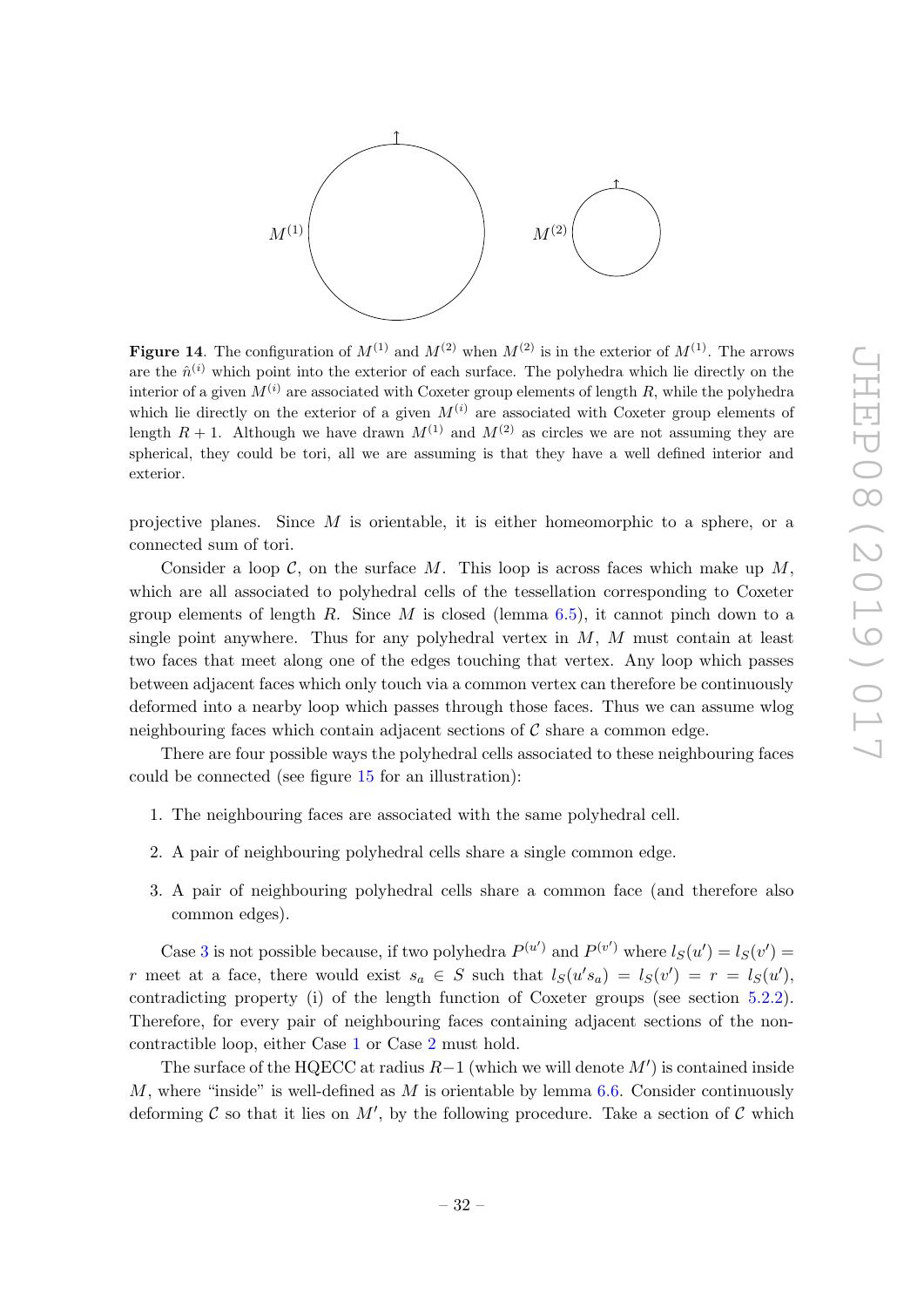**Figure 14**. The configuration of $M^{(1)}$ and $M^{(2)}$ when $M^{(2)}$ is in the exterior of $M^{(1)}$. The arrows are the $\hat{n}^{(i)}$ which point into the exterior of each surface. The polyhedra which lie directly on the interior of a given $M^{(i)}$ are associated with Coxeter group elements of length $R$, while the polyhedra which lie directly on the exterior of a given $M^{(i)}$ are associated with Coxeter group elements of length $R+1$. Although we have drawn $M^{(1)}$ and $M^{(2)}$ as circles we are not assuming they are spherical, they could be tori, all we are assuming is that they have a well defined interior and exterior.

projective planes. Since $M$ is orientable, it is either homeomorphic to a sphere, or a connected sum of tori.

Consider a loop $\mathcal{C}$, on the surface $M$. This loop is across faces which make up $M$, which are all associated to polyhedral cells of the tessellation corresponding to Coxeter group elements of length $R$. Since $M$ is closed (lemma 6.5), it cannot pinch down to a single point anywhere. Thus for any polyhedral vertex in $M$, $M$ must contain at least two faces that meet along one of the edges touching that vertex. Any loop which passes between adjacent faces which only touch via a common vertex can therefore be continuously deformed into a nearby loop which passes through those faces. Thus we can assume wlog neighbouring faces which contain adjacent sections of $\mathcal{C}$ share a common edge.

There are four possible ways the polyhedral cells associated to these neighbouring faces could be connected (see figure 15 for an illustration):

1. The neighbouring faces are associated with the same polyhedral cell.
2. A pair of neighbouring polyhedral cells share a single common edge.
3. A pair of neighbouring polyhedral cells share a common face (and therefore also common edges).

Case 3 is not possible because, if two polyhedra $P^{(u')}$ and $P^{(v')}$ where $l_S(u') = l_S(v') = r$ meet at a face, there would exist $s_a \in S$ such that $l_S(u's_a) = l_S(v') = r = l_S(u')$, contradicting property (i) of the length function of Coxeter groups (see section 5.2.2). Therefore, for every pair of neighbouring faces containing adjacent sections of the non-contractible loop, either Case 1 or Case 2 must hold.

The surface of the HQECC at radius $R-1$ (which we will denote $M'$) is contained inside $M$, where "inside" is well-defined as $M$ is orientable by lemma 6.6. Consider continuously deforming $\mathcal{C}$ so that it lies on $M'$, by the following procedure. Take a section of $\mathcal{C}$ which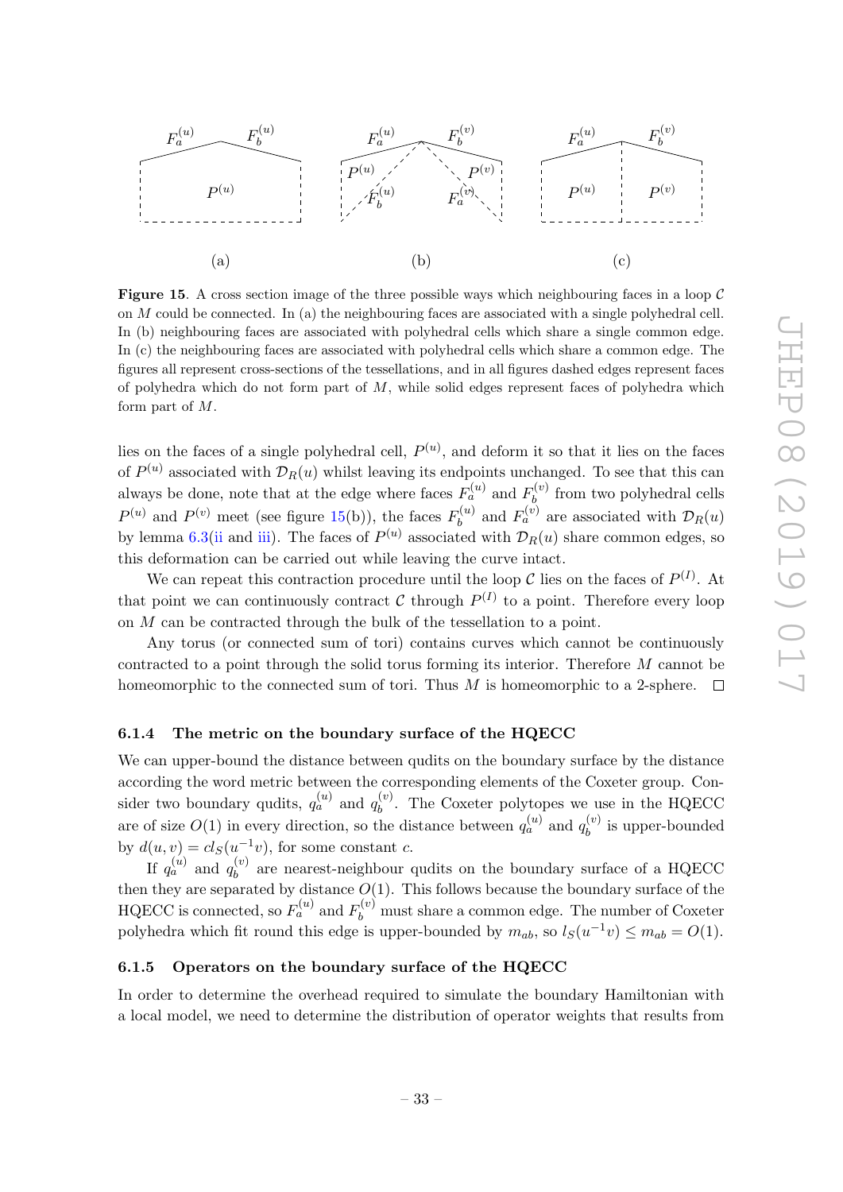**Figure 15**. A cross section image of the three possible ways which neighbouring faces in a loop $\mathcal{C}$ on $M$ could be connected. In (a) the neighbouring faces are associated with a single polyhedral cell. In (b) neighbouring faces are associated with polyhedral cells which share a single common edge. In (c) the neighbouring faces are associated with polyhedral cells which share a common edge. The figures all represent cross-sections of the tessellations, and in all figures dashed edges represent faces of polyhedra which do not form part of $M$, while solid edges represent faces of polyhedra which form part of $M$.

lies on the faces of a single polyhedral cell, $P^{(u)}$, and deform it so that it lies on the faces of $P^{(u)}$ associated with $\mathcal{D}_R(u)$ whilst leaving its endpoints unchanged. To see that this can always be done, note that at the edge where faces $F_a^{(u)}$ and $F_b^{(v)}$ from two polyhedral cells $P^{(u)}$ and $P^{(v)}$ meet (see figure 15(b)), the faces $F_b^{(u)}$ and $F_a^{(v)}$ are associated with $\mathcal{D}_R(u)$ by lemma 6.3(ii and iii). The faces of $P^{(u)}$ associated with $\mathcal{D}_R(u)$ share common edges, so this deformation can be carried out while leaving the curve intact.

We can repeat this contraction procedure until the loop $\mathcal{C}$ lies on the faces of $P^{(I)}$. At that point we can continuously contract $\mathcal{C}$ through $P^{(I)}$ to a point. Therefore every loop on $M$ can be contracted through the bulk of the tessellation to a point.

Any torus (or connected sum of tori) contains curves which cannot be continuously contracted to a point through the solid torus forming its interior. Therefore $M$ cannot be homeomorphic to the connected sum of tori. Thus $M$ is homeomorphic to a 2-sphere. □

#### 6.1.4 The metric on the boundary surface of the HQECC

We can upper-bound the distance between qudits on the boundary surface by the distance according the word metric between the corresponding elements of the Coxeter group. Consider two boundary qudits, $q_a^{(u)}$ and $q_b^{(v)}$. The Coxeter polytopes we use in the HQECC are of size $O(1)$ in every direction, so the distance between $q_a^{(u)}$ and $q_b^{(v)}$ is upper-bounded by $d(u,v) = cl_S(u^{-1}v)$, for some constant $c$.

If $q_a^{(u)}$ and $q_b^{(v)}$ are nearest-neighbour qudits on the boundary surface of a HQECC then they are separated by distance $O(1)$. This follows because the boundary surface of the HQECC is connected, so $F_a^{(u)}$ and $F_b^{(v)}$ must share a common edge. The number of Coxeter polyhedra which fit round this edge is upper-bounded by $m_{ab}$, so $l_S(u^{-1}v) \leq m_{ab} = O(1)$.

#### 6.1.5 Operators on the boundary surface of the HQECC

In order to determine the overhead required to simulate the boundary Hamiltonian with a local model, we need to determine the distribution of operator weights that results from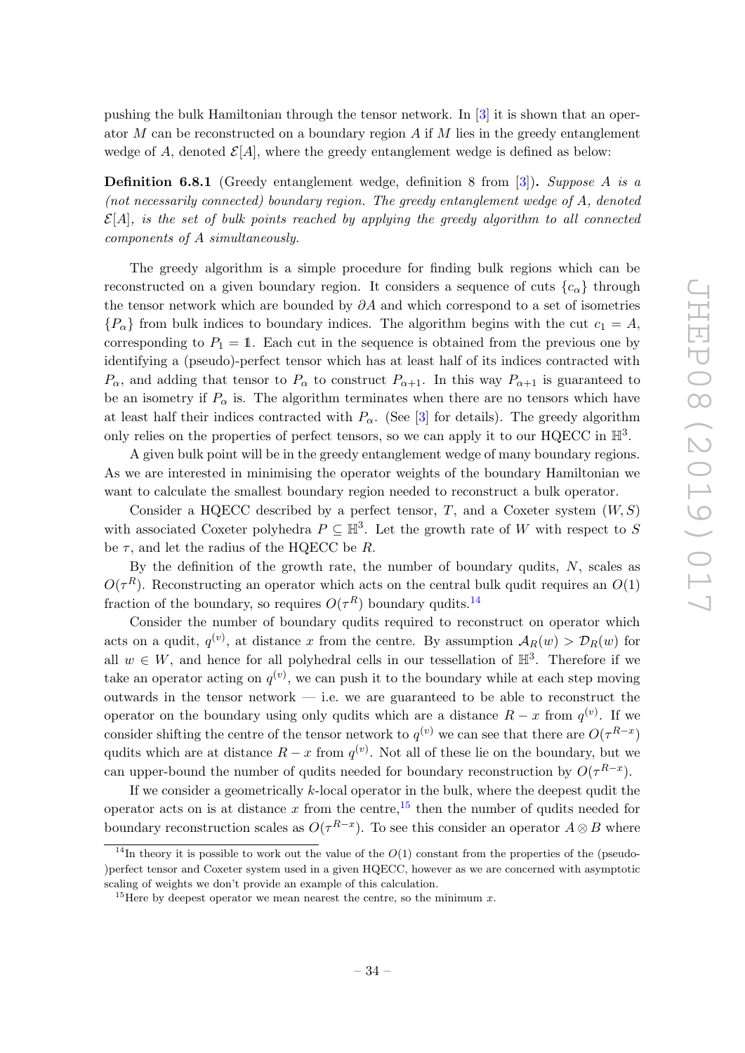pushing the bulk Hamiltonian through the tensor network. In [3] it is shown that an operator $M$ can be reconstructed on a boundary region $A$ if $M$ lies in the greedy entanglement wedge of $A$, denoted $\mathcal{E}[A]$, where the greedy entanglement wedge is defined as below:

**Definition 6.8.1** (Greedy entanglement wedge, definition 8 from [3])**.** *Suppose $A$ is a (not necessarily connected) boundary region. The greedy entanglement wedge of $A$, denoted $\mathcal{E}[A]$, is the set of bulk points reached by applying the greedy algorithm to all connected components of $A$ simultaneously.*

The greedy algorithm is a simple procedure for finding bulk regions which can be reconstructed on a given boundary region. It considers a sequence of cuts $\{c_\alpha\}$ through the tensor network which are bounded by $\partial A$ and which correspond to a set of isometries $\{P_\alpha\}$ from bulk indices to boundary indices. The algorithm begins with the cut $c_1 = A$, corresponding to $P_1 = \mathbb{1}$. Each cut in the sequence is obtained from the previous one by identifying a (pseudo)-perfect tensor which has at least half of its indices contracted with $P_\alpha$, and adding that tensor to $P_\alpha$ to construct $P_{\alpha+1}$. In this way $P_{\alpha+1}$ is guaranteed to be an isometry if $P_\alpha$ is. The algorithm terminates when there are no tensors which have at least half their indices contracted with $P_\alpha$. (See [3] for details). The greedy algorithm only relies on the properties of perfect tensors, so we can apply it to our HQECC in $\mathbb{H}^3$.

A given bulk point will be in the greedy entanglement wedge of many boundary regions. As we are interested in minimising the operator weights of the boundary Hamiltonian we want to calculate the smallest boundary region needed to reconstruct a bulk operator.

Consider a HQECC described by a perfect tensor, $T$, and a Coxeter system $(W, S)$ with associated Coxeter polyhedra $P \subseteq \mathbb{H}^3$. Let the growth rate of $W$ with respect to $S$ be $\tau$, and let the radius of the HQECC be $R$.

By the definition of the growth rate, the number of boundary qudits, $N$, scales as $O(\tau^R)$. Reconstructing an operator which acts on the central bulk qudit requires an $O(1)$ fraction of the boundary, so requires $O(\tau^R)$ boundary qudits.[14]

Consider the number of boundary qudits required to reconstruct on operator which acts on a qudit, $q^{(v)}$, at distance $x$ from the centre. By assumption $\mathcal{A}_R(w) > \mathcal{D}_R(w)$ for all $w \in W$, and hence for all polyhedral cells in our tessellation of $\mathbb{H}^3$. Therefore if we take an operator acting on $q^{(v)}$, we can push it to the boundary while at each step moving outwards in the tensor network — i.e. we are guaranteed to be able to reconstruct the operator on the boundary using only qudits which are a distance $R - x$ from $q^{(v)}$. If we consider shifting the centre of the tensor network to $q^{(v)}$ we can see that there are $O(\tau^{R-x})$ qudits which are at distance $R - x$ from $q^{(v)}$. Not all of these lie on the boundary, but we can upper-bound the number of qudits needed for boundary reconstruction by $O(\tau^{R-x})$.

If we consider a geometrically $k$-local operator in the bulk, where the deepest qudit the operator acts on is at distance $x$ from the centre,[15] then the number of qudits needed for boundary reconstruction scales as $O(\tau^{R-x})$. To see this consider an operator $A \otimes B$ where

[14] In theory it is possible to work out the value of the $O(1)$ constant from the properties of the (pseudo-)perfect tensor and Coxeter system used in a given HQECC, however as we are concerned with asymptotic scaling of weights we don't provide an example of this calculation.

[15] Here by deepest operator we mean nearest the centre, so the minimum $x$.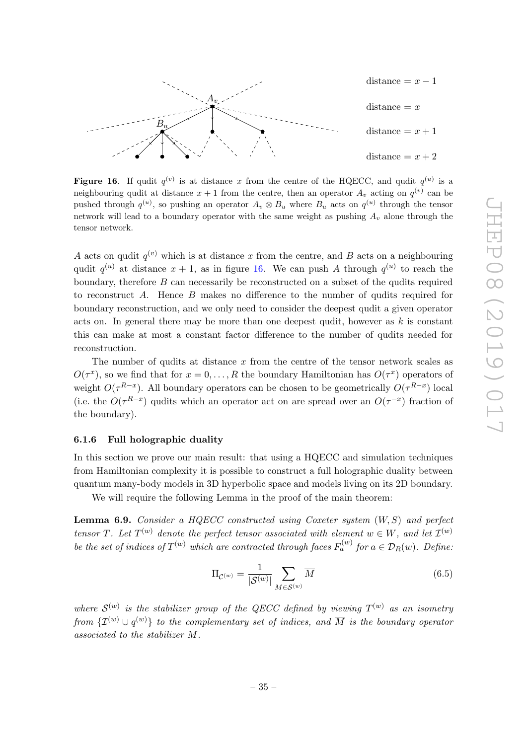**Figure 16**. If qudit $q^{(v)}$ is at distance $x$ from the centre of the HQECC, and qudit $q^{(u)}$ is a neighbouring qudit at distance $x+1$ from the centre, then an operator $A_v$ acting on $q^{(v)}$ can be pushed through $q^{(u)}$, so pushing an operator $A_v \otimes B_u$ where $B_u$ acts on $q^{(u)}$ through the tensor network will lead to a boundary operator with the same weight as pushing $A_v$ alone through the tensor network.

$A$ acts on qudit $q^{(v)}$ which is at distance $x$ from the centre, and $B$ acts on a neighbouring qudit $q^{(u)}$ at distance $x+1$, as in figure 16. We can push $A$ through $q^{(u)}$ to reach the boundary, therefore $B$ can necessarily be reconstructed on a subset of the qudits required to reconstruct $A$. Hence $B$ makes no difference to the number of qudits required for boundary reconstruction, and we only need to consider the deepest qudit a given operator acts on. In general there may be more than one deepest qudit, however as $k$ is constant this can make at most a constant factor difference to the number of qudits needed for reconstruction.

The number of qudits at distance $x$ from the centre of the tensor network scales as $O(\tau^x)$, so we find that for $x = 0, \ldots, R$ the boundary Hamiltonian has $O(\tau^x)$ operators of weight $O(\tau^{R-x})$. All boundary operators can be chosen to be geometrically $O(\tau^{R-x})$ local (i.e. the $O(\tau^{R-x})$ qudits which an operator act on are spread over an $O(\tau^{-x})$ fraction of the boundary).

#### 6.1.6 Full holographic duality

In this section we prove our main result: that using a HQECC and simulation techniques from Hamiltonian complexity it is possible to construct a full holographic duality between quantum many-body models in 3D hyperbolic space and models living on its 2D boundary.

We will require the following Lemma in the proof of the main theorem:

**Lemma 6.9.** *Consider a HQECC constructed using Coxeter system $(W, S)$ and perfect tensor $T$. Let $T^{(w)}$ denote the perfect tensor associated with element $w \in W$, and let $\mathcal{I}^{(w)}$ be the set of indices of $T^{(w)}$ which are contracted through faces $F_a^{(w)}$ for $a \in \mathcal{D}_R(w)$. Define:*

$$\Pi_{\mathcal{C}^{(w)}} = \frac{1}{|\mathcal{S}^{(w)}|} \sum_{M \in \mathcal{S}^{(w)}} \overline{M} \tag{6.5}$$

*where $\mathcal{S}^{(w)}$ is the stabilizer group of the QECC defined by viewing $T^{(w)}$ as an isometry from $\{\mathcal{I}^{(w)} \cup q^{(w)}\}$ to the complementary set of indices, and $\overline{M}$ is the boundary operator associated to the stabilizer $M$.*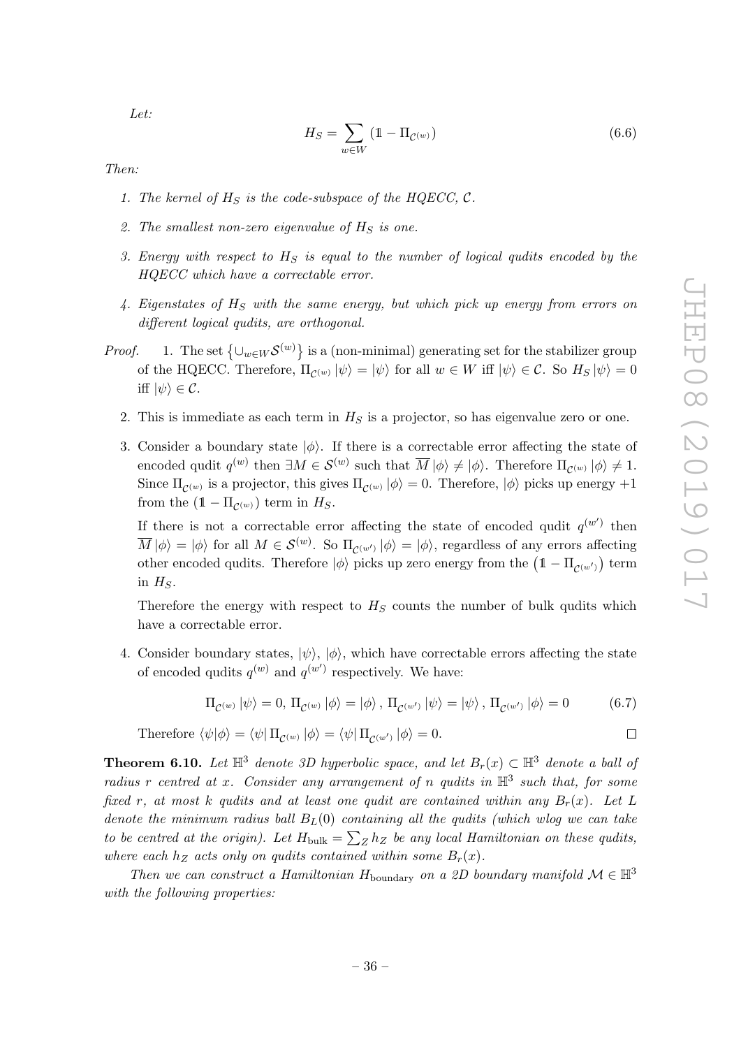*Let:*

$$H_S = \sum_{w \in W} (\mathbb{1} - \Pi_{\mathcal{C}^{(w)}}) \tag{6.6}$$

*Then:*

1. *The kernel of $H_S$ is the code-subspace of the HQECC, $\mathcal{C}$.*
2. *The smallest non-zero eigenvalue of $H_S$ is one.*
3. *Energy with respect to $H_S$ is equal to the number of logical qudits encoded by the HQECC which have a correctable error.*
4. *Eigenstates of $H_S$ with the same energy, but which pick up energy from errors on different logical qudits, are orthogonal.*

*Proof.*

1. The set $\left\{\cup_{w \in W} \mathcal{S}^{(w)}\right\}$ is a (non-minimal) generating set for the stabilizer group of the HQECC. Therefore, $\Pi_{\mathcal{C}^{(w)}} |\psi\rangle = |\psi\rangle$ for all $w \in W$ iff $|\psi\rangle \in \mathcal{C}$. So $H_S |\psi\rangle = 0$ iff $|\psi\rangle \in \mathcal{C}$.
2. This is immediate as each term in $H_S$ is a projector, so has eigenvalue zero or one.
3. Consider a boundary state $|\phi\rangle$. If there is a correctable error affecting the state of encoded qudit $q^{(w)}$ then $\exists M \in \mathcal{S}^{(w)}$ such that $\overline{M} |\phi\rangle \neq |\phi\rangle$. Therefore $\Pi_{\mathcal{C}^{(w)}} |\phi\rangle \neq 1$. Since $\Pi_{\mathcal{C}^{(w)}}$ is a projector, this gives $\Pi_{\mathcal{C}^{(w)}} |\phi\rangle = 0$. Therefore, $|\phi\rangle$ picks up energy $+1$ from the $(\mathbb{1} - \Pi_{\mathcal{C}^{(w)}})$ term in $H_S$.

   If there is not a correctable error affecting the state of encoded qudit $q^{(w')}$ then $\overline{M} |\phi\rangle = |\phi\rangle$ for all $M \in \mathcal{S}^{(w)}$. So $\Pi_{\mathcal{C}^{(w')}} |\phi\rangle = |\phi\rangle$, regardless of any errors affecting other encoded qudits. Therefore $|\phi\rangle$ picks up zero energy from the $\left(\mathbb{1} - \Pi_{\mathcal{C}^{(w')}}\right)$ term in $H_S$.

   Therefore the energy with respect to $H_S$ counts the number of bulk qudits which have a correctable error.
4. Consider boundary states, $|\psi\rangle$, $|\phi\rangle$, which have correctable errors affecting the state of encoded qudits $q^{(w)}$ and $q^{(w')}$ respectively. We have:

$$\Pi_{\mathcal{C}^{(w)}} |\psi\rangle = 0,\ \Pi_{\mathcal{C}^{(w)}} |\phi\rangle = |\phi\rangle,\ \Pi_{\mathcal{C}^{(w')}} |\psi\rangle = |\psi\rangle,\ \Pi_{\mathcal{C}^{(w')}} |\phi\rangle = 0 \tag{6.7}$$

   Therefore $\langle\psi|\phi\rangle = \langle\psi| \Pi_{\mathcal{C}^{(w)}} |\phi\rangle = \langle\psi| \Pi_{\mathcal{C}^{(w')}} |\phi\rangle = 0$. □

**Theorem 6.10.** *Let $\mathbb{H}^3$ denote 3D hyperbolic space, and let $B_r(x) \subset \mathbb{H}^3$ denote a ball of radius $r$ centred at $x$. Consider any arrangement of $n$ qudits in $\mathbb{H}^3$ such that, for some fixed $r$, at most $k$ qudits and at least one qudit are contained within any $B_r(x)$. Let $L$ denote the minimum radius ball $B_L(0)$ containing all the qudits (which wlog we can take to be centred at the origin). Let $H_{\text{bulk}} = \sum_Z h_Z$ be any local Hamiltonian on these qudits, where each $h_Z$ acts only on qudits contained within some $B_r(x)$.*

*Then we can construct a Hamiltonian $H_{\text{boundary}}$ on a 2D boundary manifold $\mathcal{M} \in \mathbb{H}^3$ with the following properties:*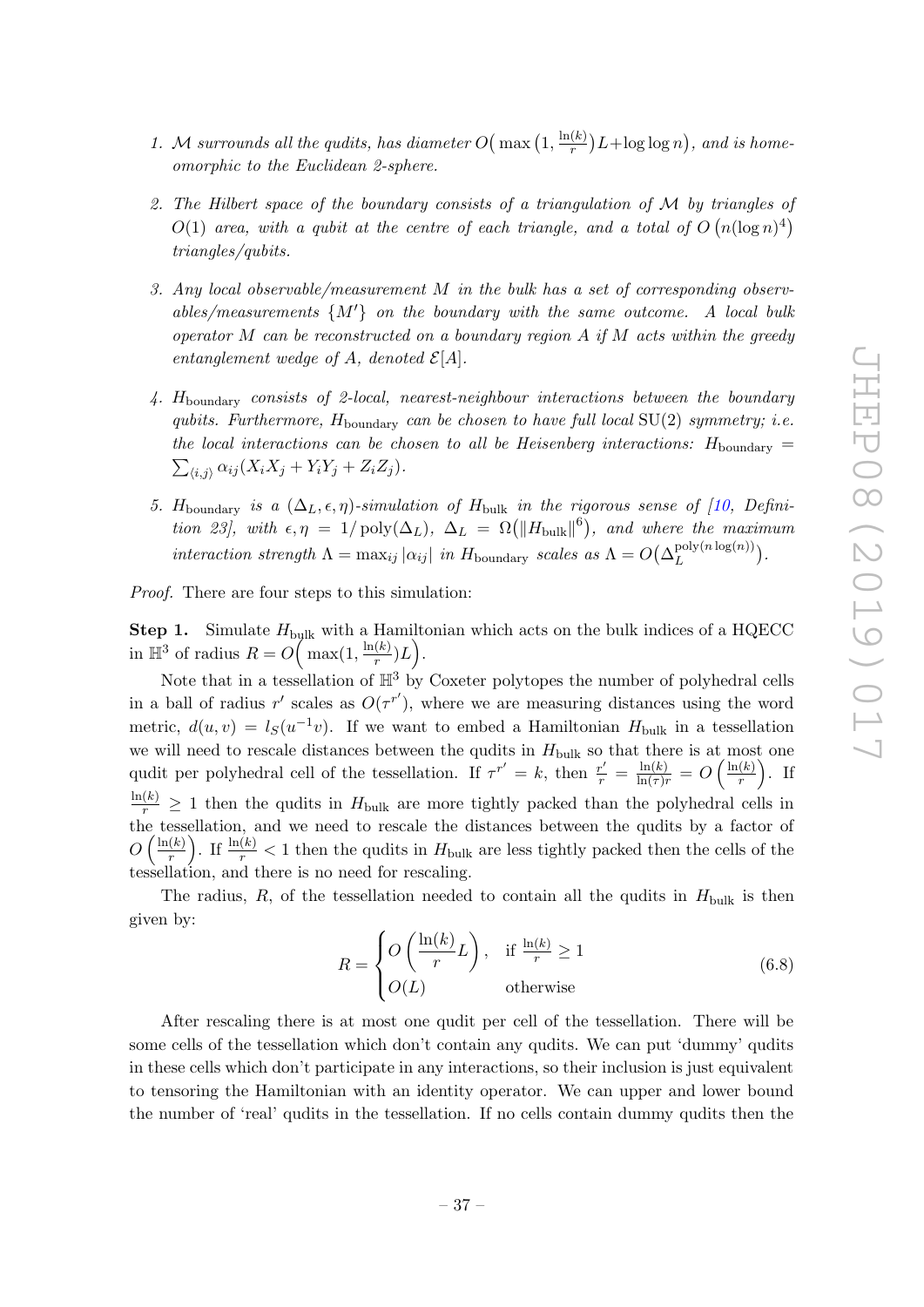1. *$\mathcal{M}$ surrounds all the qudits, has diameter $O\big(\max\big(1, \frac{\ln(k)}{r}\big)L + \log\log n\big)$, and is homeomorphic to the Euclidean 2-sphere.*

2. *The Hilbert space of the boundary consists of a triangulation of $\mathcal{M}$ by triangles of $O(1)$ area, with a qubit at the centre of each triangle, and a total of $O\left(n(\log n)^4\right)$ triangles/qubits.*

3. *Any local observable/measurement $M$ in the bulk has a set of corresponding observables/measurements $\{M'\}$ on the boundary with the same outcome. A local bulk operator $M$ can be reconstructed on a boundary region $A$ if $M$ acts within the greedy entanglement wedge of $A$, denoted $\mathcal{E}[A]$.*

4. *$H_{\text{boundary}}$ consists of 2-local, nearest-neighbour interactions between the boundary qubits. Furthermore, $H_{\text{boundary}}$ can be chosen to have full local $\mathrm{SU}(2)$ symmetry; i.e. the local interactions can be chosen to all be Heisenberg interactions: $H_{\text{boundary}} = \sum_{\langle i,j\rangle} \alpha_{ij}(X_iX_j + Y_iY_j + Z_iZ_j)$.*

5. *$H_{\text{boundary}}$ is a $(\Delta_L, \epsilon, \eta)$-simulation of $H_{\text{bulk}}$ in the rigorous sense of [10, Definition 23], with $\epsilon, \eta = 1/\operatorname{poly}(\Delta_L)$, $\Delta_L = \Omega\big(\|H_{\text{bulk}}\|^6\big)$, and where the maximum interaction strength $\Lambda = \max_{ij}|\alpha_{ij}|$ in $H_{\text{boundary}}$ scales as $\Lambda = O\big(\Delta_L^{\operatorname{poly}(n\log(n))}\big)$.*

*Proof.* There are four steps to this simulation:

**Step 1.** Simulate $H_{\text{bulk}}$ with a Hamiltonian which acts on the bulk indices of a HQECC in $\mathbb{H}^3$ of radius $R = O\Big(\max(1, \frac{\ln(k)}{r})L\Big)$.

Note that in a tessellation of $\mathbb{H}^3$ by Coxeter polytopes the number of polyhedral cells in a ball of radius $r'$ scales as $O(\tau^{r'})$, where we are measuring distances using the word metric, $d(u, v) = l_S(u^{-1}v)$. If we want to embed a Hamiltonian $H_{\text{bulk}}$ in a tessellation we will need to rescale distances between the qudits in $H_{\text{bulk}}$ so that there is at most one qudit per polyhedral cell of the tessellation. If $\tau^{r'} = k$, then $\frac{r'}{r} = \frac{\ln(k)}{\ln(\tau)r} = O\left(\frac{\ln(k)}{r}\right)$. If $\frac{\ln(k)}{r} \geq 1$ then the qudits in $H_{\text{bulk}}$ are more tightly packed than the polyhedral cells in the tessellation, and we need to rescale the distances between the qudits by a factor of $O\left(\frac{\ln(k)}{r}\right)$. If $\frac{\ln(k)}{r} < 1$ then the qudits in $H_{\text{bulk}}$ are less tightly packed then the cells of the tessellation, and there is no need for rescaling.

The radius, $R$, of the tessellation needed to contain all the qudits in $H_{\text{bulk}}$ is then given by:

$$R = \begin{cases} O\left(\frac{\ln(k)}{r}L\right), & \text{if } \frac{\ln(k)}{r} \geq 1 \\ O(L) & \text{otherwise} \end{cases} \tag{6.8}$$

After rescaling there is at most one qudit per cell of the tessellation. There will be some cells of the tessellation which don't contain any qudits. We can put 'dummy' qudits in these cells which don't participate in any interactions, so their inclusion is just equivalent to tensoring the Hamiltonian with an identity operator. We can upper and lower bound the number of 'real' qudits in the tessellation. If no cells contain dummy qudits then the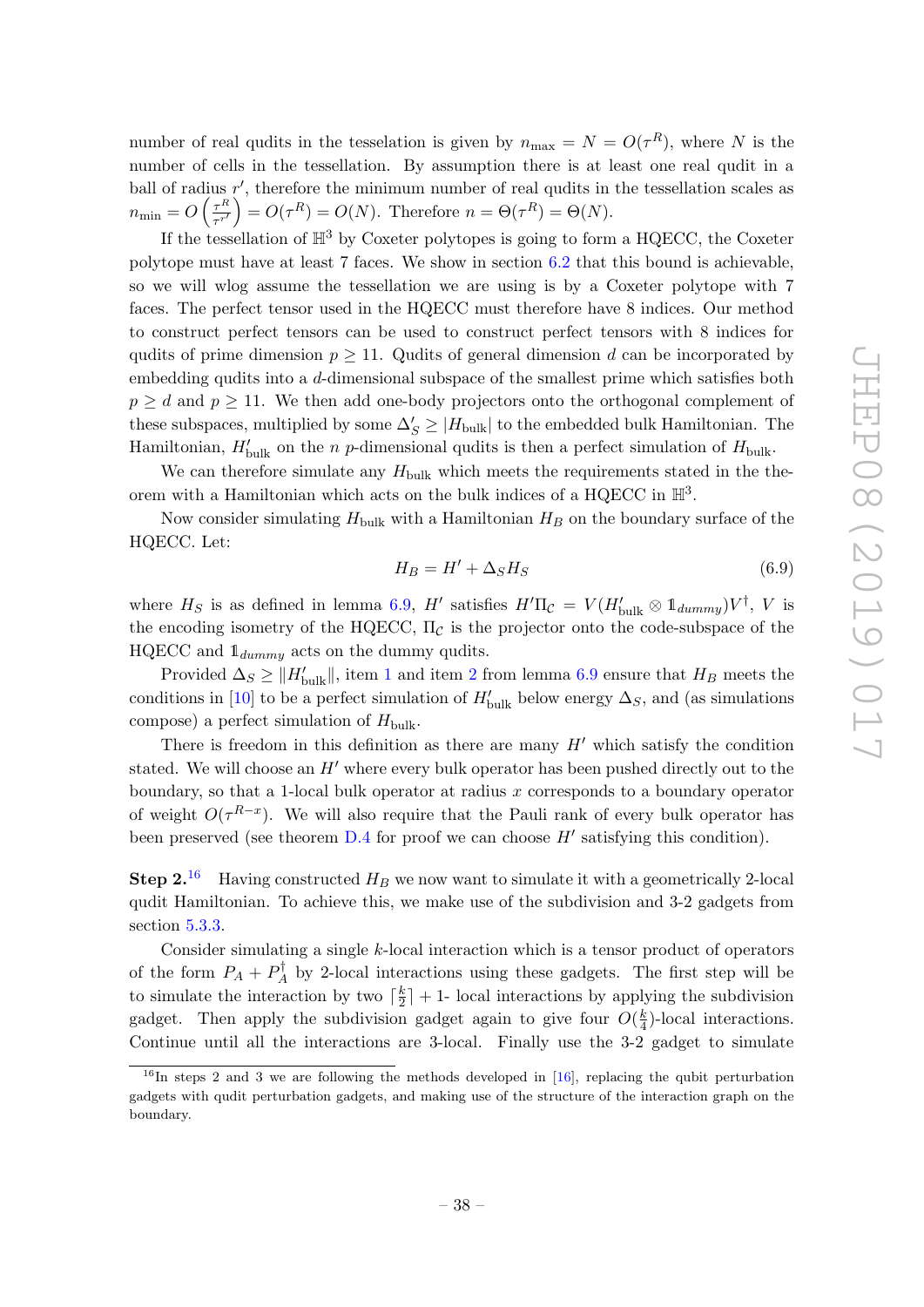number of real qudits in the tesselation is given by $n_{\max} = N = O(\tau^R)$, where $N$ is the number of cells in the tessellation. By assumption there is at least one real qudit in a ball of radius $r'$, therefore the minimum number of real qudits in the tessellation scales as $n_{\min} = O\left(\frac{\tau^R}{\tau^{r'}}\right) = O(\tau^R) = O(N)$. Therefore $n = \Theta(\tau^R) = \Theta(N)$.

If the tessellation of $\mathbb{H}^3$ by Coxeter polytopes is going to form a HQECC, the Coxeter polytope must have at least 7 faces. We show in section 6.2 that this bound is achievable, so we will wlog assume the tessellation we are using is by a Coxeter polytope with 7 faces. The perfect tensor used in the HQECC must therefore have 8 indices. Our method to construct perfect tensors can be used to construct perfect tensors with 8 indices for qudits of prime dimension $p \geq 11$. Qudits of general dimension $d$ can be incorporated by embedding qudits into a $d$-dimensional subspace of the smallest prime which satisfies both $p \geq d$ and $p \geq 11$. We then add one-body projectors onto the orthogonal complement of these subspaces, multiplied by some $\Delta'_S \geq |H_{\text{bulk}}|$ to the embedded bulk Hamiltonian. The Hamiltonian, $H'_{\text{bulk}}$ on the $n$ $p$-dimensional qudits is then a perfect simulation of $H_{\text{bulk}}$.

We can therefore simulate any $H_{\text{bulk}}$ which meets the requirements stated in the theorem with a Hamiltonian which acts on the bulk indices of a HQECC in $\mathbb{H}^3$.

Now consider simulating $H_{\text{bulk}}$ with a Hamiltonian $H_B$ on the boundary surface of the HQECC. Let:

$$H_B = H' + \Delta_S H_S \tag{6.9}$$

where $H_S$ is as defined in lemma 6.9, $H'$ satisfies $H'\Pi_{\mathcal{C}} = V(H'_{\text{bulk}} \otimes \mathbb{1}_{dummy})V^{\dagger}$, $V$ is the encoding isometry of the HQECC, $\Pi_{\mathcal{C}}$ is the projector onto the code-subspace of the HQECC and $\mathbb{1}_{dummy}$ acts on the dummy qudits.

Provided $\Delta_S \geq \|H'_{\text{bulk}}\|$, item 1 and item 2 from lemma 6.9 ensure that $H_B$ meets the conditions in [10] to be a perfect simulation of $H'_{\text{bulk}}$ below energy $\Delta_S$, and (as simulations compose) a perfect simulation of $H_{\text{bulk}}$.

There is freedom in this definition as there are many $H'$ which satisfy the condition stated. We will choose an $H'$ where every bulk operator has been pushed directly out to the boundary, so that a 1-local bulk operator at radius $x$ corresponds to a boundary operator of weight $O(\tau^{R-x})$. We will also require that the Pauli rank of every bulk operator has been preserved (see theorem D.4 for proof we can choose $H'$ satisfying this condition).

**Step 2.**[16] Having constructed $H_B$ we now want to simulate it with a geometrically 2-local qudit Hamiltonian. To achieve this, we make use of the subdivision and 3-2 gadgets from section 5.3.3.

Consider simulating a single $k$-local interaction which is a tensor product of operators of the form $P_A + P_A^{\dagger}$ by 2-local interactions using these gadgets. The first step will be to simulate the interaction by two $\lceil \frac{k}{2} \rceil + 1$- local interactions by applying the subdivision gadget. Then apply the subdivision gadget again to give four $O(\frac{k}{4})$-local interactions. Continue until all the interactions are 3-local. Finally use the 3-2 gadget to simulate

[16] In steps 2 and 3 we are following the methods developed in [16], replacing the qubit perturbation gadgets with qudit perturbation gadgets, and making use of the structure of the interaction graph on the boundary.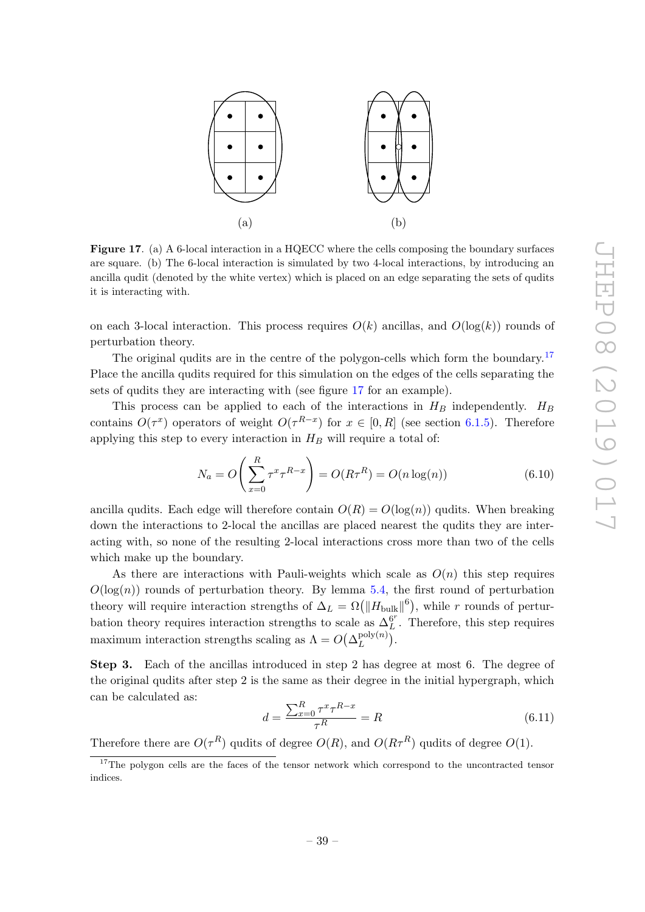(a) (b)

**Figure 17**. (a) A 6-local interaction in a HQECC where the cells composing the boundary surfaces are square. (b) The 6-local interaction is simulated by two 4-local interactions, by introducing an ancilla qudit (denoted by the white vertex) which is placed on an edge separating the sets of qudits it is interacting with.

on each 3-local interaction. This process requires $O(k)$ ancillas, and $O(\log(k))$ rounds of perturbation theory.

The original qudits are in the centre of the polygon-cells which form the boundary.[17] Place the ancilla qudits required for this simulation on the edges of the cells separating the sets of qudits they are interacting with (see figure 17 for an example).

This process can be applied to each of the interactions in $H_B$ independently. $H_B$ contains $O(\tau^x)$ operators of weight $O(\tau^{R-x})$ for $x \in [0, R]$ (see section 6.1.5). Therefore applying this step to every interaction in $H_B$ will require a total of:

$$N_a = O\left(\sum_{x=0}^{R} \tau^x \tau^{R-x}\right) = O(R\tau^R) = O(n\log(n)) \tag{6.10}$$

ancilla qudits. Each edge will therefore contain $O(R) = O(\log(n))$ qudits. When breaking down the interactions to 2-local the ancillas are placed nearest the qudits they are interacting with, so none of the resulting 2-local interactions cross more than two of the cells which make up the boundary.

As there are interactions with Pauli-weights which scale as $O(n)$ this step requires $O(\log(n))$ rounds of perturbation theory. By lemma 5.4, the first round of perturbation theory will require interaction strengths of $\Delta_L = \Omega(\|H_{\text{bulk}}\|^6)$, while $r$ rounds of perturbation theory requires interaction strengths to scale as $\Delta_L^{6^r}$. Therefore, this step requires maximum interaction strengths scaling as $\Lambda = O(\Delta_L^{\text{poly}(n)})$.

**Step 3.** Each of the ancillas introduced in step 2 has degree at most 6. The degree of the original qudits after step 2 is the same as their degree in the initial hypergraph, which can be calculated as:

$$d = \frac{\sum_{x=0}^{R} \tau^x \tau^{R-x}}{\tau^R} = R \tag{6.11}$$

Therefore there are $O(\tau^R)$ qudits of degree $O(R)$, and $O(R\tau^R)$ qudits of degree $O(1)$.

[17] The polygon cells are the faces of the tensor network which correspond to the uncontracted tensor indices.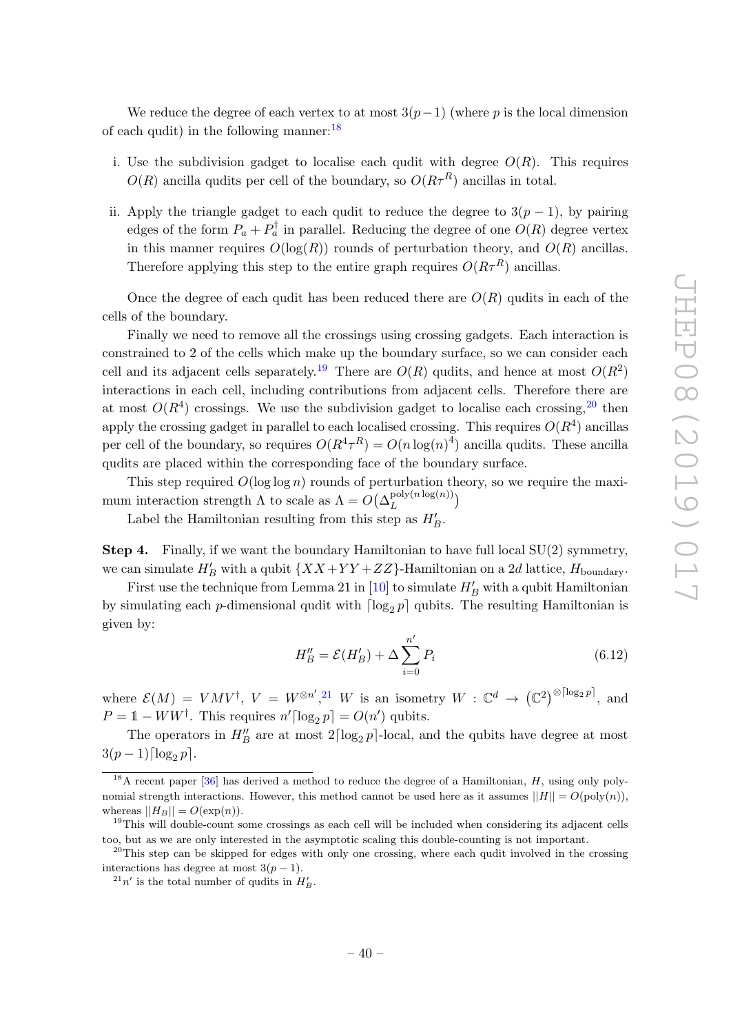We reduce the degree of each vertex to at most $3(p-1)$ (where $p$ is the local dimension of each qudit) in the following manner:[18]

i. Use the subdivision gadget to localise each qudit with degree $O(R)$. This requires $O(R)$ ancilla qudits per cell of the boundary, so $O(R\tau^R)$ ancillas in total.

ii. Apply the triangle gadget to each qudit to reduce the degree to $3(p-1)$, by pairing edges of the form $P_a + P_a^\dagger$ in parallel. Reducing the degree of one $O(R)$ degree vertex in this manner requires $O(\log(R))$ rounds of perturbation theory, and $O(R)$ ancillas. Therefore applying this step to the entire graph requires $O(R\tau^R)$ ancillas.

Once the degree of each qudit has been reduced there are $O(R)$ qudits in each of the cells of the boundary.

Finally we need to remove all the crossings using crossing gadgets. Each interaction is constrained to 2 of the cells which make up the boundary surface, so we can consider each cell and its adjacent cells separately.[19] There are $O(R)$ qudits, and hence at most $O(R^2)$ interactions in each cell, including contributions from adjacent cells. Therefore there are at most $O(R^4)$ crossings. We use the subdivision gadget to localise each crossing,[20] then apply the crossing gadget in parallel to each localised crossing. This requires $O(R^4)$ ancillas per cell of the boundary, so requires $O(R^4\tau^R) = O(n\log(n)^4)$ ancilla qudits. These ancilla qudits are placed within the corresponding face of the boundary surface.

This step required $O(\log\log n)$ rounds of perturbation theory, so we require the maximum interaction strength $\Lambda$ to scale as $\Lambda = O\big(\Delta_L^{\mathrm{poly}(n\log(n))}\big)$

Label the Hamiltonian resulting from this step as $H_B'$.

**Step 4.** Finally, if we want the boundary Hamiltonian to have full local SU(2) symmetry, we can simulate $H_B'$ with a qubit $\{XX+YY+ZZ\}$-Hamiltonian on a 2$d$ lattice, $H_{\text{boundary}}$.

First use the technique from Lemma 21 in [10] to simulate $H_B'$ with a qubit Hamiltonian by simulating each $p$-dimensional qudit with $\lceil \log_2 p \rceil$ qubits. The resulting Hamiltonian is given by:

$$H_B'' = \mathcal{E}(H_B') + \Delta \sum_{i=0}^{n'} P_i \tag{6.12}$$

where $\mathcal{E}(M) = VMV^\dagger$, $V = W^{\otimes n'}$,[21] $W$ is an isometry $W : \mathbb{C}^d \to \left(\mathbb{C}^2\right)^{\otimes \lceil \log_2 p \rceil}$, and $P = \mathbb{1} - WW^\dagger$. This requires $n'\lceil \log_2 p \rceil = O(n')$ qubits.

The operators in $H_B''$ are at most $2\lceil \log_2 p \rceil$-local, and the qubits have degree at most $3(p-1)\lceil \log_2 p \rceil$.

---

[18] A recent paper [36] has derived a method to reduce the degree of a Hamiltonian, $H$, using only polynomial strength interactions. However, this method cannot be used here as it assumes $||H|| = O(\mathrm{poly}(n))$, whereas $||H_B|| = O(\exp(n))$.

[19] This will double-count some crossings as each cell will be included when considering its adjacent cells too, but as we are only interested in the asymptotic scaling this double-counting is not important.

[20] This step can be skipped for edges with only one crossing, where each qudit involved in the crossing interactions has degree at most $3(p-1)$.

[21] $n'$ is the total number of qudits in $H_B'$.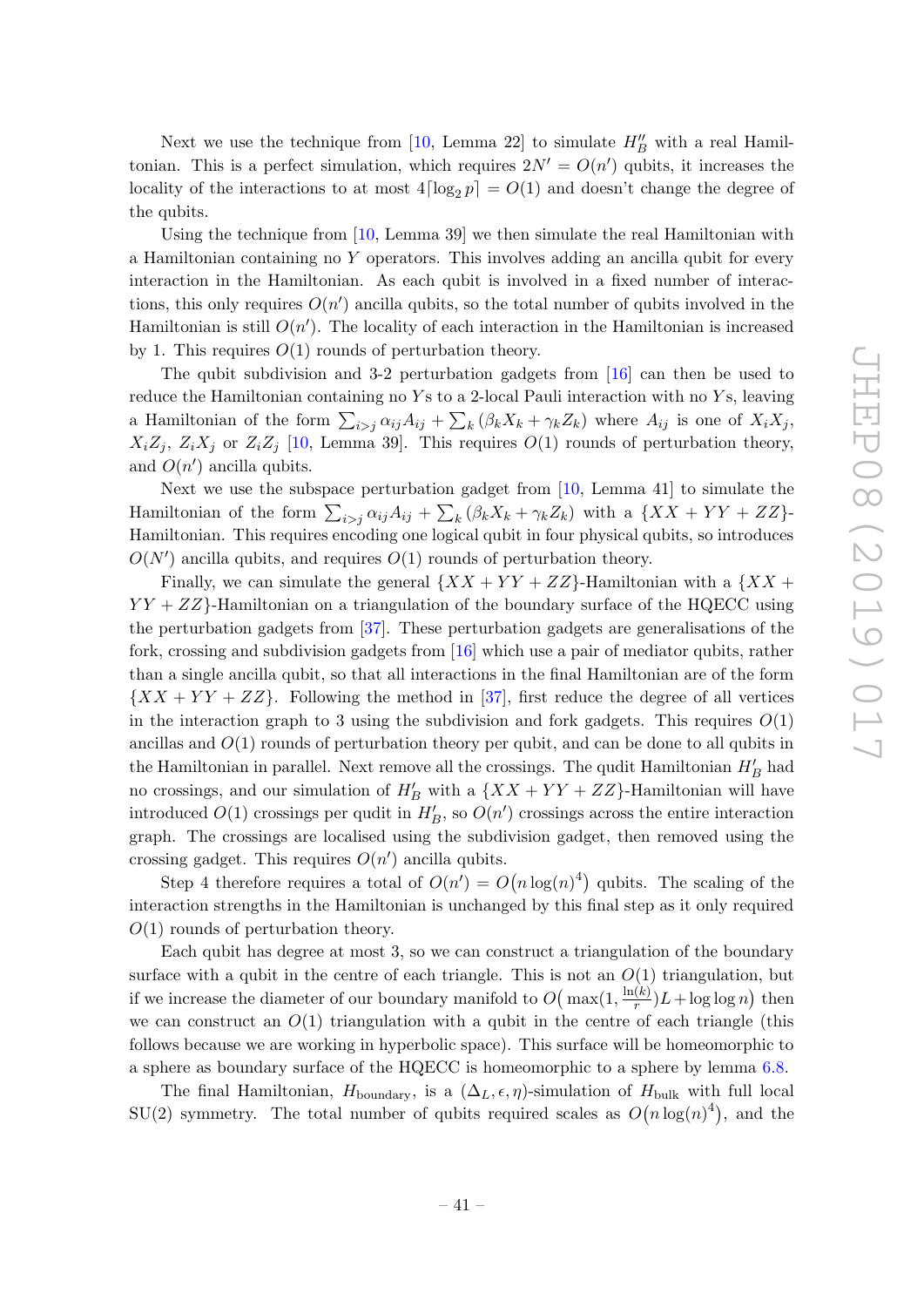Next we use the technique from [10, Lemma 22] to simulate $H''_B$ with a real Hamiltonian. This is a perfect simulation, which requires $2N' = O(n')$ qubits, it increases the locality of the interactions to at most $4\lceil \log_2 p \rceil = O(1)$ and doesn't change the degree of the qubits.

Using the technique from [10, Lemma 39] we then simulate the real Hamiltonian with a Hamiltonian containing no $Y$ operators. This involves adding an ancilla qubit for every interaction in the Hamiltonian. As each qubit is involved in a fixed number of interactions, this only requires $O(n')$ ancilla qubits, so the total number of qubits involved in the Hamiltonian is still $O(n')$. The locality of each interaction in the Hamiltonian is increased by 1. This requires $O(1)$ rounds of perturbation theory.

The qubit subdivision and 3-2 perturbation gadgets from [16] can then be used to reduce the Hamiltonian containing no $Y$s to a 2-local Pauli interaction with no $Y$s, leaving a Hamiltonian of the form $\sum_{i>j} \alpha_{ij} A_{ij} + \sum_k (\beta_k X_k + \gamma_k Z_k)$ where $A_{ij}$ is one of $X_i X_j$, $X_i Z_j$, $Z_i X_j$ or $Z_i Z_j$ [10, Lemma 39]. This requires $O(1)$ rounds of perturbation theory, and $O(n')$ ancilla qubits.

Next we use the subspace perturbation gadget from [10, Lemma 41] to simulate the Hamiltonian of the form $\sum_{i>j} \alpha_{ij} A_{ij} + \sum_k (\beta_k X_k + \gamma_k Z_k)$ with a $\{XX + YY + ZZ\}$-Hamiltonian. This requires encoding one logical qubit in four physical qubits, so introduces $O(N')$ ancilla qubits, and requires $O(1)$ rounds of perturbation theory.

Finally, we can simulate the general $\{XX + YY + ZZ\}$-Hamiltonian with a $\{XX + YY + ZZ\}$-Hamiltonian on a triangulation of the boundary surface of the HQECC using the perturbation gadgets from [37]. These perturbation gadgets are generalisations of the fork, crossing and subdivision gadgets from [16] which use a pair of mediator qubits, rather than a single ancilla qubit, so that all interactions in the final Hamiltonian are of the form $\{XX + YY + ZZ\}$. Following the method in [37], first reduce the degree of all vertices in the interaction graph to 3 using the subdivision and fork gadgets. This requires $O(1)$ ancillas and $O(1)$ rounds of perturbation theory per qubit, and can be done to all qubits in the Hamiltonian in parallel. Next remove all the crossings. The qudit Hamiltonian $H'_B$ had no crossings, and our simulation of $H'_B$ with a $\{XX + YY + ZZ\}$-Hamiltonian will have introduced $O(1)$ crossings per qudit in $H'_B$, so $O(n')$ crossings across the entire interaction graph. The crossings are localised using the subdivision gadget, then removed using the crossing gadget. This requires $O(n')$ ancilla qubits.

Step 4 therefore requires a total of $O(n') = O\big(n \log(n)^4\big)$ qubits. The scaling of the interaction strengths in the Hamiltonian is unchanged by this final step as it only required $O(1)$ rounds of perturbation theory.

Each qubit has degree at most 3, so we can construct a triangulation of the boundary surface with a qubit in the centre of each triangle. This is not an $O(1)$ triangulation, but if we increase the diameter of our boundary manifold to $O\big(\max(1, \frac{\ln(k)}{r})L + \log\log n\big)$ then we can construct an $O(1)$ triangulation with a qubit in the centre of each triangle (this follows because we are working in hyperbolic space). This surface will be homeomorphic to a sphere as boundary surface of the HQECC is homeomorphic to a sphere by lemma 6.8.

The final Hamiltonian, $H_{\text{boundary}}$, is a $(\Delta_L, \epsilon, \eta)$-simulation of $H_{\text{bulk}}$ with full local SU(2) symmetry. The total number of qubits required scales as $O\big(n \log(n)^4\big)$, and the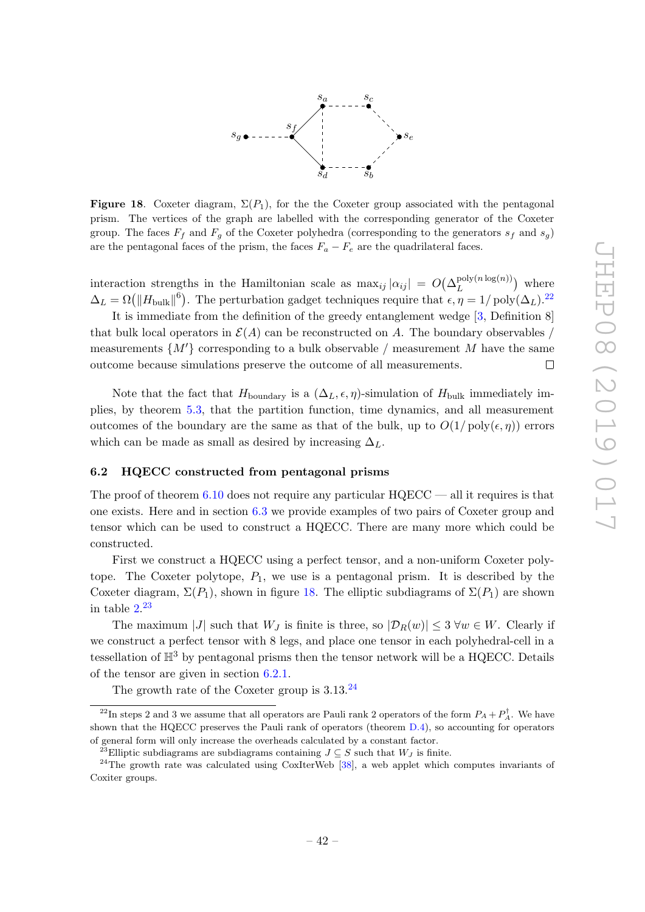**Figure 18**. Coxeter diagram, $\Sigma(P_1)$, for the the Coxeter group associated with the pentagonal prism. The vertices of the graph are labelled with the corresponding generator of the Coxeter group. The faces $F_f$ and $F_g$ of the Coxeter polyhedra (corresponding to the generators $s_f$ and $s_g$) are the pentagonal faces of the prism, the faces $F_a - F_e$ are the quadrilateral faces.

interaction strengths in the Hamiltonian scale as $\max_{ij} |\alpha_{ij}| = O\big(\Delta_L^{\mathrm{poly}(n\log(n))}\big)$ where $\Delta_L = \Omega\big(\|H_{\mathrm{bulk}}\|^6\big)$. The perturbation gadget techniques require that $\epsilon, \eta = 1/\operatorname{poly}(\Delta_L)$.[22]

It is immediate from the definition of the greedy entanglement wedge [3, Definition 8] that bulk local operators in $\mathcal{E}(A)$ can be reconstructed on $A$. The boundary observables / measurements $\{M'\}$ corresponding to a bulk observable / measurement $M$ have the same outcome because simulations preserve the outcome of all measurements. □

Note that the fact that $H_{\mathrm{boundary}}$ is a $(\Delta_L, \epsilon, \eta)$-simulation of $H_{\mathrm{bulk}}$ immediately implies, by theorem 5.3, that the partition function, time dynamics, and all measurement outcomes of the boundary are the same as that of the bulk, up to $O(1/\operatorname{poly}(\epsilon, \eta))$ errors which can be made as small as desired by increasing $\Delta_L$.

### 6.2 HQECC constructed from pentagonal prisms

The proof of theorem 6.10 does not require any particular HQECC — all it requires is that one exists. Here and in section 6.3 we provide examples of two pairs of Coxeter group and tensor which can be used to construct a HQECC. There are many more which could be constructed.

First we construct a HQECC using a perfect tensor, and a non-uniform Coxeter polytope. The Coxeter polytope, $P_1$, we use is a pentagonal prism. It is described by the Coxeter diagram, $\Sigma(P_1)$, shown in figure 18. The elliptic subdiagrams of $\Sigma(P_1)$ are shown in table 2.[23]

The maximum $|J|$ such that $W_J$ is finite is three, so $|\mathcal{D}_R(w)| \leq 3 \; \forall w \in W$. Clearly if we construct a perfect tensor with 8 legs, and place one tensor in each polyhedral-cell in a tessellation of $\mathbb{H}^3$ by pentagonal prisms then the tensor network will be a HQECC. Details of the tensor are given in section 6.2.1.

The growth rate of the Coxeter group is 3.13.[24]

[22] In steps 2 and 3 we assume that all operators are Pauli rank 2 operators of the form $P_A + P_A^\dagger$. We have shown that the HQECC preserves the Pauli rank of operators (theorem D.4), so accounting for operators of general form will only increase the overheads calculated by a constant factor.

[23] Elliptic subdiagrams are subdiagrams containing $J \subseteq S$ such that $W_J$ is finite.

[24] The growth rate was calculated using CoxIterWeb [38], a web applet which computes invariants of Coxiter groups.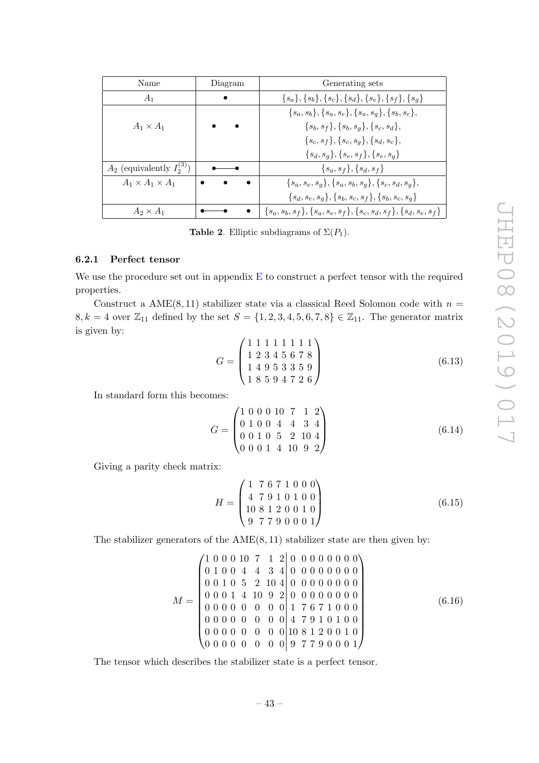| Name | Diagram | Generating sets |
| --- | --- | --- |
| $A_1$ | • | $\{s_a\}, \{s_b\}, \{s_c\}, \{s_d\}, \{s_e\}, \{s_f\}, \{s_g\}$ |
| $A_1 \times A_1$ | • • | $\{s_a, s_b\}, \{s_a, s_e\}, \{s_a, s_g\}, \{s_b, s_c\}, \{s_b, s_f\}, \{s_b, s_g\}, \{s_c, s_d\}, \{s_c, s_f\}, \{s_c, s_g\}, \{s_d, s_e\}, \{s_d, s_g\}, \{s_e, s_f\}, \{s_e, s_g\}$ |
| $A_2$ (equivalently $I_2^{(3)}$) | •—• | $\{s_a, s_f\}, \{s_d, s_f\}$ |
| $A_1 \times A_1 \times A_1$ | • • • | $\{s_a, s_e, s_g\}, \{s_a, s_b, s_g\}, \{s_c, s_d, s_g\}, \{s_d, s_e, s_g\}, \{s_b, s_c, s_f\}, \{s_b, s_c, s_g\}$ |
| $A_2 \times A_1$ | •—• • | $\{s_a, s_b, s_f\}, \{s_a, s_e, s_f\}, \{s_c, s_d, s_f\}, \{s_d, s_e, s_f\}$ |

**Table 2**. Elliptic subdiagrams of $\Sigma(P_1)$.

### 6.2.1 Perfect tensor

We use the procedure set out in appendix E to construct a perfect tensor with the required properties.

Construct a AME$(8, 11)$ stabilizer state via a classical Reed Solomon code with $n = 8, k = 4$ over $\mathbb{Z}_{11}$ defined by the set $S = \{1, 2, 3, 4, 5, 6, 7, 8\} \in \mathbb{Z}_{11}$. The generator matrix is given by:

$$G = \begin{pmatrix} 1 & 1 & 1 & 1 & 1 & 1 & 1 & 1 \\ 1 & 2 & 3 & 4 & 5 & 6 & 7 & 8 \\ 1 & 4 & 9 & 5 & 3 & 3 & 5 & 9 \\ 1 & 8 & 5 & 9 & 4 & 7 & 2 & 6 \end{pmatrix} \tag{6.13}$$

In standard form this becomes:

$$G = \begin{pmatrix} 1 & 0 & 0 & 0 & 10 & 7 & 1 & 2 \\ 0 & 1 & 0 & 0 & 4 & 4 & 3 & 4 \\ 0 & 0 & 1 & 0 & 5 & 2 & 10 & 4 \\ 0 & 0 & 0 & 1 & 4 & 10 & 9 & 2 \end{pmatrix} \tag{6.14}$$

Giving a parity check matrix:

$$H = \begin{pmatrix} 1 & 7 & 6 & 7 & 1 & 0 & 0 & 0 \\ 4 & 7 & 9 & 1 & 0 & 1 & 0 & 0 \\ 10 & 8 & 1 & 2 & 0 & 0 & 1 & 0 \\ 9 & 7 & 7 & 9 & 0 & 0 & 0 & 1 \end{pmatrix} \tag{6.15}$$

The stabilizer generators of the AME$(8, 11)$ stabilizer state are then given by:

$$M = \left(\begin{array}{cccccccc|cccccccc} 1 & 0 & 0 & 0 & 10 & 7 & 1 & 2 & 0 & 0 & 0 & 0 & 0 & 0 & 0 & 0 \\ 0 & 1 & 0 & 0 & 4 & 4 & 3 & 4 & 0 & 0 & 0 & 0 & 0 & 0 & 0 & 0 \\ 0 & 0 & 1 & 0 & 5 & 2 & 10 & 4 & 0 & 0 & 0 & 0 & 0 & 0 & 0 & 0 \\ 0 & 0 & 0 & 1 & 4 & 10 & 9 & 2 & 0 & 0 & 0 & 0 & 0 & 0 & 0 & 0 \\ 0 & 0 & 0 & 0 & 0 & 0 & 0 & 0 & 1 & 7 & 6 & 7 & 1 & 0 & 0 & 0 \\ 0 & 0 & 0 & 0 & 0 & 0 & 0 & 0 & 4 & 7 & 9 & 1 & 0 & 1 & 0 & 0 \\ 0 & 0 & 0 & 0 & 0 & 0 & 0 & 0 & 10 & 8 & 1 & 2 & 0 & 0 & 1 & 0 \\ 0 & 0 & 0 & 0 & 0 & 0 & 0 & 0 & 9 & 7 & 7 & 9 & 0 & 0 & 0 & 1 \end{array}\right) \tag{6.16}$$

The tensor which describes the stabilizer state is a perfect tensor.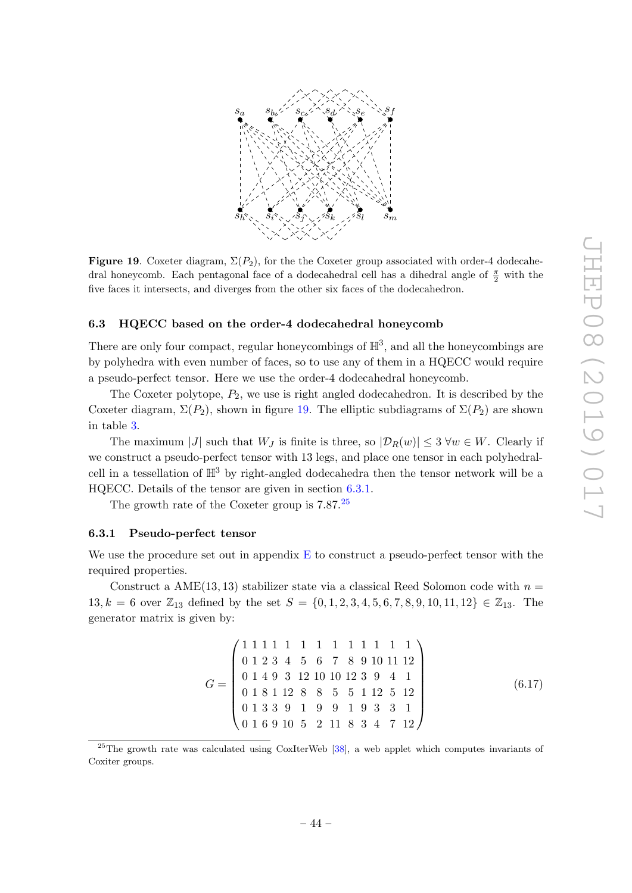**Figure 19**. Coxeter diagram, $\Sigma(P_2)$, for the the Coxeter group associated with order-4 dodecahedral honeycomb. Each pentagonal face of a dodecahedral cell has a dihedral angle of $\frac{\pi}{2}$ with the five faces it intersects, and diverges from the other six faces of the dodecahedron.

### 6.3 HQECC based on the order-4 dodecahedral honeycomb

There are only four compact, regular honeycombings of $\mathbb{H}^3$, and all the honeycombings are by polyhedra with even number of faces, so to use any of them in a HQECC would require a pseudo-perfect tensor. Here we use the order-4 dodecahedral honeycomb.

The Coxeter polytope, $P_2$, we use is right angled dodecahedron. It is described by the Coxeter diagram, $\Sigma(P_2)$, shown in figure 19. The elliptic subdiagrams of $\Sigma(P_2)$ are shown in table 3.

The maximum $|J|$ such that $W_J$ is finite is three, so $|\mathcal{D}_R(w)| \leq 3 \; \forall w \in W$. Clearly if we construct a pseudo-perfect tensor with 13 legs, and place one tensor in each polyhedral-cell in a tessellation of $\mathbb{H}^3$ by right-angled dodecahedra then the tensor network will be a HQECC. Details of the tensor are given in section 6.3.1.

The growth rate of the Coxeter group is 7.87.[25]

#### 6.3.1 Pseudo-perfect tensor

We use the procedure set out in appendix E to construct a pseudo-perfect tensor with the required properties.

Construct a AME(13, 13) stabilizer state via a classical Reed Solomon code with $n = 13, k = 6$ over $\mathbb{Z}_{13}$ defined by the set $S = \{0, 1, 2, 3, 4, 5, 6, 7, 8, 9, 10, 11, 12\} \in \mathbb{Z}_{13}$. The generator matrix is given by:

$$G = \begin{pmatrix} 1 & 1 & 1 & 1 & 1 & 1 & 1 & 1 & 1 & 1 & 1 & 1 & 1 \\ 0 & 1 & 2 & 3 & 4 & 5 & 6 & 7 & 8 & 9 & 10 & 11 & 12 \\ 0 & 1 & 4 & 9 & 3 & 12 & 10 & 10 & 12 & 3 & 9 & 4 & 1 \\ 0 & 1 & 8 & 1 & 12 & 8 & 8 & 5 & 5 & 1 & 12 & 5 & 12 \\ 0 & 1 & 3 & 3 & 9 & 1 & 9 & 9 & 1 & 9 & 3 & 3 & 1 \\ 0 & 1 & 6 & 9 & 10 & 5 & 2 & 11 & 8 & 3 & 4 & 7 & 12 \end{pmatrix} \tag{6.17}$$

[25] The growth rate was calculated using CoxIterWeb [38], a web applet which computes invariants of Coxiter groups.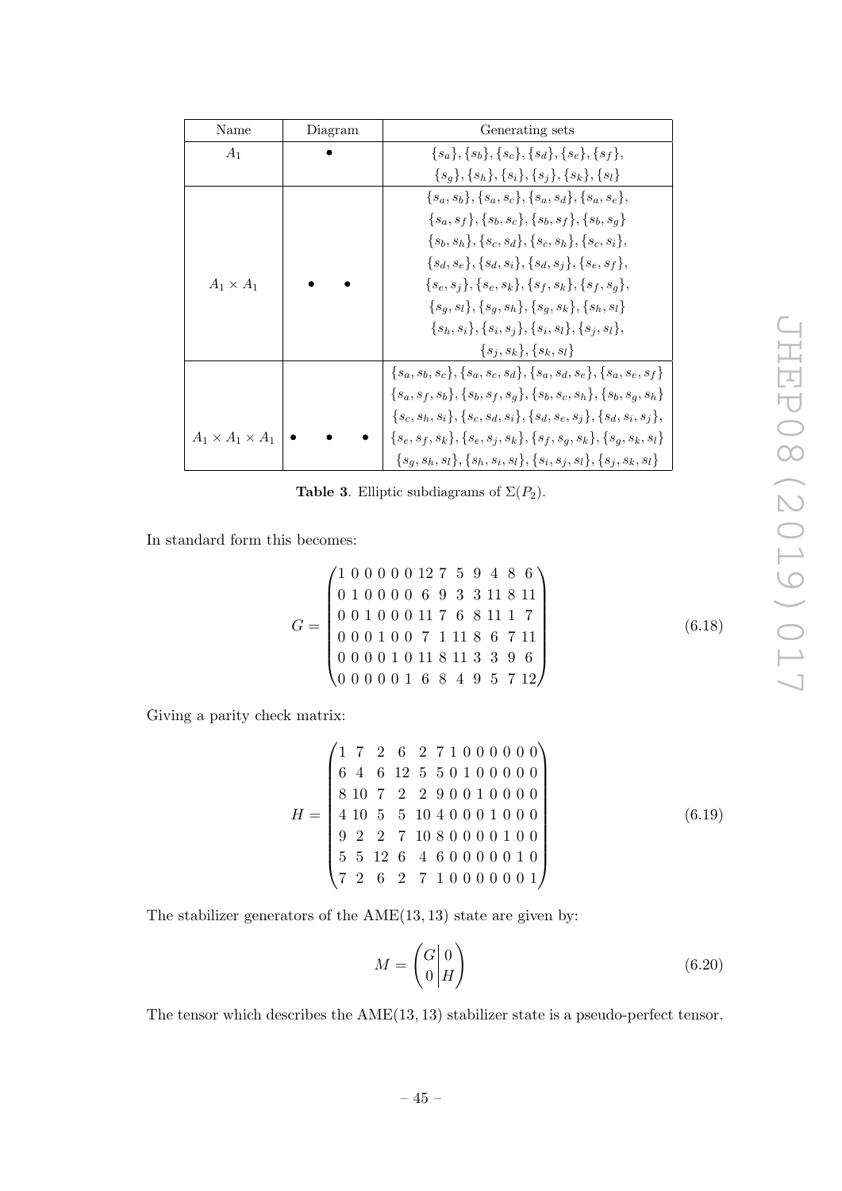| Name | Diagram | Generating sets |
|---|---|---|
| $A_1$ | • | $\{s_a\}, \{s_b\}, \{s_c\}, \{s_d\}, \{s_e\}, \{s_f\},$ $\{s_g\}, \{s_h\}, \{s_i\}, \{s_j\}, \{s_k\}, \{s_l\}$ |
| $A_1 \times A_1$ | • • | $\{s_a, s_b\}, \{s_a, s_c\}, \{s_a, s_d\}, \{s_a, s_e\},$ $\{s_a, s_f\}, \{s_b, s_c\}, \{s_b, s_f\}, \{s_b, s_g\}$ $\{s_b, s_h\}, \{s_c, s_d\}, \{s_c, s_h\}, \{s_c, s_i\},$ $\{s_d, s_e\}, \{s_d, s_i\}, \{s_d, s_j\}, \{s_e, s_f\},$ $\{s_e, s_j\}, \{s_e, s_k\}, \{s_f, s_k\}, \{s_f, s_g\},$ $\{s_g, s_l\}, \{s_g, s_h\}, \{s_g, s_k\}, \{s_h, s_l\}$ $\{s_h, s_i\}, \{s_i, s_j\}, \{s_i, s_l\}, \{s_j, s_l\},$ $\{s_j, s_k\}, \{s_k, s_l\}$ |
| $A_1 \times A_1 \times A_1$ | • • • | $\{s_a, s_b, s_c\}, \{s_a, s_c, s_d\}, \{s_a, s_d, s_e\}, \{s_a, s_e, s_f\}$ $\{s_a, s_f, s_b\}, \{s_b, s_f, s_g\}, \{s_b, s_c, s_h\}, \{s_b, s_g, s_h\}$ $\{s_c, s_h, s_i\}, \{s_c, s_d, s_i\}, \{s_d, s_e, s_j\}, \{s_d, s_i, s_j\},$ $\{s_e, s_f, s_k\}, \{s_e, s_j, s_k\}, \{s_f, s_g, s_k\}, \{s_g, s_k, s_l\}$ $\{s_g, s_h, s_l\}, \{s_h, s_i, s_l\}, \{s_i, s_j, s_l\}, \{s_j, s_k, s_l\}$ |

**Table 3**. Elliptic subdiagrams of $\Sigma(P_2)$.

In standard form this becomes:

$$G = \begin{pmatrix} 1 & 0 & 0 & 0 & 0 & 0 & 12 & 7 & 5 & 9 & 4 & 8 & 6 \\ 0 & 1 & 0 & 0 & 0 & 0 & 6 & 9 & 3 & 3 & 11 & 8 & 11 \\ 0 & 0 & 1 & 0 & 0 & 0 & 11 & 7 & 6 & 8 & 11 & 1 & 7 \\ 0 & 0 & 0 & 1 & 0 & 0 & 7 & 1 & 11 & 8 & 6 & 7 & 11 \\ 0 & 0 & 0 & 0 & 1 & 0 & 11 & 8 & 11 & 3 & 3 & 9 & 6 \\ 0 & 0 & 0 & 0 & 0 & 1 & 6 & 8 & 4 & 9 & 5 & 7 & 12 \end{pmatrix} \tag{6.18}$$

Giving a parity check matrix:

$$H = \begin{pmatrix} 1 & 7 & 2 & 6 & 2 & 7 & 1 & 0 & 0 & 0 & 0 & 0 & 0 \\ 6 & 4 & 6 & 12 & 5 & 5 & 0 & 1 & 0 & 0 & 0 & 0 & 0 \\ 8 & 10 & 7 & 2 & 2 & 9 & 0 & 0 & 1 & 0 & 0 & 0 & 0 \\ 4 & 10 & 5 & 5 & 10 & 4 & 0 & 0 & 0 & 1 & 0 & 0 & 0 \\ 9 & 2 & 2 & 7 & 10 & 8 & 0 & 0 & 0 & 0 & 1 & 0 & 0 \\ 5 & 5 & 12 & 6 & 4 & 6 & 0 & 0 & 0 & 0 & 0 & 1 & 0 \\ 7 & 2 & 6 & 2 & 7 & 1 & 0 & 0 & 0 & 0 & 0 & 0 & 1 \end{pmatrix} \tag{6.19}$$

The stabilizer generators of the AME$(13, 13)$ state are given by:

$$M = \begin{pmatrix} G & 0 \\ 0 & H \end{pmatrix} \tag{6.20}$$

The tensor which describes the AME$(13, 13)$ stabilizer state is a pseudo-perfect tensor.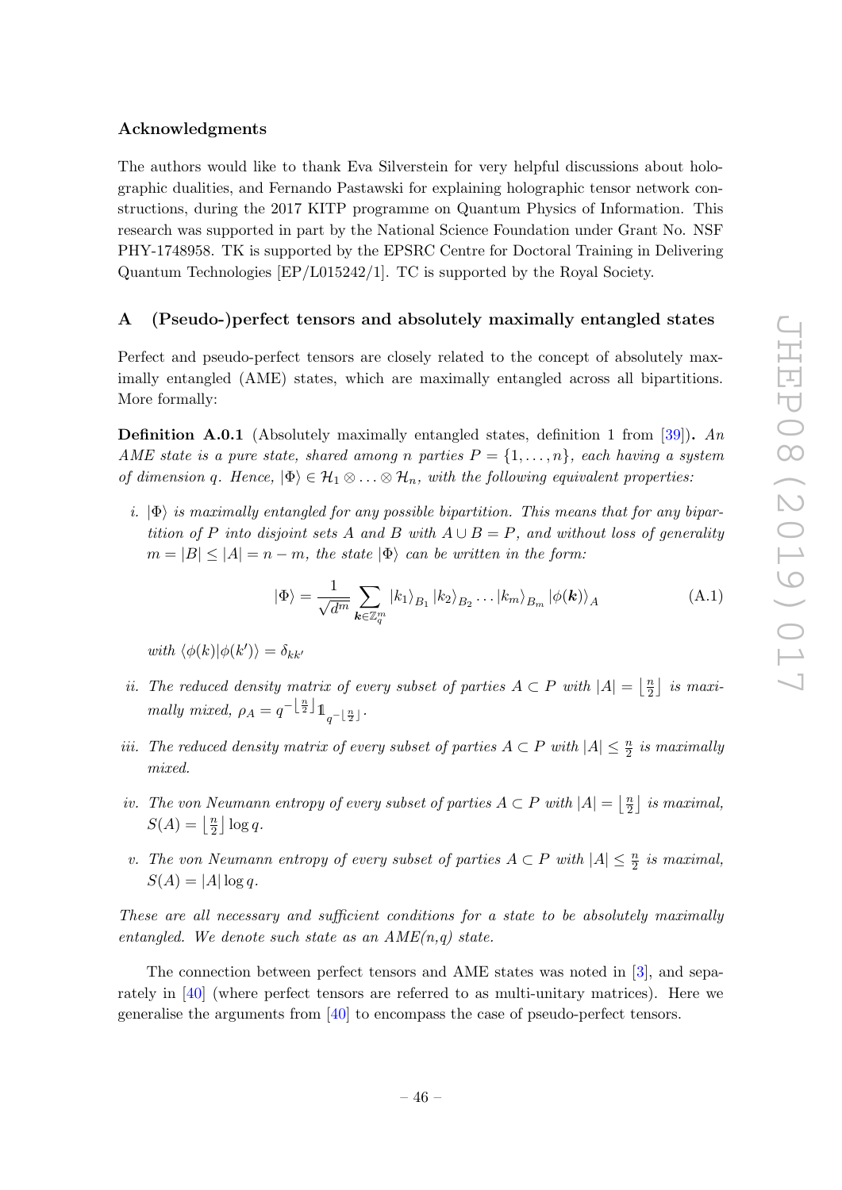## Acknowledgments

The authors would like to thank Eva Silverstein for very helpful discussions about holographic dualities, and Fernando Pastawski for explaining holographic tensor network constructions, during the 2017 KITP programme on Quantum Physics of Information. This research was supported in part by the National Science Foundation under Grant No. NSF PHY-1748958. TK is supported by the EPSRC Centre for Doctoral Training in Delivering Quantum Technologies [EP/L015242/1]. TC is supported by the Royal Society.

## A (Pseudo-)perfect tensors and absolutely maximally entangled states

Perfect and pseudo-perfect tensors are closely related to the concept of absolutely maximally entangled (AME) states, which are maximally entangled across all bipartitions. More formally:

**Definition A.0.1** (Absolutely maximally entangled states, definition 1 from [39])**.** *An AME state is a pure state, shared among $n$ parties $P = \{1, \ldots, n\}$, each having a system of dimension $q$. Hence, $|\Phi\rangle \in \mathcal{H}_1 \otimes \ldots \otimes \mathcal{H}_n$, with the following equivalent properties:*

*i. $|\Phi\rangle$ is maximally entangled for any possible bipartition. This means that for any bipartition of $P$ into disjoint sets $A$ and $B$ with $A \cup B = P$, and without loss of generality $m = |B| \leq |A| = n - m$, the state $|\Phi\rangle$ can be written in the form:*

$$|\Phi\rangle = \frac{1}{\sqrt{d^m}} \sum_{\boldsymbol{k} \in \mathbb{Z}_q^m} |k_1\rangle_{B_1} |k_2\rangle_{B_2} \ldots |k_m\rangle_{B_m} |\phi(\boldsymbol{k})\rangle_A \tag{A.1}$$

*with $\langle \phi(k) | \phi(k') \rangle = \delta_{kk'}$*

*ii. The reduced density matrix of every subset of parties $A \subset P$ with $|A| = \left\lfloor \frac{n}{2} \right\rfloor$ is maximally mixed, $\rho_A = q^{-\left\lfloor \frac{n}{2} \right\rfloor} \mathbb{1}_{q^{-\left\lfloor \frac{n}{2} \right\rfloor}}$.*

*iii. The reduced density matrix of every subset of parties $A \subset P$ with $|A| \leq \frac{n}{2}$ is maximally mixed.*

*iv. The von Neumann entropy of every subset of parties $A \subset P$ with $|A| = \left\lfloor \frac{n}{2} \right\rfloor$ is maximal, $S(A) = \left\lfloor \frac{n}{2} \right\rfloor \log q$.*

*v. The von Neumann entropy of every subset of parties $A \subset P$ with $|A| \leq \frac{n}{2}$ is maximal, $S(A) = |A| \log q$.*

*These are all necessary and sufficient conditions for a state to be absolutely maximally entangled. We denote such state as an AME(n,q) state.*

The connection between perfect tensors and AME states was noted in [3], and separately in [40] (where perfect tensors are referred to as multi-unitary matrices). Here we generalise the arguments from [40] to encompass the case of pseudo-perfect tensors.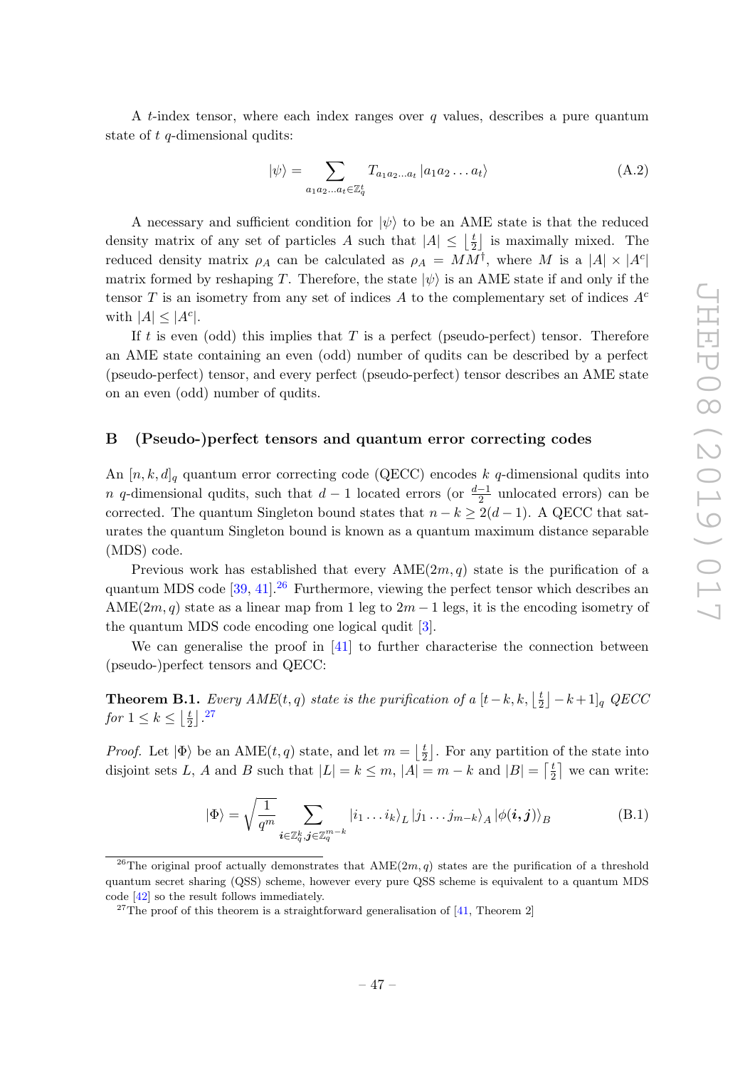A $t$-index tensor, where each index ranges over $q$ values, describes a pure quantum state of $t$ $q$-dimensional qudits:

$$|\psi\rangle = \sum_{a_1 a_2 \dots a_t \in \mathbb{Z}_q^t} T_{a_1 a_2 \dots a_t} |a_1 a_2 \dots a_t\rangle \tag{A.2}$$

A necessary and sufficient condition for $|\psi\rangle$ to be an AME state is that the reduced density matrix of any set of particles $A$ such that $|A| \leq \left\lfloor \frac{t}{2} \right\rfloor$ is maximally mixed. The reduced density matrix $\rho_A$ can be calculated as $\rho_A = MM^\dagger$, where $M$ is a $|A| \times |A^c|$ matrix formed by reshaping $T$. Therefore, the state $|\psi\rangle$ is an AME state if and only if the tensor $T$ is an isometry from any set of indices $A$ to the complementary set of indices $A^c$ with $|A| \leq |A^c|$.

If $t$ is even (odd) this implies that $T$ is a perfect (pseudo-perfect) tensor. Therefore an AME state containing an even (odd) number of qudits can be described by a perfect (pseudo-perfect) tensor, and every perfect (pseudo-perfect) tensor describes an AME state on an even (odd) number of qudits.

## B (Pseudo-)perfect tensors and quantum error correcting codes

An $[n, k, d]_q$ quantum error correcting code (QECC) encodes $k$ $q$-dimensional qudits into $n$ $q$-dimensional qudits, such that $d-1$ located errors (or $\frac{d-1}{2}$ unlocated errors) can be corrected. The quantum Singleton bound states that $n - k \geq 2(d-1)$. A QECC that saturates the quantum Singleton bound is known as a quantum maximum distance separable (MDS) code.

Previous work has established that every AME$(2m, q)$ state is the purification of a quantum MDS code [39, 41].[26] Furthermore, viewing the perfect tensor which describes an AME$(2m, q)$ state as a linear map from 1 leg to $2m-1$ legs, it is the encoding isometry of the quantum MDS code encoding one logical qudit [3].

We can generalise the proof in [41] to further characterise the connection between (pseudo-)perfect tensors and QECC:

**Theorem B.1.** *Every AME$(t, q)$ state is the purification of a $[t-k, k, \left\lfloor \frac{t}{2} \right\rfloor - k + 1]_q$ QECC for $1 \leq k \leq \left\lfloor \frac{t}{2} \right\rfloor$.*[27]

*Proof.* Let $|\Phi\rangle$ be an AME$(t, q)$ state, and let $m = \left\lfloor \frac{t}{2} \right\rfloor$. For any partition of the state into disjoint sets $L$, $A$ and $B$ such that $|L| = k \leq m$, $|A| = m - k$ and $|B| = \left\lceil \frac{t}{2} \right\rceil$ we can write:

$$|\Phi\rangle = \sqrt{\frac{1}{q^m}} \sum_{\boldsymbol{i} \in \mathbb{Z}_q^k, \boldsymbol{j} \in \mathbb{Z}_q^{m-k}} |i_1 \dots i_k\rangle_L \, |j_1 \dots j_{m-k}\rangle_A \, |\phi(\boldsymbol{i}, \boldsymbol{j})\rangle_B \tag{B.1}$$

[26] The original proof actually demonstrates that AME$(2m, q)$ states are the purification of a threshold quantum secret sharing (QSS) scheme, however every pure QSS scheme is equivalent to a quantum MDS code [42] so the result follows immediately.

[27] The proof of this theorem is a straightforward generalisation of [41, Theorem 2]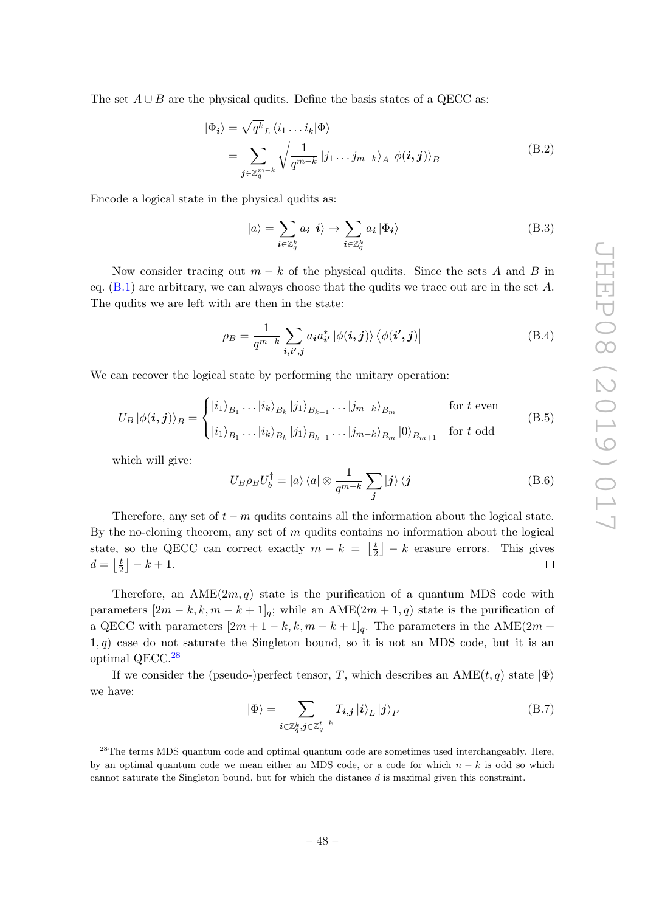The set $A \cup B$ are the physical qudits. Define the basis states of a QECC as:

$$
\begin{aligned}
|\Phi_{\boldsymbol{i}}\rangle &= \sqrt{q^k}{}_L \langle i_1 \dots i_k|\Phi\rangle \\
&= \sum_{\boldsymbol{j} \in \mathbb{Z}_q^{m-k}} \sqrt{\frac{1}{q^{m-k}}} \, |j_1 \dots j_{m-k}\rangle_A \, |\phi(\boldsymbol{i}, \boldsymbol{j})\rangle_B
\end{aligned} \tag{B.2}
$$

Encode a logical state in the physical qudits as:

$$
|a\rangle = \sum_{\boldsymbol{i} \in \mathbb{Z}_q^k} a_{\boldsymbol{i}} \, |\boldsymbol{i}\rangle \to \sum_{\boldsymbol{i} \in \mathbb{Z}_q^k} a_{\boldsymbol{i}} \, |\Phi_{\boldsymbol{i}}\rangle \tag{B.3}
$$

Now consider tracing out $m-k$ of the physical qudits. Since the sets $A$ and $B$ in eq. (B.1) are arbitrary, we can always choose that the qudits we trace out are in the set $A$. The qudits we are left with are then in the state:

$$
\rho_B = \frac{1}{q^{m-k}} \sum_{\boldsymbol{i}, \boldsymbol{i'}, \boldsymbol{j}} a_{\boldsymbol{i}} a^*_{\boldsymbol{i'}} \, |\phi(\boldsymbol{i}, \boldsymbol{j})\rangle \, \langle\phi(\boldsymbol{i'}, \boldsymbol{j})| \tag{B.4}
$$

We can recover the logical state by performing the unitary operation:

$$
U_B \, |\phi(\boldsymbol{i}, \boldsymbol{j})\rangle_B = \begin{cases} |i_1\rangle_{B_1} \dots |i_k\rangle_{B_k} |j_1\rangle_{B_{k+1}} \dots |j_{m-k}\rangle_{B_m} & \text{for } t \text{ even} \\ |i_1\rangle_{B_1} \dots |i_k\rangle_{B_k} |j_1\rangle_{B_{k+1}} \dots |j_{m-k}\rangle_{B_m} |0\rangle_{B_{m+1}} & \text{for } t \text{ odd} \end{cases} \tag{B.5}
$$

which will give:

$$
U_B \rho_B U_b^\dagger = |a\rangle \langle a| \otimes \frac{1}{q^{m-k}} \sum_{\boldsymbol{j}} |\boldsymbol{j}\rangle \langle \boldsymbol{j}| \tag{B.6}
$$

Therefore, any set of $t-m$ qudits contains all the information about the logical state. By the no-cloning theorem, any set of $m$ qudits contains no information about the logical state, so the QECC can correct exactly $m - k = \left\lfloor \frac{t}{2} \right\rfloor - k$ erasure errors. This gives $d = \left\lfloor \frac{t}{2} \right\rfloor - k + 1$. □

Therefore, an AME$(2m, q)$ state is the purification of a quantum MDS code with parameters $[2m-k, k, m-k+1]_q$; while an AME$(2m+1, q)$ state is the purification of a QECC with parameters $[2m+1-k, k, m-k+1]_q$. The parameters in the AME$(2m+1, q)$ case do not saturate the Singleton bound, so it is not an MDS code, but it is an optimal QECC.[28]

If we consider the (pseudo-)perfect tensor, $T$, which describes an AME$(t, q)$ state $|\Phi\rangle$ we have:

$$
|\Phi\rangle = \sum_{\boldsymbol{i} \in \mathbb{Z}_q^k, \boldsymbol{j} \in \mathbb{Z}_q^{t-k}} T_{\boldsymbol{i}, \boldsymbol{j}} \, |\boldsymbol{i}\rangle_L \, |\boldsymbol{j}\rangle_P \tag{B.7}
$$

[28] The terms MDS quantum code and optimal quantum code are sometimes used interchangeably. Here, by an optimal quantum code we mean either an MDS code, or a code for which $n-k$ is odd so which cannot saturate the Singleton bound, but for which the distance $d$ is maximal given this constraint.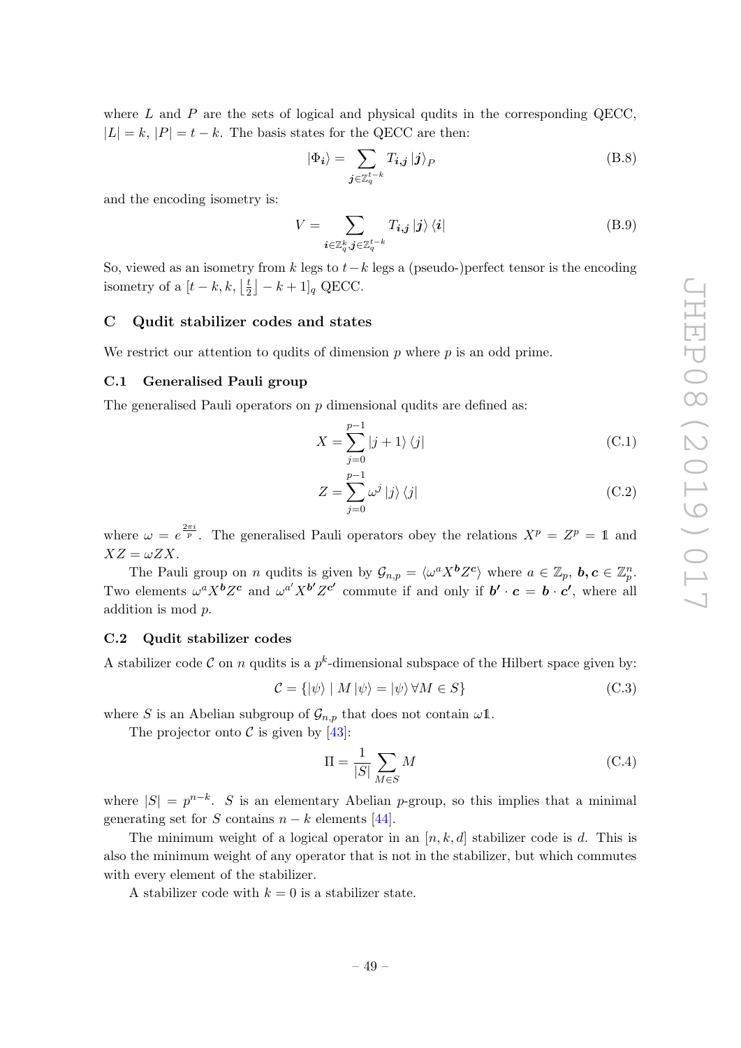where $L$ and $P$ are the sets of logical and physical qudits in the corresponding QECC, $|L| = k$, $|P| = t - k$. The basis states for the QECC are then:

$$|\Phi_{\boldsymbol{i}}\rangle = \sum_{\boldsymbol{j} \in \mathbb{Z}_q^{t-k}} T_{\boldsymbol{i},\boldsymbol{j}} |\boldsymbol{j}\rangle_P \tag{B.8}$$

and the encoding isometry is:

$$V = \sum_{\boldsymbol{i} \in \mathbb{Z}_q^k, \boldsymbol{j} \in \mathbb{Z}_q^{t-k}} T_{\boldsymbol{i},\boldsymbol{j}} |\boldsymbol{j}\rangle \langle \boldsymbol{i}| \tag{B.9}$$

So, viewed as an isometry from $k$ legs to $t-k$ legs a (pseudo-)perfect tensor is the encoding isometry of a $[t-k, k, \lfloor \frac{t}{2} \rfloor - k + 1]_q$ QECC.

## C Qudit stabilizer codes and states

We restrict our attention to qudits of dimension $p$ where $p$ is an odd prime.

### C.1 Generalised Pauli group

The generalised Pauli operators on $p$ dimensional qudits are defined as:

$$X = \sum_{j=0}^{p-1} |j+1\rangle \langle j| \tag{C.1}$$

$$Z = \sum_{j=0}^{p-1} \omega^j |j\rangle \langle j| \tag{C.2}$$

where $\omega = e^{\frac{2\pi i}{p}}$. The generalised Pauli operators obey the relations $X^p = Z^p = \mathbb{1}$ and $XZ = \omega ZX$.

The Pauli group on $n$ qudits is given by $\mathcal{G}_{n,p} = \langle \omega^a X^{\boldsymbol{b}} Z^{\boldsymbol{c}} \rangle$ where $a \in \mathbb{Z}_p$, $\boldsymbol{b}, \boldsymbol{c} \in \mathbb{Z}_p^n$. Two elements $\omega^a X^{\boldsymbol{b}} Z^{\boldsymbol{c}}$ and $\omega^{a'} X^{\boldsymbol{b'}} Z^{\boldsymbol{c'}}$ commute if and only if $\boldsymbol{b'} \cdot \boldsymbol{c} = \boldsymbol{b} \cdot \boldsymbol{c'}$, where all addition is mod $p$.

### C.2 Qudit stabilizer codes

A stabilizer code $\mathcal{C}$ on $n$ qudits is a $p^k$-dimensional subspace of the Hilbert space given by:

$$\mathcal{C} = \{|\psi\rangle \mid M|\psi\rangle = |\psi\rangle \, \forall M \in S\} \tag{C.3}$$

where $S$ is an Abelian subgroup of $\mathcal{G}_{n,p}$ that does not contain $\omega \mathbb{1}$.

The projector onto $\mathcal{C}$ is given by [43]:

$$\Pi = \frac{1}{|S|} \sum_{M \in S} M \tag{C.4}$$

where $|S| = p^{n-k}$. $S$ is an elementary Abelian $p$-group, so this implies that a minimal generating set for $S$ contains $n - k$ elements [44].

The minimum weight of a logical operator in an $[n, k, d]$ stabilizer code is $d$. This is also the minimum weight of any operator that is not in the stabilizer, but which commutes with every element of the stabilizer.

A stabilizer code with $k = 0$ is a stabilizer state.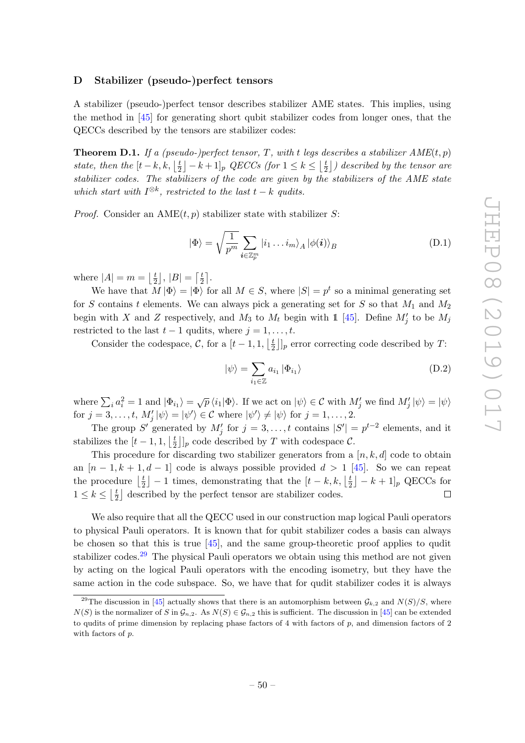# D Stabilizer (pseudo-)perfect tensors

A stabilizer (pseudo-)perfect tensor describes stabilizer AME states. This implies, using the method in [45] for generating short qubit stabilizer codes from longer ones, that the QECCs described by the tensors are stabilizer codes:

**Theorem D.1.** *If a (pseudo-)perfect tensor, $T$, with $t$ legs describes a stabilizer AME$(t,p)$ state, then the $[t-k, k, \lfloor \frac{t}{2} \rfloor - k + 1]_p$ QECCs (for $1 \leq k \leq \lfloor \frac{t}{2} \rfloor$) described by the tensor are stabilizer codes. The stabilizers of the code are given by the stabilizers of the AME state which start with $I^{\otimes k}$, restricted to the last $t-k$ qudits.*

*Proof.* Consider an AME$(t,p)$ stabilizer state with stabilizer $S$:

$$|\Phi\rangle = \sqrt{\frac{1}{p^m}} \sum_{\boldsymbol{i} \in \mathbb{Z}_p^m} |i_1 \dots i_m\rangle_A \, |\phi(\boldsymbol{i})\rangle_B \tag{D.1}$$

where $|A| = m = \lfloor \frac{t}{2} \rfloor$, $|B| = \lceil \frac{t}{2} \rceil$.

We have that $M\,|\Phi\rangle = |\Phi\rangle$ for all $M \in S$, where $|S| = p^t$ so a minimal generating set for $S$ contains $t$ elements. We can always pick a generating set for $S$ so that $M_1$ and $M_2$ begin with $X$ and $Z$ respectively, and $M_3$ to $M_t$ begin with $\mathbb{1}$ [45]. Define $M_j'$ to be $M_j$ restricted to the last $t-1$ qudits, where $j = 1, \dots, t$.

Consider the codespace, $\mathcal{C}$, for a $[t-1, 1, \lfloor \frac{t}{2} \rfloor]_p$ error correcting code described by $T$:

$$|\psi\rangle = \sum_{i_1 \in \mathbb{Z}} a_{i_1} \, |\Phi_{i_1}\rangle \tag{D.2}$$

where $\sum_i a_i^2 = 1$ and $|\Phi_{i_1}\rangle = \sqrt{p}\,\langle i_1|\Phi\rangle$. If we act on $|\psi\rangle \in \mathcal{C}$ with $M_j'$ we find $M_j'\,|\psi\rangle = |\psi\rangle$ for $j = 3, \dots, t$, $M_j'\,|\psi\rangle = |\psi'\rangle \in \mathcal{C}$ where $|\psi'\rangle \neq |\psi\rangle$ for $j = 1, \dots, 2$.

The group $S'$ generated by $M_j'$ for $j = 3, \dots, t$ contains $|S'| = p^{t-2}$ elements, and it stabilizes the $[t-1, 1, \lfloor \frac{t}{2} \rfloor]_p$ code described by $T$ with codespace $\mathcal{C}$.

This procedure for discarding two stabilizer generators from a $[n, k, d]$ code to obtain an $[n-1, k+1, d-1]$ code is always possible provided $d > 1$ [45]. So we can repeat the procedure $\lfloor \frac{t}{2} \rfloor - 1$ times, demonstrating that the $[t-k, k, \lfloor \frac{t}{2} \rfloor - k + 1]_p$ QECCs for $1 \leq k \leq \lfloor \frac{t}{2} \rfloor$ described by the perfect tensor are stabilizer codes. □

We also require that all the QECC used in our construction map logical Pauli operators to physical Pauli operators. It is known that for qubit stabilizer codes a basis can always be chosen so that this is true [45], and the same group-theoretic proof applies to qudit stabilizer codes.[29] The physical Pauli operators we obtain using this method are not given by acting on the logical Pauli operators with the encoding isometry, but they have the same action in the code subspace. So, we have that for qudit stabilizer codes it is always

[29] The discussion in [45] actually shows that there is an automorphism between $\mathcal{G}_{k,2}$ and $N(S)/S$, where $N(S)$ is the normalizer of $S$ in $\mathcal{G}_{n,2}$. As $N(S) \in \mathcal{G}_{n,2}$ this is sufficient. The discussion in [45] can be extended to qudits of prime dimension by replacing phase factors of 4 with factors of $p$, and dimension factors of 2 with factors of $p$.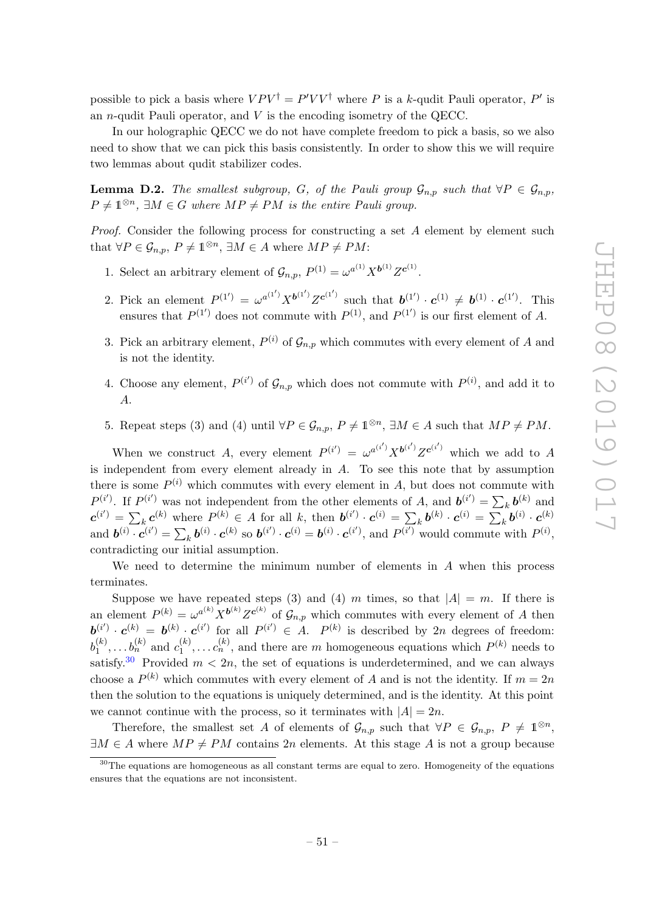possible to pick a basis where $VPV^\dagger = P'VV^\dagger$ where $P$ is a $k$-qudit Pauli operator, $P'$ is an $n$-qudit Pauli operator, and $V$ is the encoding isometry of the QECC.

In our holographic QECC we do not have complete freedom to pick a basis, so we also need to show that we can pick this basis consistently. In order to show this we will require two lemmas about qudit stabilizer codes.

**Lemma D.2.** *The smallest subgroup, $G$, of the Pauli group $\mathcal{G}_{n,p}$ such that $\forall P \in \mathcal{G}_{n,p}$, $P \neq \mathbb{1}^{\otimes n}$, $\exists M \in G$ where $MP \neq PM$ is the entire Pauli group.*

*Proof.* Consider the following process for constructing a set $A$ element by element such that $\forall P \in \mathcal{G}_{n,p}$, $P \neq \mathbb{1}^{\otimes n}$, $\exists M \in A$ where $MP \neq PM$:

1. Select an arbitrary element of $\mathcal{G}_{n,p}$, $P^{(1)} = \omega^{a^{(1)}} X^{\boldsymbol{b}^{(1)}} Z^{\boldsymbol{c}^{(1)}}$.
2. Pick an element $P^{(1')} = \omega^{a^{(1')}} X^{\boldsymbol{b}^{(1')}} Z^{\boldsymbol{c}^{(1')}}$ such that $\boldsymbol{b}^{(1')} \cdot \boldsymbol{c}^{(1)} \neq \boldsymbol{b}^{(1)} \cdot \boldsymbol{c}^{(1')}$. This ensures that $P^{(1')}$ does not commute with $P^{(1)}$, and $P^{(1')}$ is our first element of $A$.
3. Pick an arbitrary element, $P^{(i)}$ of $\mathcal{G}_{n,p}$ which commutes with every element of $A$ and is not the identity.
4. Choose any element, $P^{(i')}$ of $\mathcal{G}_{n,p}$ which does not commute with $P^{(i)}$, and add it to $A$.
5. Repeat steps (3) and (4) until $\forall P \in \mathcal{G}_{n,p}$, $P \neq \mathbb{1}^{\otimes n}$, $\exists M \in A$ such that $MP \neq PM$.

When we construct $A$, every element $P^{(i')} = \omega^{a^{(i')}} X^{\boldsymbol{b}^{(i')}} Z^{\boldsymbol{c}^{(i')}}$ which we add to $A$ is independent from every element already in $A$. To see this note that by assumption there is some $P^{(i)}$ which commutes with every element in $A$, but does not commute with $P^{(i')}$. If $P^{(i')}$ was not independent from the other elements of $A$, and $\boldsymbol{b}^{(i')} = \sum_k \boldsymbol{b}^{(k)}$ and $\boldsymbol{c}^{(i')} = \sum_k \boldsymbol{c}^{(k)}$ where $P^{(k)} \in A$ for all $k$, then $\boldsymbol{b}^{(i')} \cdot \boldsymbol{c}^{(i)} = \sum_k \boldsymbol{b}^{(k)} \cdot \boldsymbol{c}^{(i)} = \sum_k \boldsymbol{b}^{(i)} \cdot \boldsymbol{c}^{(k)}$ and $\boldsymbol{b}^{(i)} \cdot \boldsymbol{c}^{(i')} = \sum_k \boldsymbol{b}^{(i)} \cdot \boldsymbol{c}^{(k)}$ so $\boldsymbol{b}^{(i')} \cdot \boldsymbol{c}^{(i)} = \boldsymbol{b}^{(i)} \cdot \boldsymbol{c}^{(i')}$, and $P^{(i')}$ would commute with $P^{(i)}$, contradicting our initial assumption.

We need to determine the minimum number of elements in $A$ when this process terminates.

Suppose we have repeated steps (3) and (4) $m$ times, so that $|A| = m$. If there is an element $P^{(k)} = \omega^{a^{(k)}} X^{\boldsymbol{b}^{(k)}} Z^{\boldsymbol{c}^{(k)}}$ of $\mathcal{G}_{n,p}$ which commutes with every element of $A$ then $\boldsymbol{b}^{(i')} \cdot \boldsymbol{c}^{(k)} = \boldsymbol{b}^{(k)} \cdot \boldsymbol{c}^{(i')}$ for all $P^{(i')} \in A$. $P^{(k)}$ is described by $2n$ degrees of freedom: $b_1^{(k)}, \ldots b_n^{(k)}$ and $c_1^{(k)}, \ldots c_n^{(k)}$, and there are $m$ homogeneous equations which $P^{(k)}$ needs to satisfy.[30] Provided $m < 2n$, the set of equations is underdetermined, and we can always choose a $P^{(k)}$ which commutes with every element of $A$ and is not the identity. If $m = 2n$ then the solution to the equations is uniquely determined, and is the identity. At this point we cannot continue with the process, so it terminates with $|A| = 2n$.

Therefore, the smallest set $A$ of elements of $\mathcal{G}_{n,p}$ such that $\forall P \in \mathcal{G}_{n,p}$, $P \neq \mathbb{1}^{\otimes n}$, $\exists M \in A$ where $MP \neq PM$ contains $2n$ elements. At this stage $A$ is not a group because

[30] The equations are homogeneous as all constant terms are equal to zero. Homogeneity of the equations ensures that the equations are not inconsistent.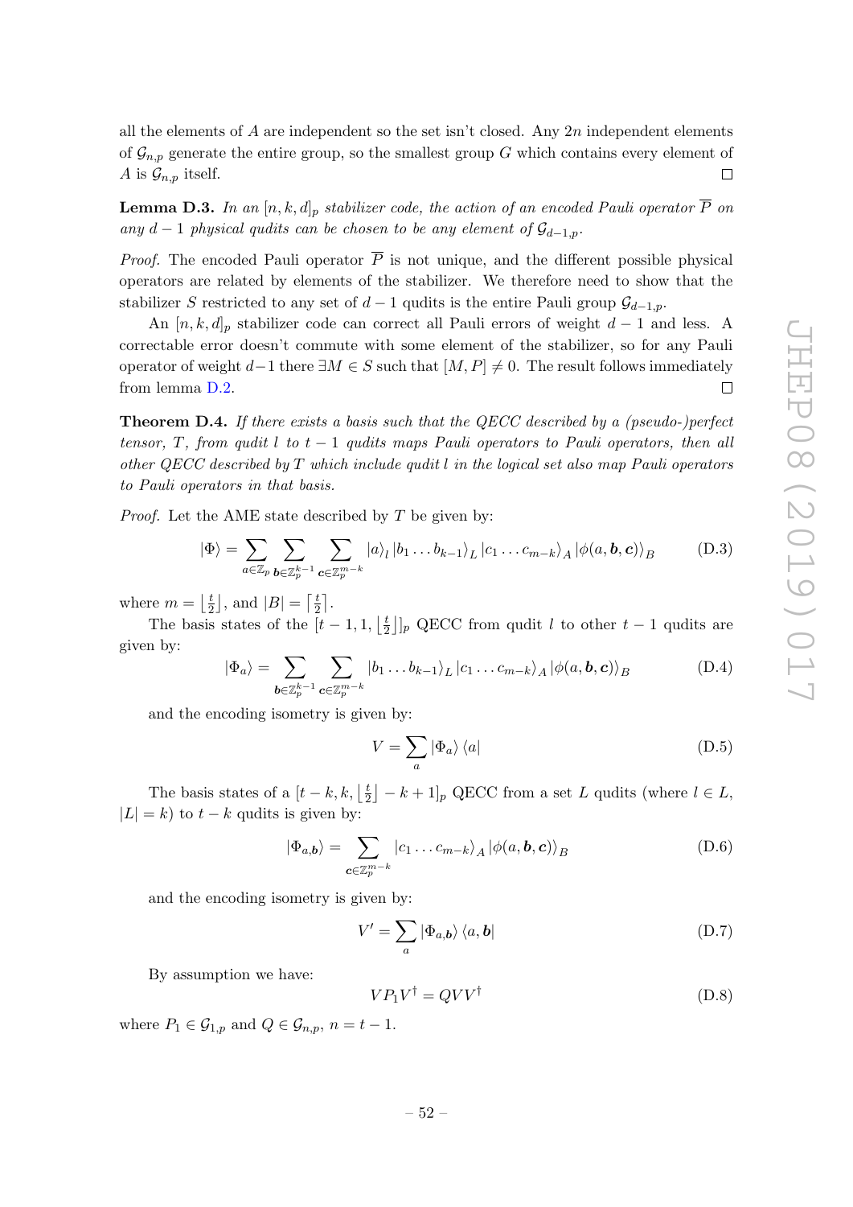all the elements of $A$ are independent so the set isn't closed. Any $2n$ independent elements of $\mathcal{G}_{n,p}$ generate the entire group, so the smallest group $G$ which contains every element of $A$ is $\mathcal{G}_{n,p}$ itself. $\square$

**Lemma D.3.** *In an $[n,k,d]_p$ stabilizer code, the action of an encoded Pauli operator $\overline{P}$ on any $d-1$ physical qudits can be chosen to be any element of $\mathcal{G}_{d-1,p}$.*

*Proof.* The encoded Pauli operator $\overline{P}$ is not unique, and the different possible physical operators are related by elements of the stabilizer. We therefore need to show that the stabilizer $S$ restricted to any set of $d-1$ qudits is the entire Pauli group $\mathcal{G}_{d-1,p}$.

An $[n,k,d]_p$ stabilizer code can correct all Pauli errors of weight $d-1$ and less. A correctable error doesn't commute with some element of the stabilizer, so for any Pauli operator of weight $d-1$ there $\exists M \in S$ such that $[M,P] \neq 0$. The result follows immediately from lemma D.2. $\square$

**Theorem D.4.** *If there exists a basis such that the QECC described by a (pseudo-)perfect tensor, $T$, from qudit $l$ to $t-1$ qudits maps Pauli operators to Pauli operators, then all other QECC described by $T$ which include qudit $l$ in the logical set also map Pauli operators to Pauli operators in that basis.*

*Proof.* Let the AME state described by $T$ be given by:

$$|\Phi\rangle = \sum_{a\in\mathbb{Z}_p}\sum_{\boldsymbol{b}\in\mathbb{Z}_p^{k-1}}\sum_{\boldsymbol{c}\in\mathbb{Z}_p^{m-k}} |a\rangle_l\,|b_1\dots b_{k-1}\rangle_L\,|c_1\dots c_{m-k}\rangle_A\,|\phi(a,\boldsymbol{b},\boldsymbol{c})\rangle_B \tag{D.3}$$

where $m = \left\lfloor \frac{t}{2}\right\rfloor$, and $|B| = \left\lceil \frac{t}{2}\right\rceil$.

The basis states of the $[t-1, 1, \left\lfloor \frac{t}{2}\right\rfloor]_p$ QECC from qudit $l$ to other $t-1$ qudits are given by:

$$|\Phi_a\rangle = \sum_{\boldsymbol{b}\in\mathbb{Z}_p^{k-1}}\sum_{\boldsymbol{c}\in\mathbb{Z}_p^{m-k}} |b_1\dots b_{k-1}\rangle_L\,|c_1\dots c_{m-k}\rangle_A\,|\phi(a,\boldsymbol{b},\boldsymbol{c})\rangle_B \tag{D.4}$$

and the encoding isometry is given by:

$$V = \sum_a |\Phi_a\rangle\langle a| \tag{D.5}$$

The basis states of a $[t-k, k, \left\lfloor \frac{t}{2}\right\rfloor - k + 1]_p$ QECC from a set $L$ qudits (where $l \in L$, $|L| = k$) to $t-k$ qudits is given by:

$$|\Phi_{a,\boldsymbol{b}}\rangle = \sum_{\boldsymbol{c}\in\mathbb{Z}_p^{m-k}} |c_1\dots c_{m-k}\rangle_A\,|\phi(a,\boldsymbol{b},\boldsymbol{c})\rangle_B \tag{D.6}$$

and the encoding isometry is given by:

$$V' = \sum_a |\Phi_{a,\boldsymbol{b}}\rangle\langle a,\boldsymbol{b}| \tag{D.7}$$

By assumption we have:

$$VP_1V^\dagger = QVV^\dagger \tag{D.8}$$

where $P_1 \in \mathcal{G}_{1,p}$ and $Q \in \mathcal{G}_{n,p}$, $n = t-1$.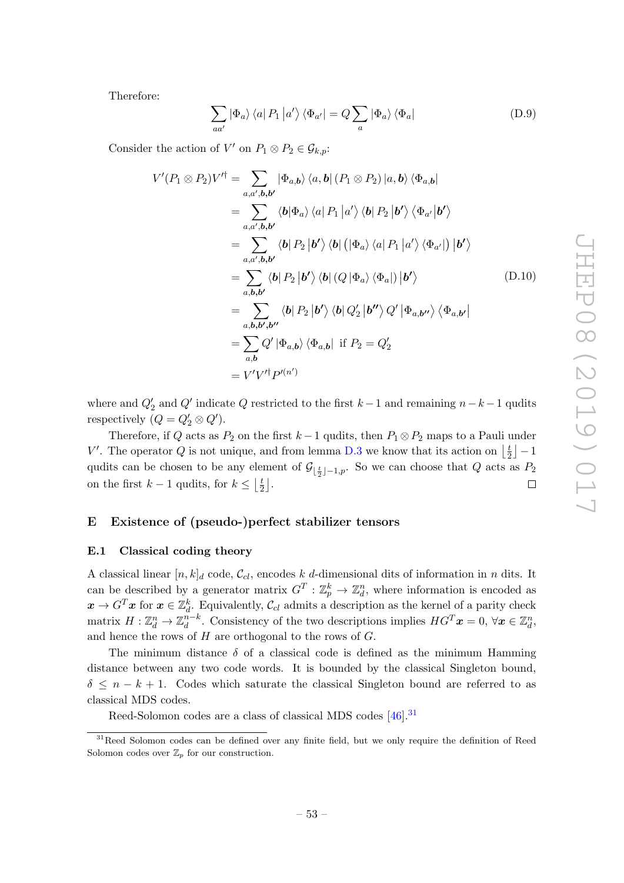Therefore:

$$\sum_{aa'} |\Phi_a\rangle \langle a| P_1 |a'\rangle \langle \Phi_{a'}| = Q \sum_a |\Phi_a\rangle \langle \Phi_a| \tag{D.9}$$

Consider the action of $V'$ on $P_1 \otimes P_2 \in \mathcal{G}_{k,p}$:

$$\begin{aligned}
V'(P_1 \otimes P_2)V'^{\dagger} &= \sum_{a,a',\boldsymbol{b},\boldsymbol{b'}} |\Phi_{a,\boldsymbol{b}}\rangle \langle a, \boldsymbol{b}| (P_1 \otimes P_2) |a, \boldsymbol{b}\rangle \langle \Phi_{a,\boldsymbol{b}}| \\
&= \sum_{a,a',\boldsymbol{b},\boldsymbol{b'}} \langle \boldsymbol{b}|\Phi_a\rangle \langle a| P_1 |a'\rangle \langle \boldsymbol{b}| P_2 |\boldsymbol{b'}\rangle \langle \Phi_{a'}|\boldsymbol{b'}\rangle \\
&= \sum_{a,a',\boldsymbol{b},\boldsymbol{b'}} \langle \boldsymbol{b}| P_2 |\boldsymbol{b'}\rangle \langle \boldsymbol{b}| \left(|\Phi_a\rangle \langle a| P_1 |a'\rangle \langle \Phi_{a'}|\right) |\boldsymbol{b'}\rangle \\
&= \sum_{a,\boldsymbol{b},\boldsymbol{b'}} \langle \boldsymbol{b}| P_2 |\boldsymbol{b'}\rangle \langle \boldsymbol{b}| \left(Q |\Phi_a\rangle \langle \Phi_a|\right) |\boldsymbol{b'}\rangle \\
&= \sum_{a,\boldsymbol{b},\boldsymbol{b'},\boldsymbol{b''}} \langle \boldsymbol{b}| P_2 |\boldsymbol{b'}\rangle \langle \boldsymbol{b}| Q'_2 |\boldsymbol{b''}\rangle Q' |\Phi_{a,\boldsymbol{b''}}\rangle \langle \Phi_{a,\boldsymbol{b'}}| \\
&= \sum_{a,\boldsymbol{b}} Q' |\Phi_{a,\boldsymbol{b}}\rangle \langle \Phi_{a,\boldsymbol{b}}| \ \text{ if } P_2 = Q'_2 \\
&= V'V'^{\dagger} P'^{(n')}
\end{aligned} \tag{D.10}$$

where and $Q'_2$ and $Q'$ indicate $Q$ restricted to the first $k-1$ and remaining $n-k-1$ qudits respectively ($Q = Q'_2 \otimes Q'$).

Therefore, if $Q$ acts as $P_2$ on the first $k-1$ qudits, then $P_1 \otimes P_2$ maps to a Pauli under $V'$. The operator $Q$ is not unique, and from lemma D.3 we know that its action on $\lfloor \frac{t}{2} \rfloor - 1$ qudits can be chosen to be any element of $\mathcal{G}_{\lfloor \frac{t}{2} \rfloor -1,p}$. So we can choose that $Q$ acts as $P_2$ on the first $k-1$ qudits, for $k \leq \lfloor \frac{t}{2} \rfloor$. □

## E Existence of (pseudo-)perfect stabilizer tensors

### E.1 Classical coding theory

A classical linear $[n,k]_d$ code, $\mathcal{C}_{cl}$, encodes $k$ $d$-dimensional dits of information in $n$ dits. It can be described by a generator matrix $G^T : \mathbb{Z}_p^k \to \mathbb{Z}_d^n$, where information is encoded as $\boldsymbol{x} \to G^T \boldsymbol{x}$ for $\boldsymbol{x} \in \mathbb{Z}_d^k$. Equivalently, $\mathcal{C}_{cl}$ admits a description as the kernel of a parity check matrix $H : \mathbb{Z}_d^n \to \mathbb{Z}_d^{n-k}$. Consistency of the two descriptions implies $HG^T\boldsymbol{x} = 0$, $\forall \boldsymbol{x} \in \mathbb{Z}_d^n$, and hence the rows of $H$ are orthogonal to the rows of $G$.

The minimum distance $\delta$ of a classical code is defined as the minimum Hamming distance between any two code words. It is bounded by the classical Singleton bound, $\delta \leq n - k + 1$. Codes which saturate the classical Singleton bound are referred to as classical MDS codes.

Reed-Solomon codes are a class of classical MDS codes [46].[31]

[31] Reed Solomon codes can be defined over any finite field, but we only require the definition of Reed Solomon codes over $\mathbb{Z}_p$ for our construction.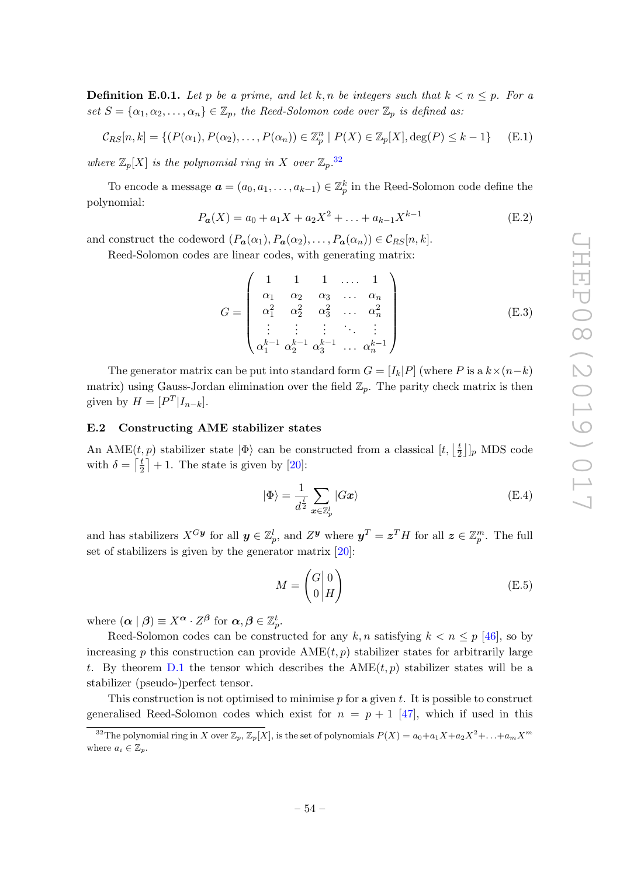**Definition E.0.1.** *Let $p$ be a prime, and let $k, n$ be integers such that $k < n \leq p$. For a set $S = \{\alpha_1, \alpha_2, \ldots, \alpha_n\} \in \mathbb{Z}_p$, the Reed-Solomon code over $\mathbb{Z}_p$ is defined as:*

$$\mathcal{C}_{RS}[n,k] = \{(P(\alpha_1), P(\alpha_2), \ldots, P(\alpha_n)) \in \mathbb{Z}_p^n \mid P(X) \in \mathbb{Z}_p[X], \deg(P) \leq k-1\} \tag{E.1}$$

*where $\mathbb{Z}_p[X]$ is the polynomial ring in $X$ over $\mathbb{Z}_p$.*[32]

To encode a message $\boldsymbol{a} = (a_0, a_1, \ldots, a_{k-1}) \in \mathbb{Z}_p^k$ in the Reed-Solomon code define the polynomial:

$$P_{\boldsymbol{a}}(X) = a_0 + a_1 X + a_2 X^2 + \ldots + a_{k-1} X^{k-1} \tag{E.2}$$

and construct the codeword $(P_{\boldsymbol{a}}(\alpha_1), P_{\boldsymbol{a}}(\alpha_2), \ldots, P_{\boldsymbol{a}}(\alpha_n)) \in \mathcal{C}_{RS}[n,k]$.

Reed-Solomon codes are linear codes, with generating matrix:

$$G = \begin{pmatrix} 1 & 1 & 1 & \ldots. & 1 \\ \alpha_1 & \alpha_2 & \alpha_3 & \ldots & \alpha_n \\ \alpha_1^2 & \alpha_2^2 & \alpha_3^2 & \ldots & \alpha_n^2 \\ \vdots & \vdots & \vdots & \ddots & \vdots \\ \alpha_1^{k-1} & \alpha_2^{k-1} & \alpha_3^{k-1} & \ldots & \alpha_n^{k-1} \end{pmatrix} \tag{E.3}$$

The generator matrix can be put into standard form $G = [I_k|P]$ (where $P$ is a $k \times (n-k)$ matrix) using Gauss-Jordan elimination over the field $\mathbb{Z}_p$. The parity check matrix is then given by $H = [P^T|I_{n-k}]$.

## E.2 Constructing AME stabilizer states

An AME$(t,p)$ stabilizer state $|\Phi\rangle$ can be constructed from a classical $[t, \lfloor \frac{t}{2} \rfloor]_p$ MDS code with $\delta = \lceil \frac{t}{2} \rceil + 1$. The state is given by [20]:

$$|\Phi\rangle = \frac{1}{d^{\frac{l}{2}}} \sum_{\boldsymbol{x} \in \mathbb{Z}_p^l} |G\boldsymbol{x}\rangle \tag{E.4}$$

and has stabilizers $X^{G\boldsymbol{y}}$ for all $\boldsymbol{y} \in \mathbb{Z}_p^l$, and $Z^{\boldsymbol{y}}$ where $\boldsymbol{y}^T = \boldsymbol{z}^T H$ for all $\boldsymbol{z} \in \mathbb{Z}_p^m$. The full set of stabilizers is given by the generator matrix [20]:

$$M = \left(\begin{array}{c|c} G & 0 \\ 0 & H \end{array}\right) \tag{E.5}$$

where $(\boldsymbol{\alpha} \mid \boldsymbol{\beta}) \equiv X^{\boldsymbol{\alpha}} \cdot Z^{\boldsymbol{\beta}}$ for $\boldsymbol{\alpha}, \boldsymbol{\beta} \in \mathbb{Z}_p^t$.

Reed-Solomon codes can be constructed for any $k, n$ satisfying $k < n \leq p$ [46], so by increasing $p$ this construction can provide AME$(t,p)$ stabilizer states for arbitrarily large $t$. By theorem D.1 the tensor which describes the AME$(t,p)$ stabilizer states will be a stabilizer (pseudo-)perfect tensor.

This construction is not optimised to minimise $p$ for a given $t$. It is possible to construct generalised Reed-Solomon codes which exist for $n = p+1$ [47], which if used in this

[32] The polynomial ring in $X$ over $\mathbb{Z}_p$, $\mathbb{Z}_p[X]$, is the set of polynomials $P(X) = a_0 + a_1 X + a_2 X^2 + \ldots + a_m X^m$ where $a_i \in \mathbb{Z}_p$.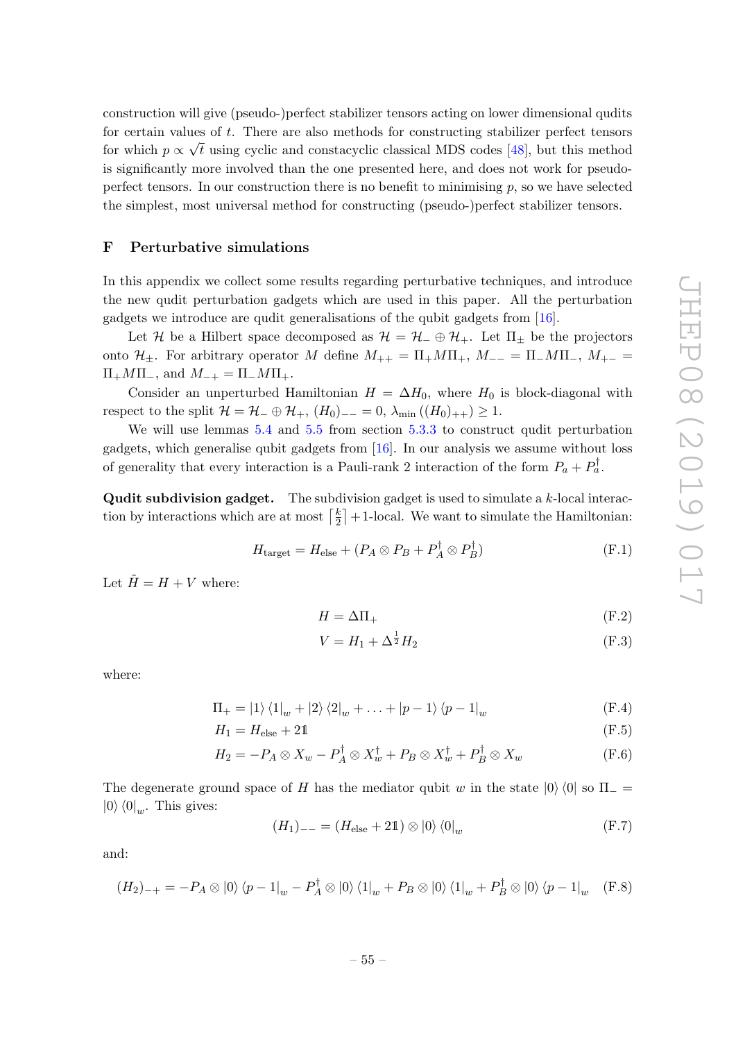construction will give (pseudo-)perfect stabilizer tensors acting on lower dimensional qudits for certain values of $t$. There are also methods for constructing stabilizer perfect tensors for which $p \propto \sqrt{t}$ using cyclic and constacyclic classical MDS codes [48], but this method is significantly more involved than the one presented here, and does not work for pseudo-perfect tensors. In our construction there is no benefit to minimising $p$, so we have selected the simplest, most universal method for constructing (pseudo-)perfect stabilizer tensors.

## F Perturbative simulations

In this appendix we collect some results regarding perturbative techniques, and introduce the new qudit perturbation gadgets which are used in this paper. All the perturbation gadgets we introduce are qudit generalisations of the qubit gadgets from [16].

Let $\mathcal{H}$ be a Hilbert space decomposed as $\mathcal{H} = \mathcal{H}_- \oplus \mathcal{H}_+$. Let $\Pi_\pm$ be the projectors onto $\mathcal{H}_\pm$. For arbitrary operator $M$ define $M_{++} = \Pi_+ M \Pi_+$, $M_{--} = \Pi_- M \Pi_-$, $M_{+-} = \Pi_+ M \Pi_-$, and $M_{-+} = \Pi_- M \Pi_+$.

Consider an unperturbed Hamiltonian $H = \Delta H_0$, where $H_0$ is block-diagonal with respect to the split $\mathcal{H} = \mathcal{H}_- \oplus \mathcal{H}_+$, $(H_0)_{--} = 0$, $\lambda_{\min}((H_0)_{++}) \geq 1$.

We will use lemmas 5.4 and 5.5 from section 5.3.3 to construct qudit perturbation gadgets, which generalise qubit gadgets from [16]. In our analysis we assume without loss of generality that every interaction is a Pauli-rank 2 interaction of the form $P_a + P_a^\dagger$.

**Qudit subdivision gadget.** The subdivision gadget is used to simulate a $k$-local interaction by interactions which are at most $\left\lceil \frac{k}{2} \right\rceil + 1$-local. We want to simulate the Hamiltonian:

$$H_{\text{target}} = H_{\text{else}} + (P_A \otimes P_B + P_A^\dagger \otimes P_B^\dagger) \tag{F.1}$$

Let $\tilde{H} = H + V$ where:

$$H = \Delta \Pi_+ \tag{F.2}$$

$$V = H_1 + \Delta^{\frac{1}{2}} H_2 \tag{F.3}$$

where:

$$\Pi_+ = |1\rangle\langle 1|_w + |2\rangle\langle 2|_w + \ldots + |p-1\rangle\langle p-1|_w \tag{F.4}$$

$$H_1 = H_{\text{else}} + 2\mathbb{1} \tag{F.5}$$

$$H_2 = -P_A \otimes X_w - P_A^\dagger \otimes X_w^\dagger + P_B \otimes X_w^\dagger + P_B^\dagger \otimes X_w \tag{F.6}$$

The degenerate ground space of $H$ has the mediator qubit $w$ in the state $|0\rangle\langle 0|$ so $\Pi_- = |0\rangle\langle 0|_w$. This gives:

$$(H_1)_{--} = (H_{\text{else}} + 2\mathbb{1}) \otimes |0\rangle\langle 0|_w \tag{F.7}$$

and:

$$(H_2)_{-+} = -P_A \otimes |0\rangle\langle p-1|_w - P_A^\dagger \otimes |0\rangle\langle 1|_w + P_B \otimes |0\rangle\langle 1|_w + P_B^\dagger \otimes |0\rangle\langle p-1|_w \tag{F.8}$$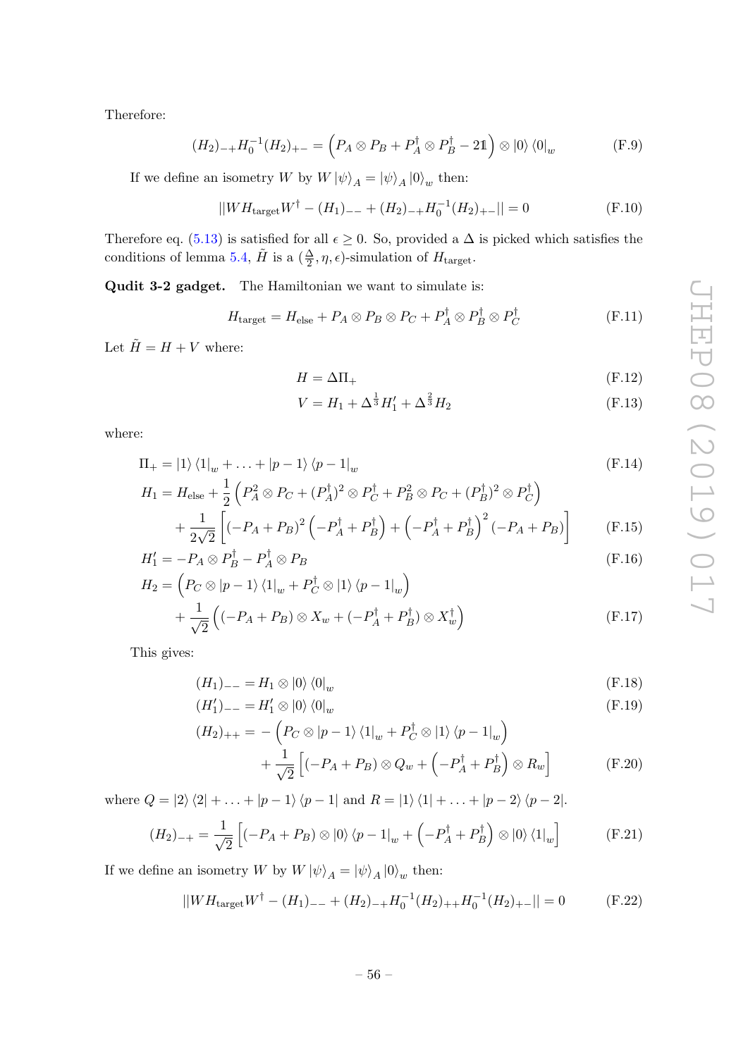Therefore:

$$(H_2)_{-+}H_0^{-1}(H_2)_{+-} = \left(P_A \otimes P_B + P_A^\dagger \otimes P_B^\dagger - 2\mathbb{1}\right) \otimes |0\rangle\langle 0|_w \tag{F.9}$$

If we define an isometry $W$ by $W|\psi\rangle_A = |\psi\rangle_A |0\rangle_w$ then:

$$||WH_{\text{target}}W^\dagger - (H_1)_{--} + (H_2)_{-+}H_0^{-1}(H_2)_{+-}|| = 0 \tag{F.10}$$

Therefore eq. (5.13) is satisfied for all $\epsilon \geq 0$. So, provided a $\Delta$ is picked which satisfies the conditions of lemma 5.4, $\tilde{H}$ is a $(\frac{\Delta}{2}, \eta, \epsilon)$-simulation of $H_{\text{target}}$.

**Qudit 3-2 gadget.** The Hamiltonian we want to simulate is:

$$H_{\text{target}} = H_{\text{else}} + P_A \otimes P_B \otimes P_C + P_A^\dagger \otimes P_B^\dagger \otimes P_C^\dagger \tag{F.11}$$

Let $\tilde{H} = H + V$ where:

$$H = \Delta \Pi_+ \tag{F.12}$$

$$V = H_1 + \Delta^{\frac{1}{3}} H_1' + \Delta^{\frac{2}{3}} H_2 \tag{F.13}$$

where:

$$\Pi_+ = |1\rangle\langle 1|_w + \ldots + |p-1\rangle\langle p-1|_w \tag{F.14}$$

$$\begin{aligned} H_1 = H_{\text{else}} &+ \frac{1}{2}\left(P_A^2 \otimes P_C + (P_A^\dagger)^2 \otimes P_C^\dagger + P_B^2 \otimes P_C + (P_B^\dagger)^2 \otimes P_C^\dagger\right) \\ &+ \frac{1}{2\sqrt{2}}\left[(-P_A + P_B)^2\left(-P_A^\dagger + P_B^\dagger\right) + \left(-P_A^\dagger + P_B^\dagger\right)^2 (-P_A + P_B)\right] \end{aligned} \tag{F.15}$$

$$H_1' = -P_A \otimes P_B^\dagger - P_A^\dagger \otimes P_B \tag{F.16}$$

$$\begin{aligned} H_2 = &\left(P_C \otimes |p-1\rangle\langle 1|_w + P_C^\dagger \otimes |1\rangle\langle p-1|_w\right) \\ &+ \frac{1}{\sqrt{2}}\left((-P_A + P_B) \otimes X_w + (-P_A^\dagger + P_B^\dagger) \otimes X_w^\dagger\right) \end{aligned} \tag{F.17}$$

This gives:

$$(H_1)_{--} = H_1 \otimes |0\rangle\langle 0|_w \tag{F.18}$$

$$(H_1')_{--} = H_1' \otimes |0\rangle\langle 0|_w \tag{F.19}$$

$$\begin{aligned} (H_2)_{++} = &-\left(P_C \otimes |p-1\rangle\langle 1|_w + P_C^\dagger \otimes |1\rangle\langle p-1|_w\right) \\ &+ \frac{1}{\sqrt{2}}\left[(-P_A + P_B) \otimes Q_w + \left(-P_A^\dagger + P_B^\dagger\right) \otimes R_w\right] \end{aligned} \tag{F.20}$$

where $Q = |2\rangle\langle 2| + \ldots + |p-1\rangle\langle p-1|$ and $R = |1\rangle\langle 1| + \ldots + |p-2\rangle\langle p-2|$.

$$(H_2)_{-+} = \frac{1}{\sqrt{2}}\left[(-P_A + P_B) \otimes |0\rangle\langle p-1|_w + \left(-P_A^\dagger + P_B^\dagger\right) \otimes |0\rangle\langle 1|_w\right] \tag{F.21}$$

If we define an isometry $W$ by $W|\psi\rangle_A = |\psi\rangle_A |0\rangle_w$ then:

$$||WH_{\text{target}}W^\dagger - (H_1)_{--} + (H_2)_{-+}H_0^{-1}(H_2)_{++}H_0^{-1}(H_2)_{+-}|| = 0 \tag{F.22}$$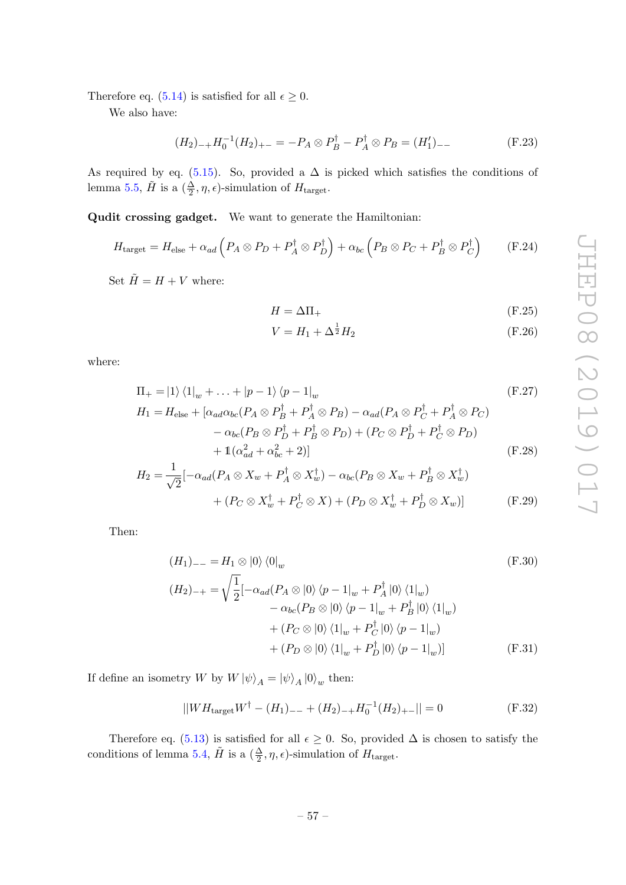Therefore eq. (5.14) is satisfied for all $\epsilon \geq 0$.

We also have:

$$(H_2)_{-+} H_0^{-1} (H_2)_{+-} = -P_A \otimes P_B^\dagger - P_A^\dagger \otimes P_B = (H_1')_{--} \tag{F.23}$$

As required by eq. (5.15). So, provided a $\Delta$ is picked which satisfies the conditions of lemma 5.5, $\tilde{H}$ is a $(\frac{\Delta}{2}, \eta, \epsilon)$-simulation of $H_{\text{target}}$.

**Qudit crossing gadget.** We want to generate the Hamiltonian:

$$H_{\text{target}} = H_{\text{else}} + \alpha_{ad}\left(P_A \otimes P_D + P_A^\dagger \otimes P_D^\dagger\right) + \alpha_{bc}\left(P_B \otimes P_C + P_B^\dagger \otimes P_C^\dagger\right) \tag{F.24}$$

Set $\tilde{H} = H + V$ where:

$$H = \Delta \Pi_+ \tag{F.25}$$

$$V = H_1 + \Delta^{\frac{1}{2}} H_2 \tag{F.26}$$

where:

$$\Pi_+ = |1\rangle\langle 1|_w + \ldots + |p-1\rangle\langle p-1|_w \tag{F.27}$$

$$\begin{aligned}
H_1 = H_{\text{else}} + [&\alpha_{ad}\alpha_{bc}(P_A \otimes P_B^\dagger + P_A^\dagger \otimes P_B) - \alpha_{ad}(P_A \otimes P_C^\dagger + P_A^\dagger \otimes P_C) \\
&- \alpha_{bc}(P_B \otimes P_D^\dagger + P_B^\dagger \otimes P_D) + (P_C \otimes P_D^\dagger + P_C^\dagger \otimes P_D) \\
&+ \mathbb{1}(\alpha_{ad}^2 + \alpha_{bc}^2 + 2)]
\end{aligned} \tag{F.28}$$

$$\begin{aligned}
H_2 = \frac{1}{\sqrt{2}}[&-\alpha_{ad}(P_A \otimes X_w + P_A^\dagger \otimes X_w^\dagger) - \alpha_{bc}(P_B \otimes X_w + P_B^\dagger \otimes X_w^\dagger) \\
&+ (P_C \otimes X_w^\dagger + P_C^\dagger \otimes X) + (P_D \otimes X_w^\dagger + P_D^\dagger \otimes X_w)]
\end{aligned} \tag{F.29}$$

Then:

$$(H_1)_{--} = H_1 \otimes |0\rangle\langle 0|_w \tag{F.30}$$

$$\begin{aligned}
(H_2)_{-+} = \sqrt{\frac{1}{2}}[&-\alpha_{ad}(P_A \otimes |0\rangle\langle p-1|_w + P_A^\dagger |0\rangle\langle 1|_w) \\
&- \alpha_{bc}(P_B \otimes |0\rangle\langle p-1|_w + P_B^\dagger |0\rangle\langle 1|_w) \\
&+ (P_C \otimes |0\rangle\langle 1|_w + P_C^\dagger |0\rangle\langle p-1|_w) \\
&+ (P_D \otimes |0\rangle\langle 1|_w + P_D^\dagger |0\rangle\langle p-1|_w)]
\end{aligned} \tag{F.31}$$

If define an isometry $W$ by $W|\psi\rangle_A = |\psi\rangle_A |0\rangle_w$ then:

$$||W H_{\text{target}} W^\dagger - (H_1)_{--} + (H_2)_{-+} H_0^{-1} (H_2)_{+-}|| = 0 \tag{F.32}$$

Therefore eq. (5.13) is satisfied for all $\epsilon \geq 0$. So, provided $\Delta$ is chosen to satisfy the conditions of lemma 5.4, $\tilde{H}$ is a $(\frac{\Delta}{2}, \eta, \epsilon)$-simulation of $H_{\text{target}}$.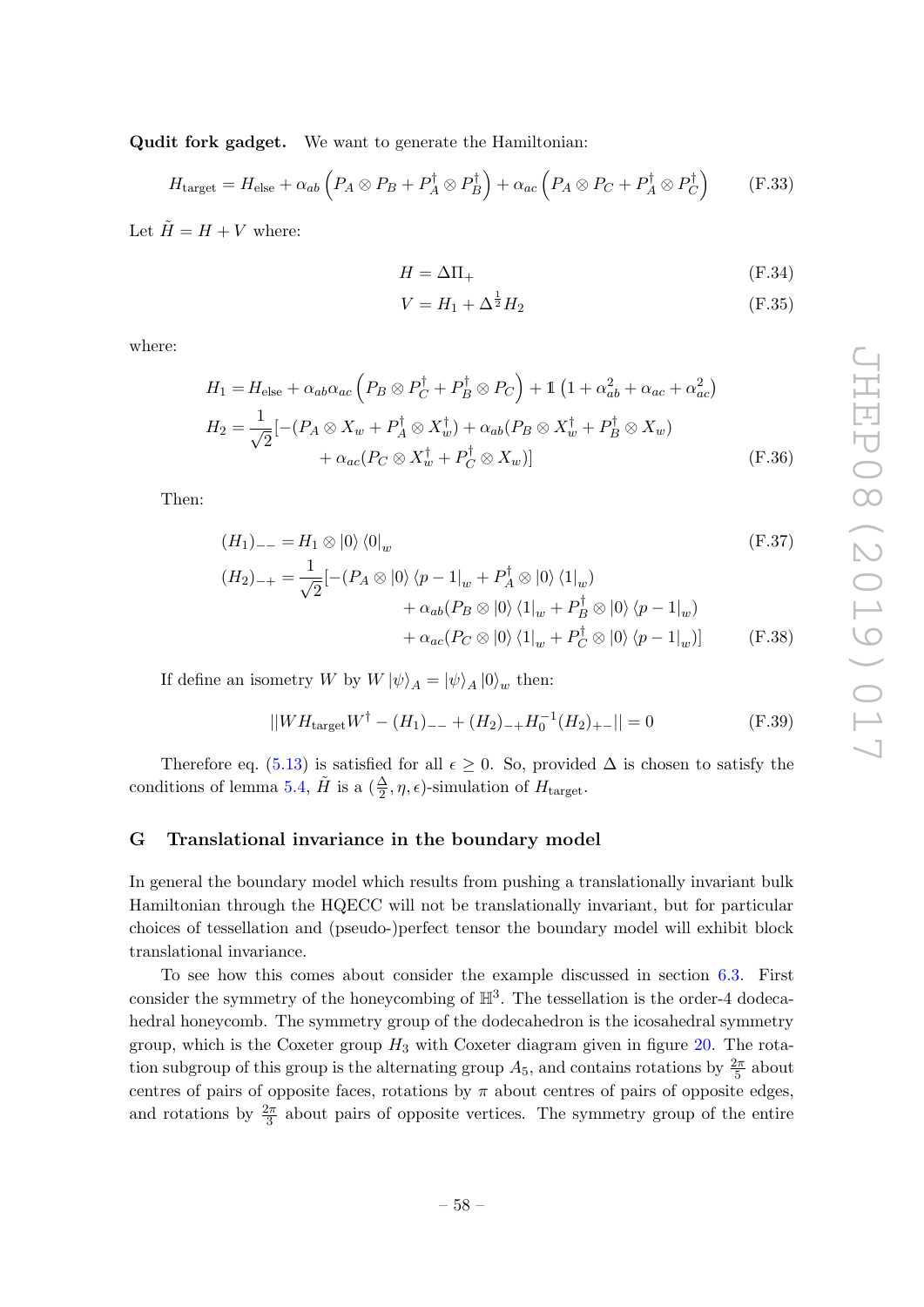**Qudit fork gadget.** We want to generate the Hamiltonian:

$$H_{\text{target}} = H_{\text{else}} + \alpha_{ab}\left(P_A \otimes P_B + P_A^\dagger \otimes P_B^\dagger\right) + \alpha_{ac}\left(P_A \otimes P_C + P_A^\dagger \otimes P_C^\dagger\right) \tag{F.33}$$

Let $\tilde{H} = H + V$ where:

$$H = \Delta \Pi_+ \tag{F.34}$$

$$V = H_1 + \Delta^{\frac{1}{2}} H_2 \tag{F.35}$$

where:

$$\begin{aligned}
H_1 &= H_{\text{else}} + \alpha_{ab}\alpha_{ac}\left(P_B \otimes P_C^\dagger + P_B^\dagger \otimes P_C\right) + \mathbb{1}\left(1 + \alpha_{ab}^2 + \alpha_{ac} + \alpha_{ac}^2\right) \\
H_2 &= \frac{1}{\sqrt{2}}[-(P_A \otimes X_w + P_A^\dagger \otimes X_w^\dagger) + \alpha_{ab}(P_B \otimes X_w^\dagger + P_B^\dagger \otimes X_w) \\
&\qquad + \alpha_{ac}(P_C \otimes X_w^\dagger + P_C^\dagger \otimes X_w)]
\end{aligned} \tag{F.36}$$

Then:

$$(H_1)_{--} = H_1 \otimes |0\rangle\langle 0|_w \tag{F.37}$$

$$\begin{aligned}
(H_2)_{-+} = \frac{1}{\sqrt{2}}[&-(P_A \otimes |0\rangle\langle p-1|_w + P_A^\dagger \otimes |0\rangle\langle 1|_w) \\
&+ \alpha_{ab}(P_B \otimes |0\rangle\langle 1|_w + P_B^\dagger \otimes |0\rangle\langle p-1|_w) \\
&+ \alpha_{ac}(P_C \otimes |0\rangle\langle 1|_w + P_C^\dagger \otimes |0\rangle\langle p-1|_w)]
\end{aligned} \tag{F.38}$$

If define an isometry $W$ by $W|\psi\rangle_A = |\psi\rangle_A |0\rangle_w$ then:

$$||W H_{\text{target}} W^\dagger - (H_1)_{--} + (H_2)_{-+} H_0^{-1} (H_2)_{+-}|| = 0 \tag{F.39}$$

Therefore eq. (5.13) is satisfied for all $\epsilon \geq 0$. So, provided $\Delta$ is chosen to satisfy the conditions of lemma 5.4, $\tilde{H}$ is a $(\frac{\Delta}{2}, \eta, \epsilon)$-simulation of $H_{\text{target}}$.

## G Translational invariance in the boundary model

In general the boundary model which results from pushing a translationally invariant bulk Hamiltonian through the HQECC will not be translationally invariant, but for particular choices of tessellation and (pseudo-)perfect tensor the boundary model will exhibit block translational invariance.

To see how this comes about consider the example discussed in section 6.3. First consider the symmetry of the honeycombing of $\mathbb{H}^3$. The tessellation is the order-4 dodecahedral honeycomb. The symmetry group of the dodecahedron is the icosahedral symmetry group, which is the Coxeter group $H_3$ with Coxeter diagram given in figure 20. The rotation subgroup of this group is the alternating group $A_5$, and contains rotations by $\frac{2\pi}{5}$ about centres of pairs of opposite faces, rotations by $\pi$ about centres of pairs of opposite edges, and rotations by $\frac{2\pi}{3}$ about pairs of opposite vertices. The symmetry group of the entire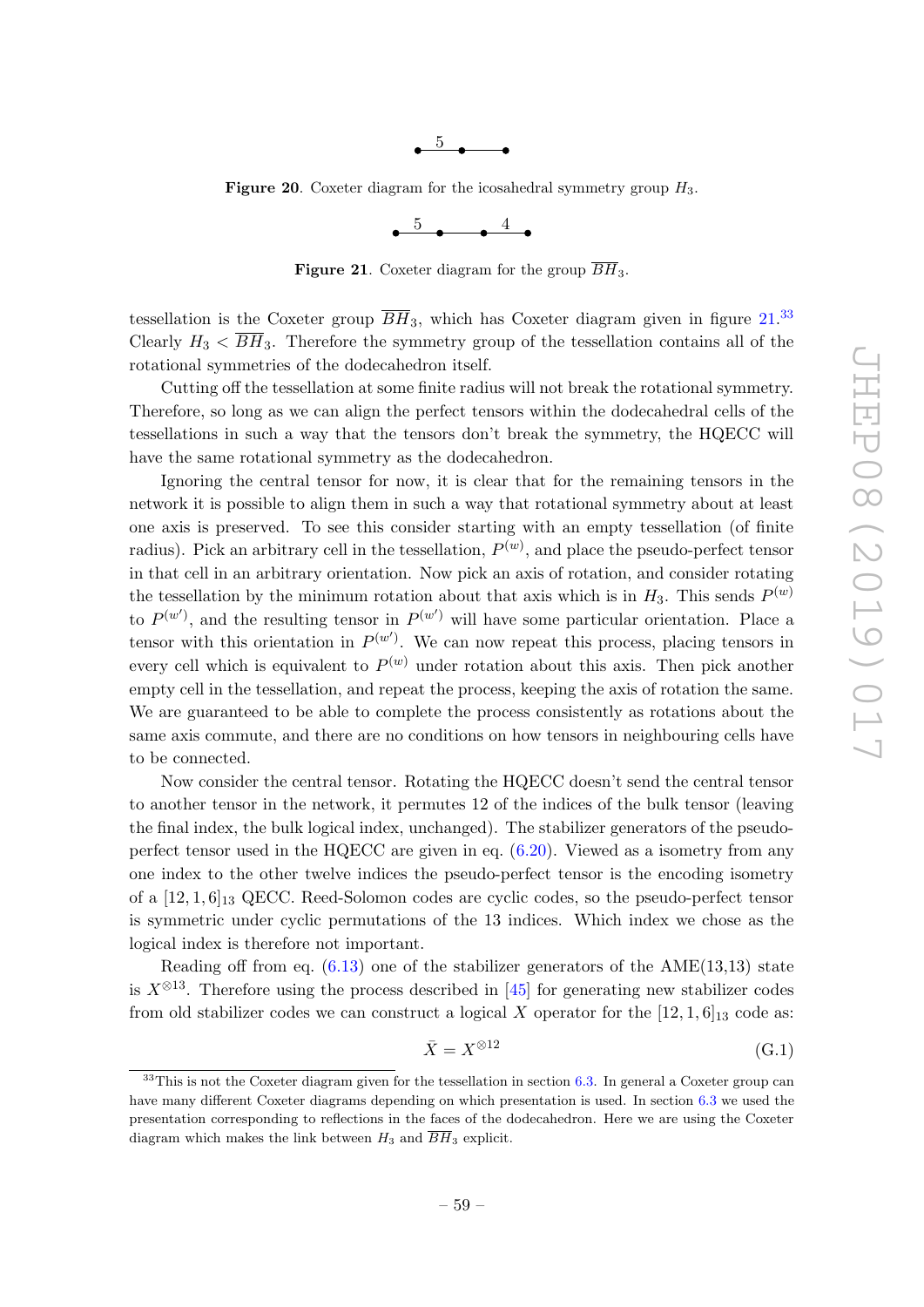Figure 20. Coxeter diagram for the icosahedral symmetry group $H_3$.

Figure 21. Coxeter diagram for the group $\overline{BH}_3$.

tessellation is the Coxeter group $\overline{BH}_3$, which has Coxeter diagram given in figure 21.[33] Clearly $H_3 < \overline{BH}_3$. Therefore the symmetry group of the tessellation contains all of the rotational symmetries of the dodecahedron itself.

Cutting off the tessellation at some finite radius will not break the rotational symmetry. Therefore, so long as we can align the perfect tensors within the dodecahedral cells of the tessellations in such a way that the tensors don't break the symmetry, the HQECC will have the same rotational symmetry as the dodecahedron.

Ignoring the central tensor for now, it is clear that for the remaining tensors in the network it is possible to align them in such a way that rotational symmetry about at least one axis is preserved. To see this consider starting with an empty tessellation (of finite radius). Pick an arbitrary cell in the tessellation, $P^{(w)}$, and place the pseudo-perfect tensor in that cell in an arbitrary orientation. Now pick an axis of rotation, and consider rotating the tessellation by the minimum rotation about that axis which is in $H_3$. This sends $P^{(w)}$ to $P^{(w')}$, and the resulting tensor in $P^{(w')}$ will have some particular orientation. Place a tensor with this orientation in $P^{(w')}$. We can now repeat this process, placing tensors in every cell which is equivalent to $P^{(w)}$ under rotation about this axis. Then pick another empty cell in the tessellation, and repeat the process, keeping the axis of rotation the same. We are guaranteed to be able to complete the process consistently as rotations about the same axis commute, and there are no conditions on how tensors in neighbouring cells have to be connected.

Now consider the central tensor. Rotating the HQECC doesn't send the central tensor to another tensor in the network, it permutes 12 of the indices of the bulk tensor (leaving the final index, the bulk logical index, unchanged). The stabilizer generators of the pseudo-perfect tensor used in the HQECC are given in eq. (6.20). Viewed as a isometry from any one index to the other twelve indices the pseudo-perfect tensor is the encoding isometry of a $[12, 1, 6]_{13}$ QECC. Reed-Solomon codes are cyclic codes, so the pseudo-perfect tensor is symmetric under cyclic permutations of the 13 indices. Which index we chose as the logical index is therefore not important.

Reading off from eq. (6.13) one of the stabilizer generators of the AME(13,13) state is $X^{\otimes 13}$. Therefore using the process described in [45] for generating new stabilizer codes from old stabilizer codes we can construct a logical $X$ operator for the $[12, 1, 6]_{13}$ code as:

$$\bar{X} = X^{\otimes 12} \tag{G.1}$$

[33] This is not the Coxeter diagram given for the tessellation in section 6.3. In general a Coxeter group can have many different Coxeter diagrams depending on which presentation is used. In section 6.3 we used the presentation corresponding to reflections in the faces of the dodecahedron. Here we are using the Coxeter diagram which makes the link between $H_3$ and $\overline{BH}_3$ explicit.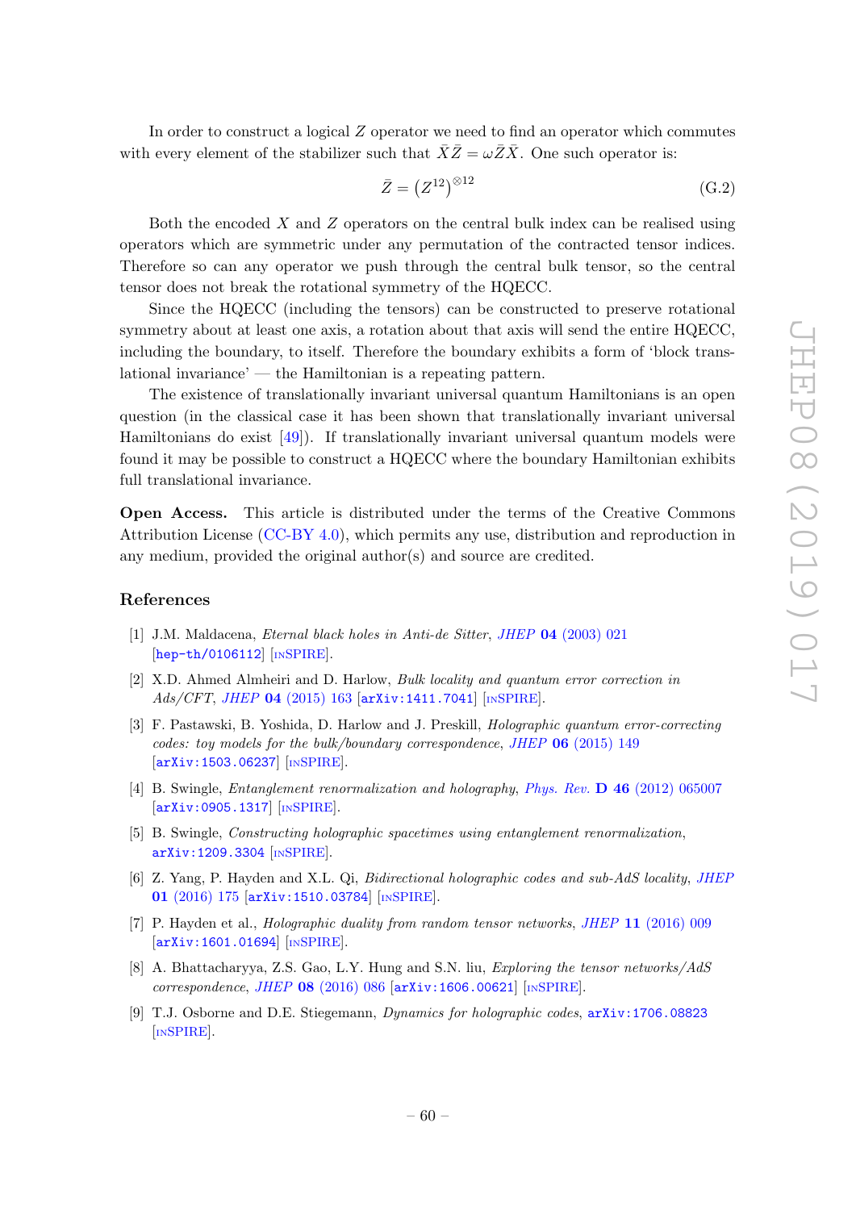In order to construct a logical $Z$ operator we need to find an operator which commutes with every element of the stabilizer such that $\bar{X}\bar{Z} = \omega\bar{Z}\bar{X}$. One such operator is:

$$\bar{Z} = \left(Z^{12}\right)^{\otimes 12} \tag{G.2}$$

Both the encoded $X$ and $Z$ operators on the central bulk index can be realised using operators which are symmetric under any permutation of the contracted tensor indices. Therefore so can any operator we push through the central bulk tensor, so the central tensor does not break the rotational symmetry of the HQECC.

Since the HQECC (including the tensors) can be constructed to preserve rotational symmetry about at least one axis, a rotation about that axis will send the entire HQECC, including the boundary, to itself. Therefore the boundary exhibits a form of 'block translational invariance' — the Hamiltonian is a repeating pattern.

The existence of translationally invariant universal quantum Hamiltonians is an open question (in the classical case it has been shown that translationally invariant universal Hamiltonians do exist [49]). If translationally invariant universal quantum models were found it may be possible to construct a HQECC where the boundary Hamiltonian exhibits full translational invariance.

**Open Access.** This article is distributed under the terms of the Creative Commons Attribution License (CC-BY 4.0), which permits any use, distribution and reproduction in any medium, provided the original author(s) and source are credited.

## References

[1] J.M. Maldacena, *Eternal black holes in Anti-de Sitter*, JHEP **04** (2003) 021 [hep-th/0106112] [INSPIRE].

[2] X.D. Ahmed Almheiri and D. Harlow, *Bulk locality and quantum error correction in Ads/CFT*, JHEP **04** (2015) 163 [arXiv:1411.7041] [INSPIRE].

[3] F. Pastawski, B. Yoshida, D. Harlow and J. Preskill, *Holographic quantum error-correcting codes: toy models for the bulk/boundary correspondence*, JHEP **06** (2015) 149 [arXiv:1503.06237] [INSPIRE].

[4] B. Swingle, *Entanglement renormalization and holography*, Phys. Rev. **D 46** (2012) 065007 [arXiv:0905.1317] [INSPIRE].

[5] B. Swingle, *Constructing holographic spacetimes using entanglement renormalization*, arXiv:1209.3304 [INSPIRE].

[6] Z. Yang, P. Hayden and X.L. Qi, *Bidirectional holographic codes and sub-AdS locality*, JHEP **01** (2016) 175 [arXiv:1510.03784] [INSPIRE].

[7] P. Hayden et al., *Holographic duality from random tensor networks*, JHEP **11** (2016) 009 [arXiv:1601.01694] [INSPIRE].

[8] A. Bhattacharyya, Z.S. Gao, L.Y. Hung and S.N. liu, *Exploring the tensor networks/AdS correspondence*, JHEP **08** (2016) 086 [arXiv:1606.00621] [INSPIRE].

[9] T.J. Osborne and D.E. Stiegemann, *Dynamics for holographic codes*, arXiv:1706.08823 [INSPIRE].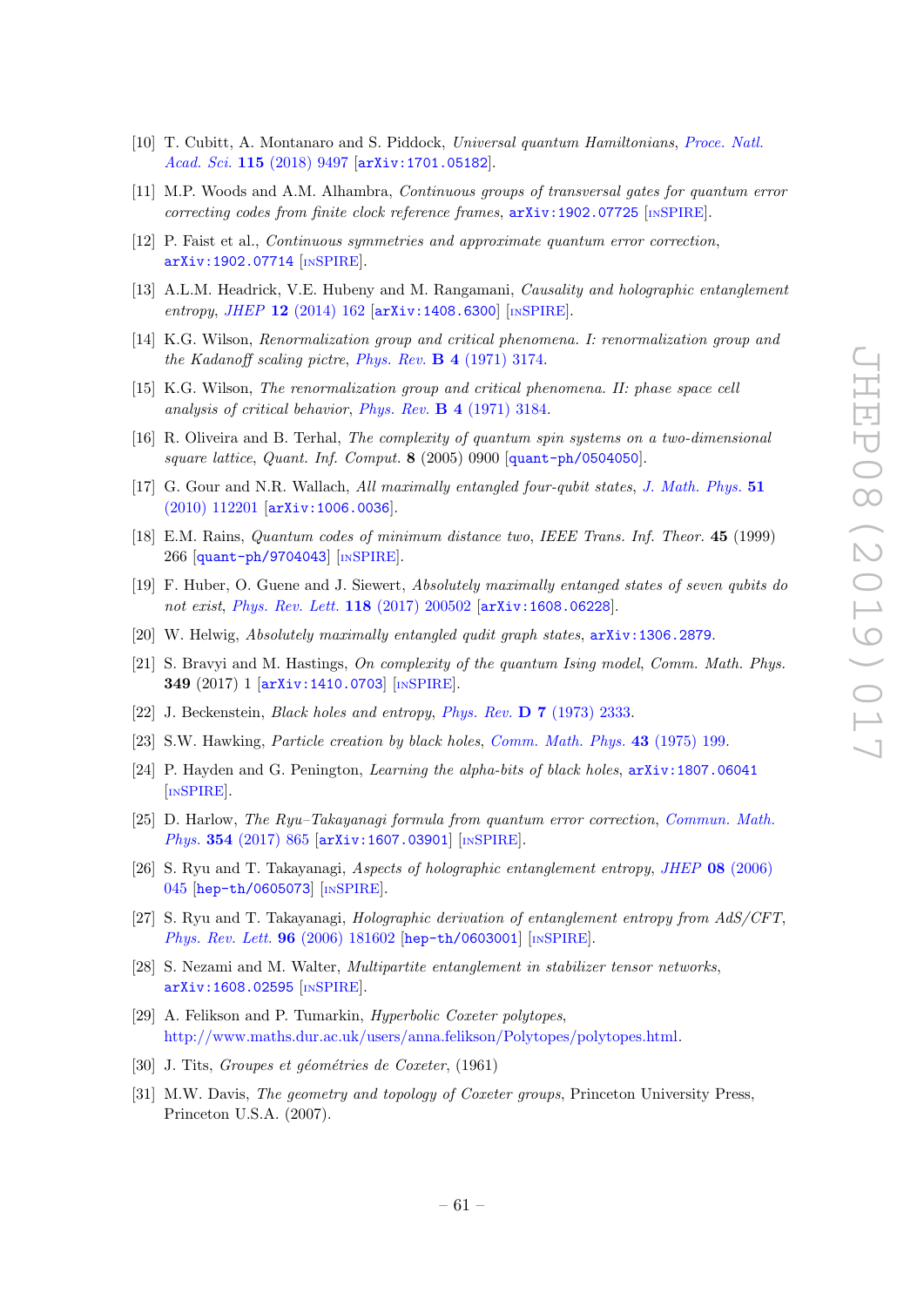- [10] T. Cubitt, A. Montanaro and S. Piddock, *Universal quantum Hamiltonians*, *Proce. Natl. Acad. Sci.* **115** (2018) 9497 [arXiv:1701.05182].
- [11] M.P. Woods and A.M. Alhambra, *Continuous groups of transversal gates for quantum error correcting codes from finite clock reference frames*, arXiv:1902.07725 [INSPIRE].
- [12] P. Faist et al., *Continuous symmetries and approximate quantum error correction*, arXiv:1902.07714 [INSPIRE].
- [13] A.L.M. Headrick, V.E. Hubeny and M. Rangamani, *Causality and holographic entanglement entropy*, *JHEP* **12** (2014) 162 [arXiv:1408.6300] [INSPIRE].
- [14] K.G. Wilson, *Renormalization group and critical phenomena. I: renormalization group and the Kadanoff scaling pictre*, *Phys. Rev.* **B 4** (1971) 3174.
- [15] K.G. Wilson, *The renormalization group and critical phenomena. II: phase space cell analysis of critical behavior*, *Phys. Rev.* **B 4** (1971) 3184.
- [16] R. Oliveira and B. Terhal, *The complexity of quantum spin systems on a two-dimensional square lattice*, *Quant. Inf. Comput.* **8** (2005) 0900 [quant-ph/0504050].
- [17] G. Gour and N.R. Wallach, *All maximally entangled four-qubit states*, *J. Math. Phys.* **51** (2010) 112201 [arXiv:1006.0036].
- [18] E.M. Rains, *Quantum codes of minimum distance two*, *IEEE Trans. Inf. Theor.* **45** (1999) 266 [quant-ph/9704043] [INSPIRE].
- [19] F. Huber, O. Guene and J. Siewert, *Absolutely maximally entanged states of seven qubits do not exist*, *Phys. Rev. Lett.* **118** (2017) 200502 [arXiv:1608.06228].
- [20] W. Helwig, *Absolutely maximally entangled qudit graph states*, arXiv:1306.2879.
- [21] S. Bravyi and M. Hastings, *On complexity of the quantum Ising model*, *Comm. Math. Phys.* **349** (2017) 1 [arXiv:1410.0703] [INSPIRE].
- [22] J. Beckenstein, *Black holes and entropy*, *Phys. Rev.* **D 7** (1973) 2333.
- [23] S.W. Hawking, *Particle creation by black holes*, *Comm. Math. Phys.* **43** (1975) 199.
- [24] P. Hayden and G. Penington, *Learning the alpha-bits of black holes*, arXiv:1807.06041 [INSPIRE].
- [25] D. Harlow, *The Ryu–Takayanagi formula from quantum error correction*, *Commun. Math. Phys.* **354** (2017) 865 [arXiv:1607.03901] [INSPIRE].
- [26] S. Ryu and T. Takayanagi, *Aspects of holographic entanglement entropy*, *JHEP* **08** (2006) 045 [hep-th/0605073] [INSPIRE].
- [27] S. Ryu and T. Takayanagi, *Holographic derivation of entanglement entropy from AdS/CFT*, *Phys. Rev. Lett.* **96** (2006) 181602 [hep-th/0603001] [INSPIRE].
- [28] S. Nezami and M. Walter, *Multipartite entanglement in stabilizer tensor networks*, arXiv:1608.02595 [INSPIRE].
- [29] A. Felikson and P. Tumarkin, *Hyperbolic Coxeter polytopes*, http://www.maths.dur.ac.uk/users/anna.felikson/Polytopes/polytopes.html.
- [30] J. Tits, *Groupes et géométries de Coxeter*, (1961)
- [31] M.W. Davis, *The geometry and topology of Coxeter groups*, Princeton University Press, Princeton U.S.A. (2007).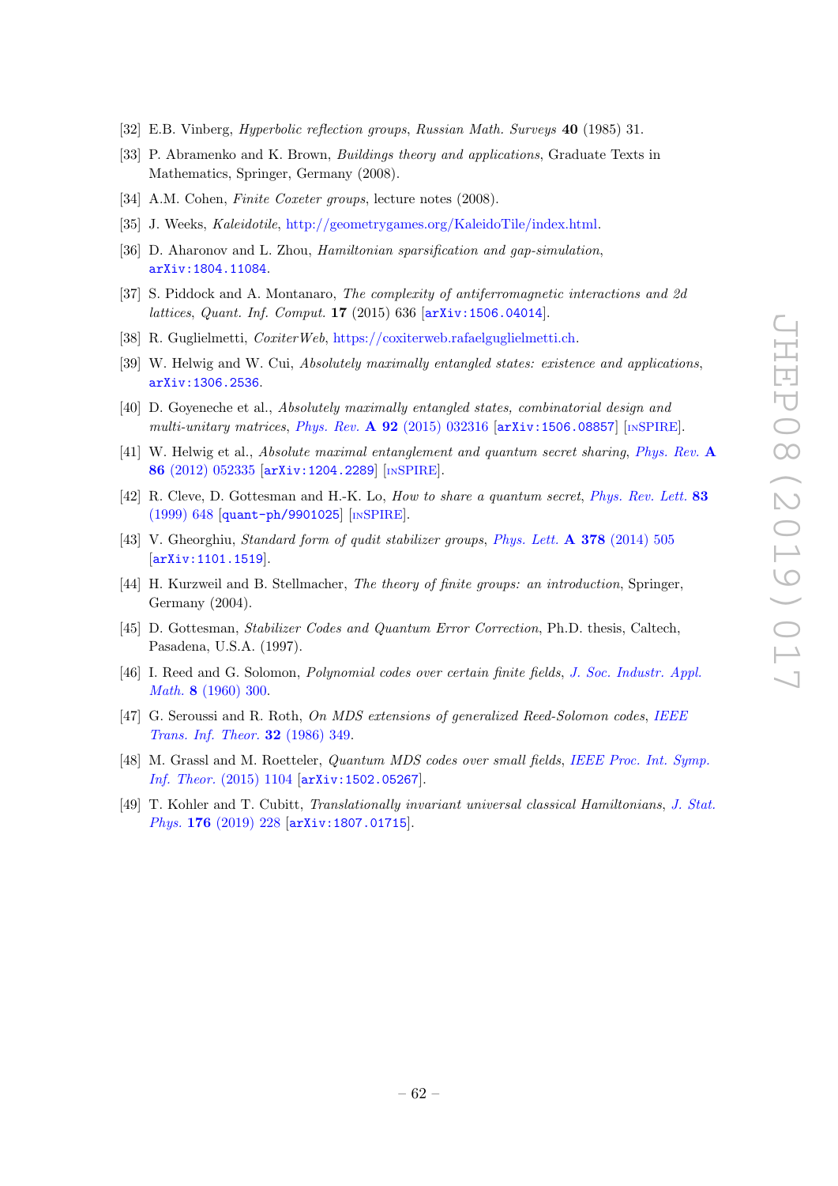[32] E.B. Vinberg, *Hyperbolic reflection groups*, *Russian Math. Surveys* **40** (1985) 31.

[33] P. Abramenko and K. Brown, *Buildings theory and applications*, Graduate Texts in Mathematics, Springer, Germany (2008).

[34] A.M. Cohen, *Finite Coxeter groups*, lecture notes (2008).

[35] J. Weeks, *Kaleidotile*, http://geometrygames.org/KaleidoTile/index.html.

[36] D. Aharonov and L. Zhou, *Hamiltonian sparsification and gap-simulation*, arXiv:1804.11084.

[37] S. Piddock and A. Montanaro, *The complexity of antiferromagnetic interactions and 2d lattices*, *Quant. Inf. Comput.* **17** (2015) 636 [arXiv:1506.04014].

[38] R. Guglielmetti, *CoxiterWeb*, https://coxiterweb.rafaelguglielmetti.ch.

[39] W. Helwig and W. Cui, *Absolutely maximally entangled states: existence and applications*, arXiv:1306.2536.

[40] D. Goyeneche et al., *Absolutely maximally entangled states, combinatorial design and multi-unitary matrices*, *Phys. Rev.* **A 92** (2015) 032316 [arXiv:1506.08857] [INSPIRE].

[41] W. Helwig et al., *Absolute maximal entanglement and quantum secret sharing*, *Phys. Rev.* **A 86** (2012) 052335 [arXiv:1204.2289] [INSPIRE].

[42] R. Cleve, D. Gottesman and H.-K. Lo, *How to share a quantum secret*, *Phys. Rev. Lett.* **83** (1999) 648 [quant-ph/9901025] [INSPIRE].

[43] V. Gheorghiu, *Standard form of qudit stabilizer groups*, *Phys. Lett.* **A 378** (2014) 505 [arXiv:1101.1519].

[44] H. Kurzweil and B. Stellmacher, *The theory of finite groups: an introduction*, Springer, Germany (2004).

[45] D. Gottesman, *Stabilizer Codes and Quantum Error Correction*, Ph.D. thesis, Caltech, Pasadena, U.S.A. (1997).

[46] I. Reed and G. Solomon, *Polynomial codes over certain finite fields*, *J. Soc. Industr. Appl. Math.* **8** (1960) 300.

[47] G. Seroussi and R. Roth, *On MDS extensions of generalized Reed-Solomon codes*, *IEEE Trans. Inf. Theor.* **32** (1986) 349.

[48] M. Grassl and M. Roetteler, *Quantum MDS codes over small fields*, *IEEE Proc. Int. Symp. Inf. Theor.* (2015) 1104 [arXiv:1502.05267].

[49] T. Kohler and T. Cubitt, *Translationally invariant universal classical Hamiltonians*, *J. Stat. Phys.* **176** (2019) 228 [arXiv:1807.01715].